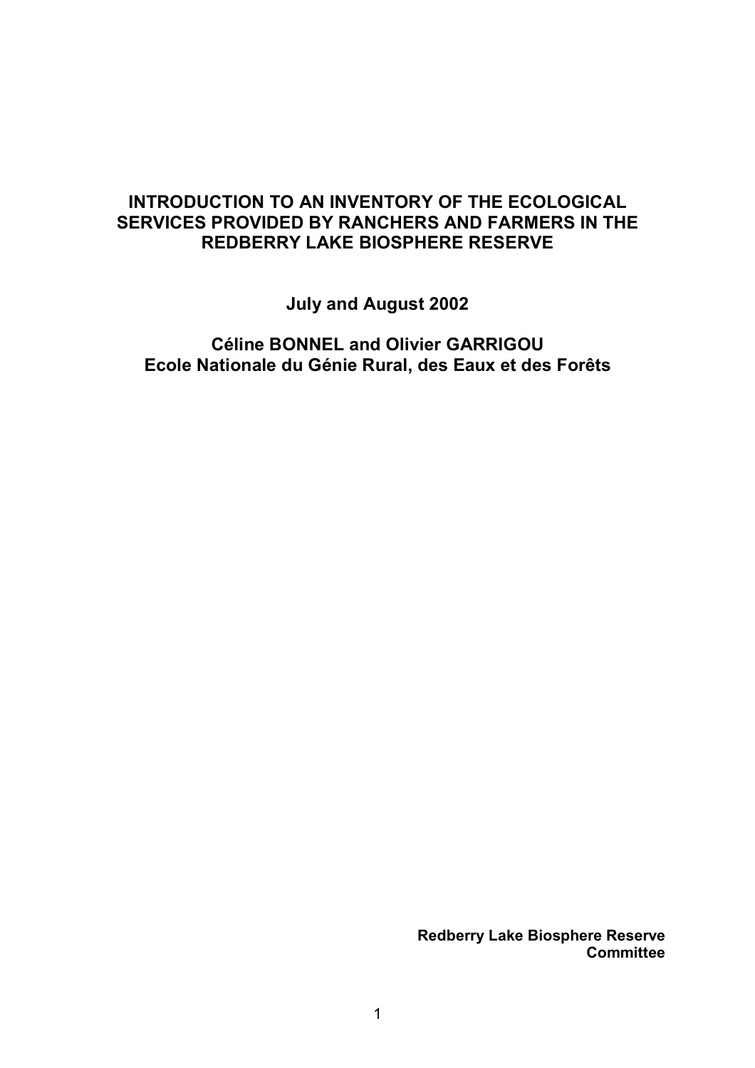# INTRODUCTION TO AN INVENTORY OF THE ECOLOGICAL SERVICES PROVIDED BY RANCHERS AND FARMERS IN THE REDBERRY LAKE BIOSPHERE RESERVE

**July and August 2002**

**Céline BONNEL and Olivier GARRIGOU**
**Ecole Nationale du Génie Rural, des Eaux et des Forêts**

**Redberry Lake Biosphere Reserve Committee**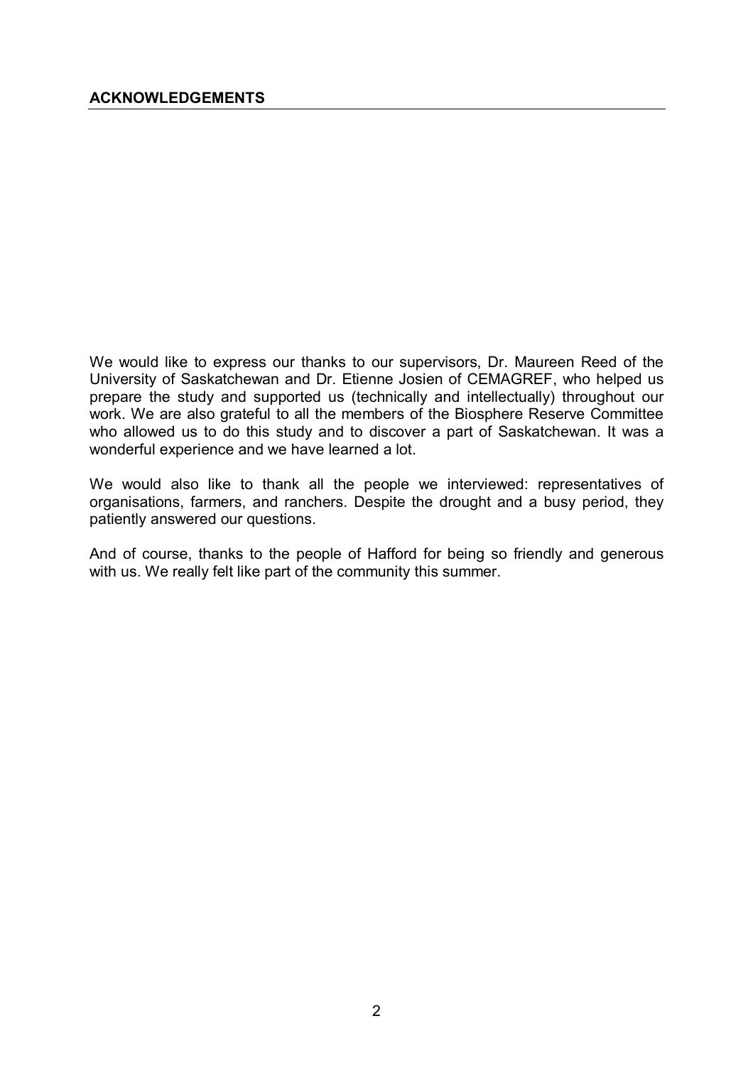## ACKNOWLEDGEMENTS

We would like to express our thanks to our supervisors, Dr. Maureen Reed of the University of Saskatchewan and Dr. Etienne Josien of CEMAGREF, who helped us prepare the study and supported us (technically and intellectually) throughout our work. We are also grateful to all the members of the Biosphere Reserve Committee who allowed us to do this study and to discover a part of Saskatchewan. It was a wonderful experience and we have learned a lot.

We would also like to thank all the people we interviewed: representatives of organisations, farmers, and ranchers. Despite the drought and a busy period, they patiently answered our questions.

And of course, thanks to the people of Hafford for being so friendly and generous with us. We really felt like part of the community this summer.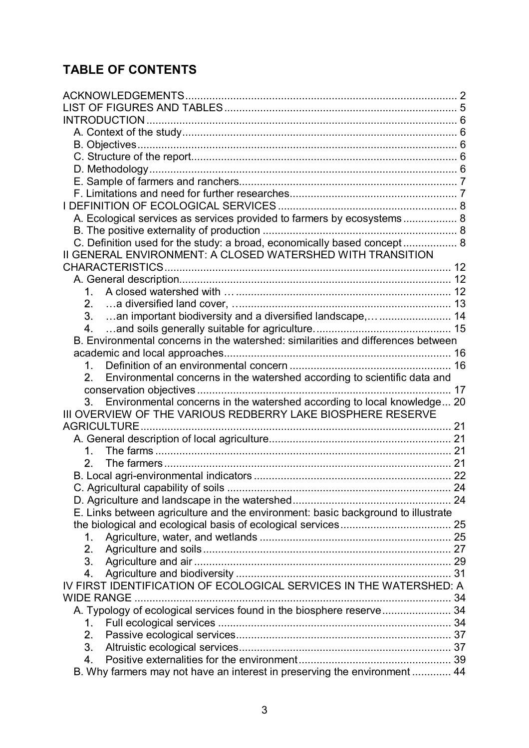## TABLE OF CONTENTS

ACKNOWLEDGEMENTS .......... 2
LIST OF FIGURES AND TABLES .......... 5
INTRODUCTION .......... 6
  A. Context of the study .......... 6
  B. Objectives .......... 6
  C. Structure of the report .......... 6
  D. Methodology .......... 6
  E. Sample of farmers and ranchers .......... 7
  F. Limitations and need for further researches .......... 7
I DEFINITION OF ECOLOGICAL SERVICES .......... 8
  A. Ecological services as services provided to farmers by ecosystems .......... 8
  B. The positive externality of production .......... 8
  C. Definition used for the study: a broad, economically based concept .......... 8
II GENERAL ENVIRONMENT: A CLOSED WATERSHED WITH TRANSITION CHARACTERISTICS .......... 12
  A. General description .......... 12
    1. A closed watershed with … .......... 12
    2. …a diversified land cover, .......... 13
    3. …an important biodiversity and a diversified landscape,… .......... 14
    4. …and soils generally suitable for agriculture. .......... 15
  B. Environmental concerns in the watershed: similarities and differences between academic and local approaches .......... 16
    1. Definition of an environmental concern .......... 16
    2. Environmental concerns in the watershed according to scientific data and conservation objectives .......... 17
    3. Environmental concerns in the watershed according to local knowledge ... 20
III OVERVIEW OF THE VARIOUS REDBERRY LAKE BIOSPHERE RESERVE AGRICULTURE .......... 21
  A. General description of local agriculture .......... 21
    1. The farms .......... 21
    2. The farmers .......... 21
  B. Local agri-environmental indicators .......... 22
  C. Agricultural capability of soils .......... 24
  D. Agriculture and landscape in the watershed .......... 24
  E. Links between agriculture and the environment: basic background to illustrate the biological and ecological basis of ecological services .......... 25
    1. Agriculture, water, and wetlands .......... 25
    2. Agriculture and soils .......... 27
    3. Agriculture and air .......... 29
    4. Agriculture and biodiversity .......... 31
IV FIRST IDENTIFICATION OF ECOLOGICAL SERVICES IN THE WATERSHED: A WIDE RANGE .......... 34
  A. Typology of ecological services found in the biosphere reserve .......... 34
    1. Full ecological services .......... 34
    2. Passive ecological services .......... 37
    3. Altruistic ecological services .......... 37
    4. Positive externalities for the environment .......... 39
  B. Why farmers may not have an interest in preserving the environment .......... 44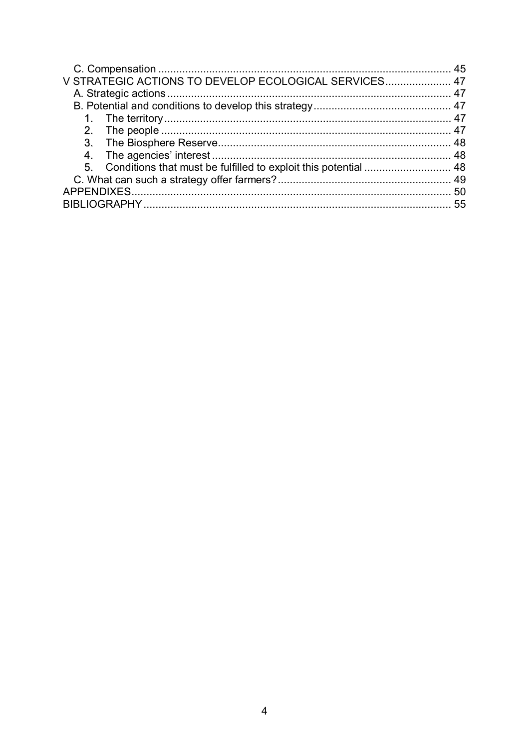C. Compensation ..................................................................................... 45

V STRATEGIC ACTIONS TO DEVELOP ECOLOGICAL SERVICES...................... 47

A. Strategic actions ................................................................................. 47

B. Potential and conditions to develop this strategy ............................................. 47

1. The territory ................................................................................. 47
2. The people ................................................................................... 47
3. The Biosphere Reserve ...................................................................... 48
4. The agencies' interest ....................................................................... 48
5. Conditions that must be fulfilled to exploit this potential ............................. 48

C. What can such a strategy offer farmers? ......................................................... 49

APPENDIXES ........................................................................................... 50

BIBLIOGRAPHY ....................................................................................... 55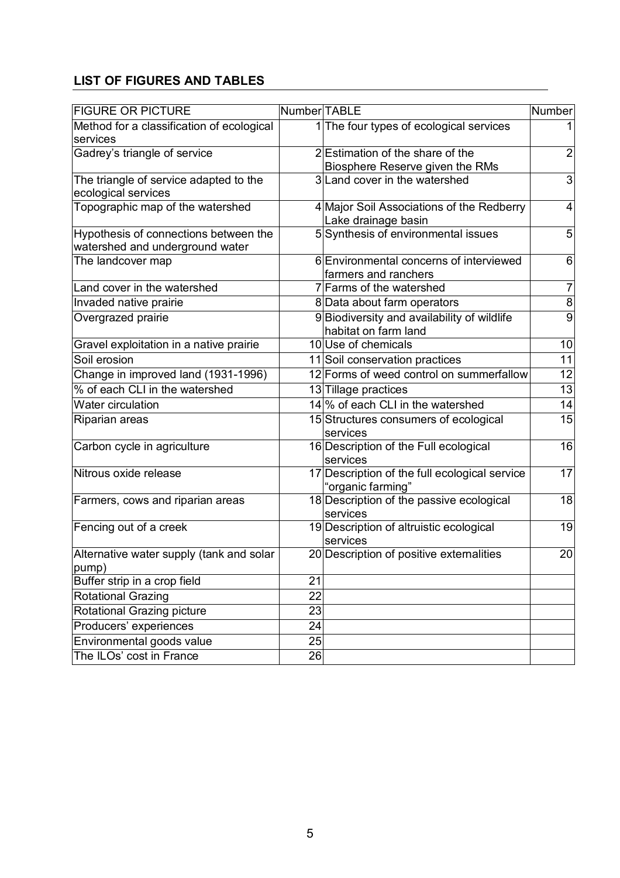## LIST OF FIGURES AND TABLES

| FIGURE OR PICTURE | Number | TABLE | Number |
|---|---|---|---|
| Method for a classification of ecological services | 1 | The four types of ecological services | 1 |
| Gadrey's triangle of service | 2 | Estimation of the share of the Biosphere Reserve given the RMs | 2 |
| The triangle of service adapted to the ecological services | 3 | Land cover in the watershed | 3 |
| Topographic map of the watershed | 4 | Major Soil Associations of the Redberry Lake drainage basin | 4 |
| Hypothesis of connections between the watershed and underground water | 5 | Synthesis of environmental issues | 5 |
| The landcover map | 6 | Environmental concerns of interviewed farmers and ranchers | 6 |
| Land cover in the watershed | 7 | Farms of the watershed | 7 |
| Invaded native prairie | 8 | Data about farm operators | 8 |
| Overgrazed prairie | 9 | Biodiversity and availability of wildlife habitat on farm land | 9 |
| Gravel exploitation in a native prairie | 10 | Use of chemicals | 10 |
| Soil erosion | 11 | Soil conservation practices | 11 |
| Change in improved land (1931-1996) | 12 | Forms of weed control on summerfallow | 12 |
| % of each CLI in the watershed | 13 | Tillage practices | 13 |
| Water circulation | 14 | % of each CLI in the watershed | 14 |
| Riparian areas | 15 | Structures consumers of ecological services | 15 |
| Carbon cycle in agriculture | 16 | Description of the Full ecological services | 16 |
| Nitrous oxide release | 17 | Description of the full ecological service "organic farming" | 17 |
| Farmers, cows and riparian areas | 18 | Description of the passive ecological services | 18 |
| Fencing out of a creek | 19 | Description of altruistic ecological services | 19 |
| Alternative water supply (tank and solar pump) | 20 | Description of positive externalities | 20 |
| Buffer strip in a crop field | 21 | | |
| Rotational Grazing | 22 | | |
| Rotational Grazing picture | 23 | | |
| Producers' experiences | 24 | | |
| Environmental goods value | 25 | | |
| The ILOs' cost in France | 26 | | |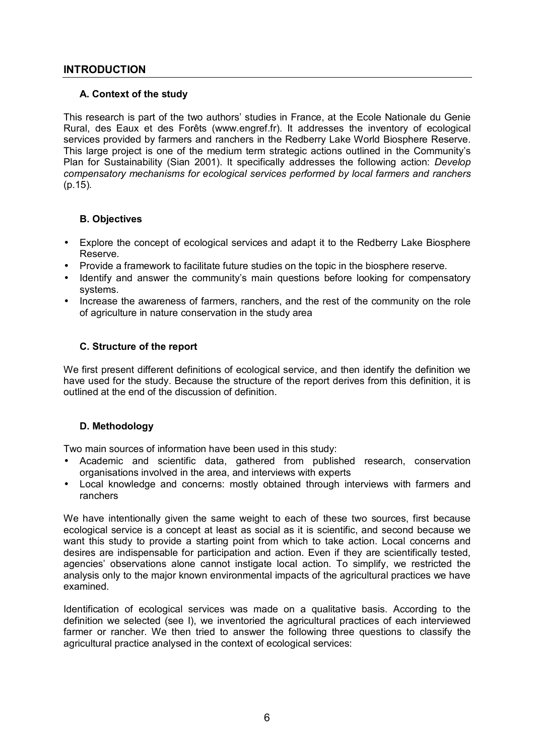## INTRODUCTION

### A. Context of the study

This research is part of the two authors' studies in France, at the Ecole Nationale du Genie Rural, des Eaux et des Forêts (www.engref.fr). It addresses the inventory of ecological services provided by farmers and ranchers in the Redberry Lake World Biosphere Reserve. This large project is one of the medium term strategic actions outlined in the Community's Plan for Sustainability (Sian 2001). It specifically addresses the following action: *Develop compensatory mechanisms for ecological services performed by local farmers and ranchers* (p.15).

### B. Objectives

- Explore the concept of ecological services and adapt it to the Redberry Lake Biosphere Reserve.
- Provide a framework to facilitate future studies on the topic in the biosphere reserve.
- Identify and answer the community's main questions before looking for compensatory systems.
- Increase the awareness of farmers, ranchers, and the rest of the community on the role of agriculture in nature conservation in the study area

### C. Structure of the report

We first present different definitions of ecological service, and then identify the definition we have used for the study. Because the structure of the report derives from this definition, it is outlined at the end of the discussion of definition.

### D. Methodology

Two main sources of information have been used in this study:

- Academic and scientific data, gathered from published research, conservation organisations involved in the area, and interviews with experts
- Local knowledge and concerns: mostly obtained through interviews with farmers and ranchers

We have intentionally given the same weight to each of these two sources, first because ecological service is a concept at least as social as it is scientific, and second because we want this study to provide a starting point from which to take action. Local concerns and desires are indispensable for participation and action. Even if they are scientifically tested, agencies' observations alone cannot instigate local action. To simplify, we restricted the analysis only to the major known environmental impacts of the agricultural practices we have examined.

Identification of ecological services was made on a qualitative basis. According to the definition we selected (see I), we inventoried the agricultural practices of each interviewed farmer or rancher. We then tried to answer the following three questions to classify the agricultural practice analysed in the context of ecological services: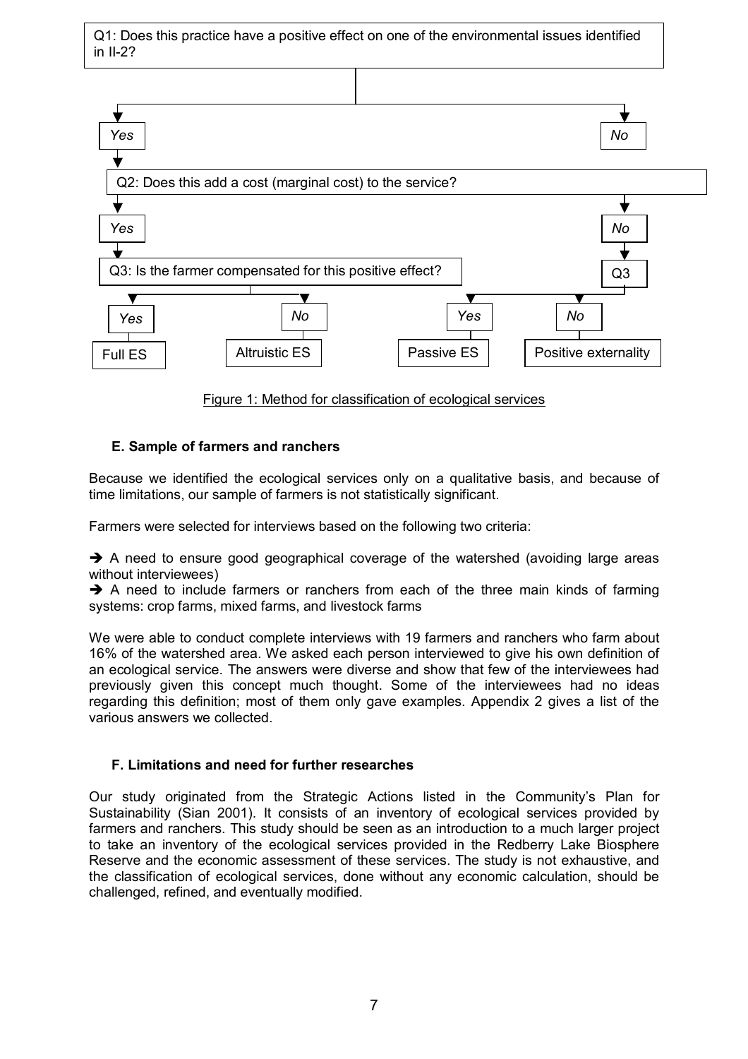Q1: Does this practice have a positive effect on one of the environmental issues identified in II-2?

*Yes* → Q2: Does this add a cost (marginal cost) to the service?

*No* → (no further classification)

Q2: Does this add a cost (marginal cost) to the service?

- *Yes* → Q3: Is the farmer compensated for this positive effect?
  - *Yes* → Full ES
  - *No* → Altruistic ES
- *No* → Q3
  - *Yes* → Passive ES
  - *No* → Positive externality

Figure 1: Method for classification of ecological services

### E. Sample of farmers and ranchers

Because we identified the ecological services only on a qualitative basis, and because of time limitations, our sample of farmers is not statistically significant.

Farmers were selected for interviews based on the following two criteria:

➔ A need to ensure good geographical coverage of the watershed (avoiding large areas without interviewees)

➔ A need to include farmers or ranchers from each of the three main kinds of farming systems: crop farms, mixed farms, and livestock farms

We were able to conduct complete interviews with 19 farmers and ranchers who farm about 16% of the watershed area. We asked each person interviewed to give his own definition of an ecological service. The answers were diverse and show that few of the interviewees had previously given this concept much thought. Some of the interviewees had no ideas regarding this definition; most of them only gave examples. Appendix 2 gives a list of the various answers we collected.

### F. Limitations and need for further researches

Our study originated from the Strategic Actions listed in the Community's Plan for Sustainability (Sian 2001). It consists of an inventory of ecological services provided by farmers and ranchers. This study should be seen as an introduction to a much larger project to take an inventory of the ecological services provided in the Redberry Lake Biosphere Reserve and the economic assessment of these services. The study is not exhaustive, and the classification of ecological services, done without any economic calculation, should be challenged, refined, and eventually modified.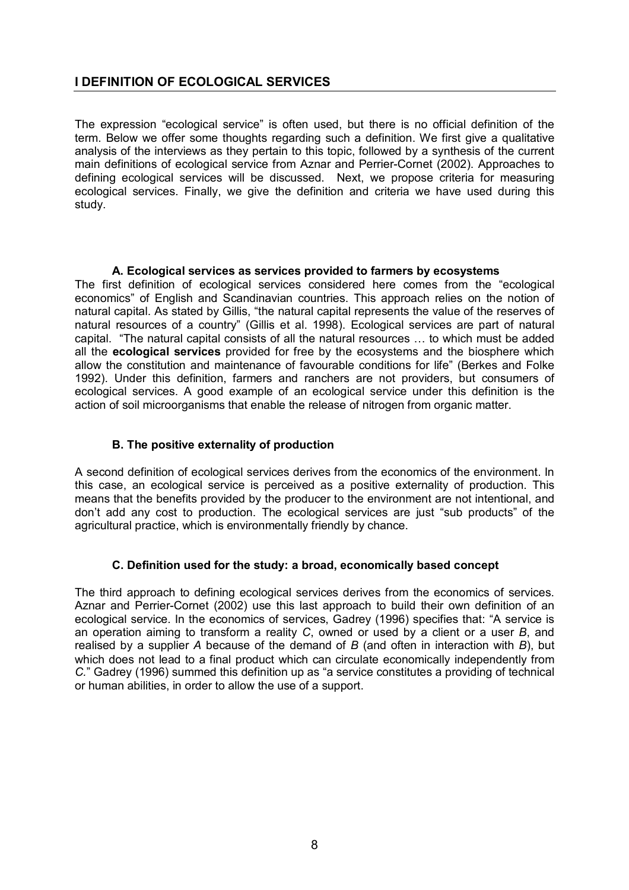## I DEFINITION OF ECOLOGICAL SERVICES

The expression "ecological service" is often used, but there is no official definition of the term. Below we offer some thoughts regarding such a definition. We first give a qualitative analysis of the interviews as they pertain to this topic, followed by a synthesis of the current main definitions of ecological service from Aznar and Perrier-Cornet (2002). Approaches to defining ecological services will be discussed. Next, we propose criteria for measuring ecological services. Finally, we give the definition and criteria we have used during this study.

### A. Ecological services as services provided to farmers by ecosystems

The first definition of ecological services considered here comes from the "ecological economics" of English and Scandinavian countries. This approach relies on the notion of natural capital. As stated by Gillis, "the natural capital represents the value of the reserves of natural resources of a country" (Gillis et al. 1998). Ecological services are part of natural capital. "The natural capital consists of all the natural resources … to which must be added all the **ecological services** provided for free by the ecosystems and the biosphere which allow the constitution and maintenance of favourable conditions for life" (Berkes and Folke 1992). Under this definition, farmers and ranchers are not providers, but consumers of ecological services. A good example of an ecological service under this definition is the action of soil microorganisms that enable the release of nitrogen from organic matter.

### B. The positive externality of production

A second definition of ecological services derives from the economics of the environment. In this case, an ecological service is perceived as a positive externality of production. This means that the benefits provided by the producer to the environment are not intentional, and don't add any cost to production. The ecological services are just "sub products" of the agricultural practice, which is environmentally friendly by chance.

### C. Definition used for the study: a broad, economically based concept

The third approach to defining ecological services derives from the economics of services. Aznar and Perrier-Cornet (2002) use this last approach to build their own definition of an ecological service. In the economics of services, Gadrey (1996) specifies that: "A service is an operation aiming to transform a reality *C*, owned or used by a client or a user *B*, and realised by a supplier *A* because of the demand of *B* (and often in interaction with *B*), but which does not lead to a final product which can circulate economically independently from *C*." Gadrey (1996) summed this definition up as "a service constitutes a providing of technical or human abilities, in order to allow the use of a support.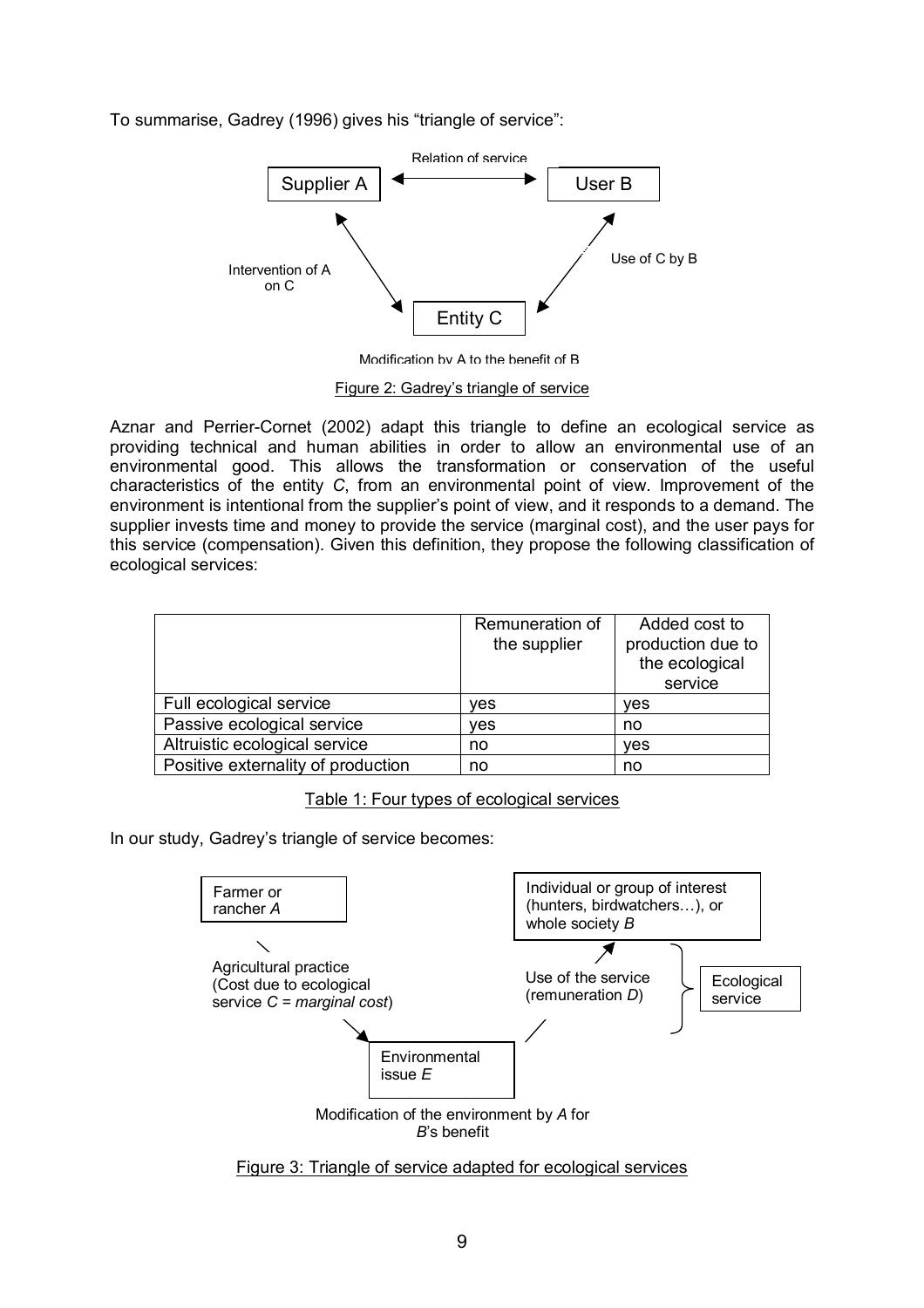To summarise, Gadrey (1996) gives his "triangle of service":

Relation of service

Supplier A

User B

Intervention of A on C

Use of C by B

Entity C

Modification by A to the benefit of B

Figure 2: Gadrey's triangle of service

Aznar and Perrier-Cornet (2002) adapt this triangle to define an ecological service as providing technical and human abilities in order to allow an environmental use of an environmental good. This allows the transformation or conservation of the useful characteristics of the entity *C*, from an environmental point of view. Improvement of the environment is intentional from the supplier's point of view, and it responds to a demand. The supplier invests time and money to provide the service (marginal cost), and the user pays for this service (compensation). Given this definition, they propose the following classification of ecological services:

| | Remuneration of the supplier | Added cost to production due to the ecological service |
|---|---|---|
| Full ecological service | yes | yes |
| Passive ecological service | yes | no |
| Altruistic ecological service | no | yes |
| Positive externality of production | no | no |

Table 1: Four types of ecological services

In our study, Gadrey's triangle of service becomes:

Farmer or rancher *A*

Individual or group of interest (hunters, birdwatchers…), or whole society *B*

Agricultural practice (Cost due to ecological service *C* = *marginal cost*)

Use of the service (remuneration *D*)

Ecological service

Environmental issue *E*

Modification of the environment by *A* for *B*'s benefit

Figure 3: Triangle of service adapted for ecological services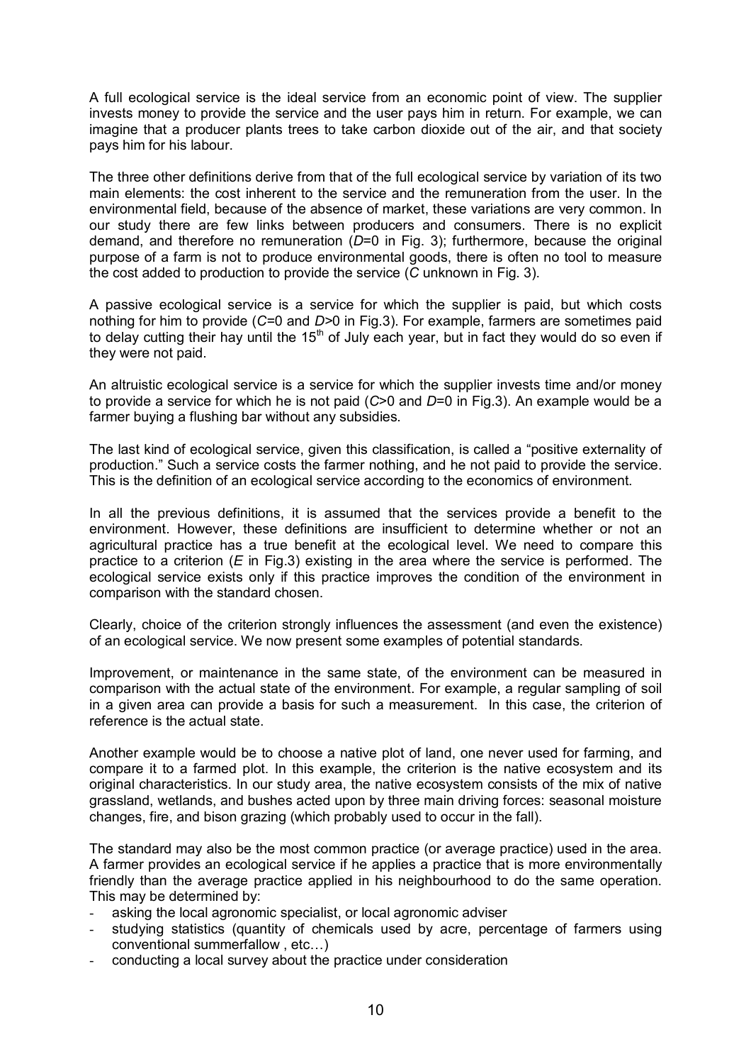A full ecological service is the ideal service from an economic point of view. The supplier invests money to provide the service and the user pays him in return. For example, we can imagine that a producer plants trees to take carbon dioxide out of the air, and that society pays him for his labour.

The three other definitions derive from that of the full ecological service by variation of its two main elements: the cost inherent to the service and the remuneration from the user. In the environmental field, because of the absence of market, these variations are very common. In our study there are few links between producers and consumers. There is no explicit demand, and therefore no remuneration ($D$=0 in Fig. 3); furthermore, because the original purpose of a farm is not to produce environmental goods, there is often no tool to measure the cost added to production to provide the service ($C$ unknown in Fig. 3).

A passive ecological service is a service for which the supplier is paid, but which costs nothing for him to provide ($C$=0 and $D$>0 in Fig.3). For example, farmers are sometimes paid to delay cutting their hay until the 15th of July each year, but in fact they would do so even if they were not paid.

An altruistic ecological service is a service for which the supplier invests time and/or money to provide a service for which he is not paid ($C$>0 and $D$=0 in Fig.3). An example would be a farmer buying a flushing bar without any subsidies.

The last kind of ecological service, given this classification, is called a "positive externality of production." Such a service costs the farmer nothing, and he not paid to provide the service. This is the definition of an ecological service according to the economics of environment.

In all the previous definitions, it is assumed that the services provide a benefit to the environment. However, these definitions are insufficient to determine whether or not an agricultural practice has a true benefit at the ecological level. We need to compare this practice to a criterion ($E$ in Fig.3) existing in the area where the service is performed. The ecological service exists only if this practice improves the condition of the environment in comparison with the standard chosen.

Clearly, choice of the criterion strongly influences the assessment (and even the existence) of an ecological service. We now present some examples of potential standards.

Improvement, or maintenance in the same state, of the environment can be measured in comparison with the actual state of the environment. For example, a regular sampling of soil in a given area can provide a basis for such a measurement. In this case, the criterion of reference is the actual state.

Another example would be to choose a native plot of land, one never used for farming, and compare it to a farmed plot. In this example, the criterion is the native ecosystem and its original characteristics. In our study area, the native ecosystem consists of the mix of native grassland, wetlands, and bushes acted upon by three main driving forces: seasonal moisture changes, fire, and bison grazing (which probably used to occur in the fall).

The standard may also be the most common practice (or average practice) used in the area. A farmer provides an ecological service if he applies a practice that is more environmentally friendly than the average practice applied in his neighbourhood to do the same operation. This may be determined by:

- asking the local agronomic specialist, or local agronomic adviser
- studying statistics (quantity of chemicals used by acre, percentage of farmers using conventional summerfallow , etc…)
- conducting a local survey about the practice under consideration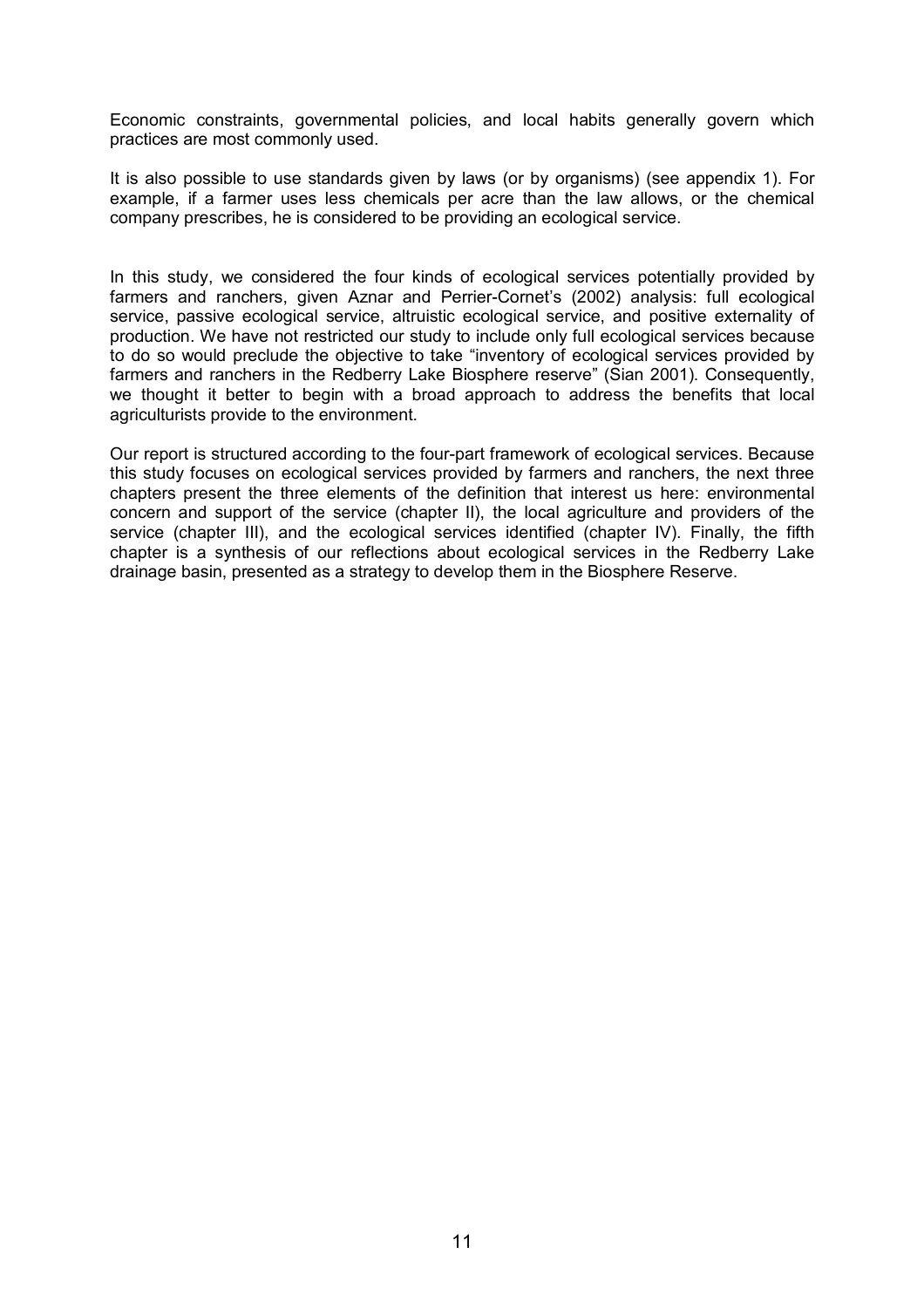Economic constraints, governmental policies, and local habits generally govern which practices are most commonly used.

It is also possible to use standards given by laws (or by organisms) (see appendix 1). For example, if a farmer uses less chemicals per acre than the law allows, or the chemical company prescribes, he is considered to be providing an ecological service.

In this study, we considered the four kinds of ecological services potentially provided by farmers and ranchers, given Aznar and Perrier-Cornet's (2002) analysis: full ecological service, passive ecological service, altruistic ecological service, and positive externality of production. We have not restricted our study to include only full ecological services because to do so would preclude the objective to take "inventory of ecological services provided by farmers and ranchers in the Redberry Lake Biosphere reserve" (Sian 2001). Consequently, we thought it better to begin with a broad approach to address the benefits that local agriculturists provide to the environment.

Our report is structured according to the four-part framework of ecological services. Because this study focuses on ecological services provided by farmers and ranchers, the next three chapters present the three elements of the definition that interest us here: environmental concern and support of the service (chapter II), the local agriculture and providers of the service (chapter III), and the ecological services identified (chapter IV). Finally, the fifth chapter is a synthesis of our reflections about ecological services in the Redberry Lake drainage basin, presented as a strategy to develop them in the Biosphere Reserve.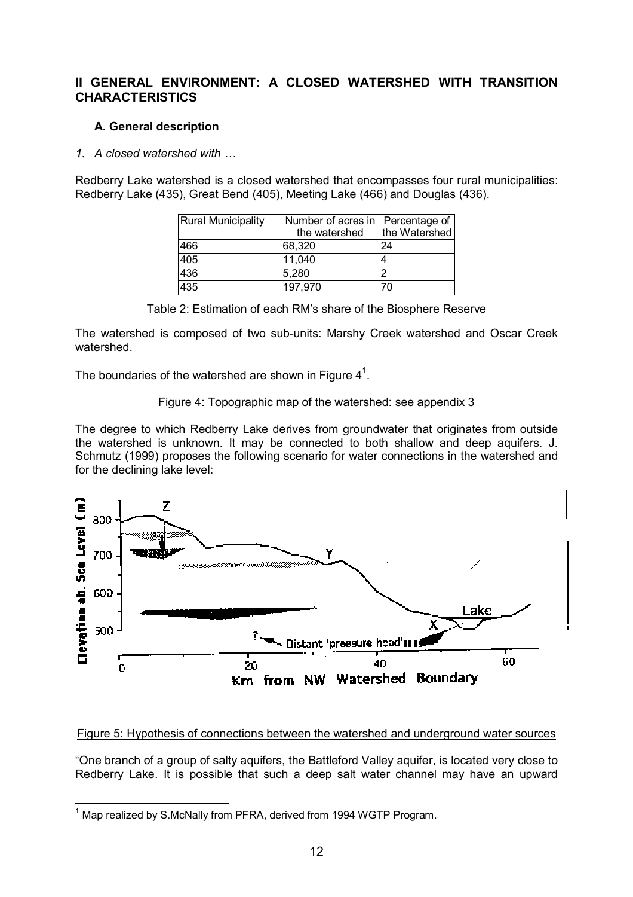## II GENERAL ENVIRONMENT: A CLOSED WATERSHED WITH TRANSITION CHARACTERISTICS

### A. General description

*1. A closed watershed with …*

Redberry Lake watershed is a closed watershed that encompasses four rural municipalities: Redberry Lake (435), Great Bend (405), Meeting Lake (466) and Douglas (436).

| Rural Municipality | Number of acres in the watershed | Percentage of the Watershed |
|---|---|---|
| 466 | 68,320 | 24 |
| 405 | 11,040 | 4 |
| 436 | 5,280 | 2 |
| 435 | 197,970 | 70 |

Table 2: Estimation of each RM's share of the Biosphere Reserve

The watershed is composed of two sub-units: Marshy Creek watershed and Oscar Creek watershed.

The boundaries of the watershed are shown in Figure 4[1].

Figure 4: Topographic map of the watershed: see appendix 3

The degree to which Redberry Lake derives from groundwater that originates from outside the watershed is unknown. It may be connected to both shallow and deep aquifers. J. Schmutz (1999) proposes the following scenario for water connections in the watershed and for the declining lake level:

Figure 5: Hypothesis of connections between the watershed and underground water sources

"One branch of a group of salty aquifers, the Battleford Valley aquifer, is located very close to Redberry Lake. It is possible that such a deep salt water channel may have an upward

[1] Map realized by S.McNally from PFRA, derived from 1994 WGTP Program.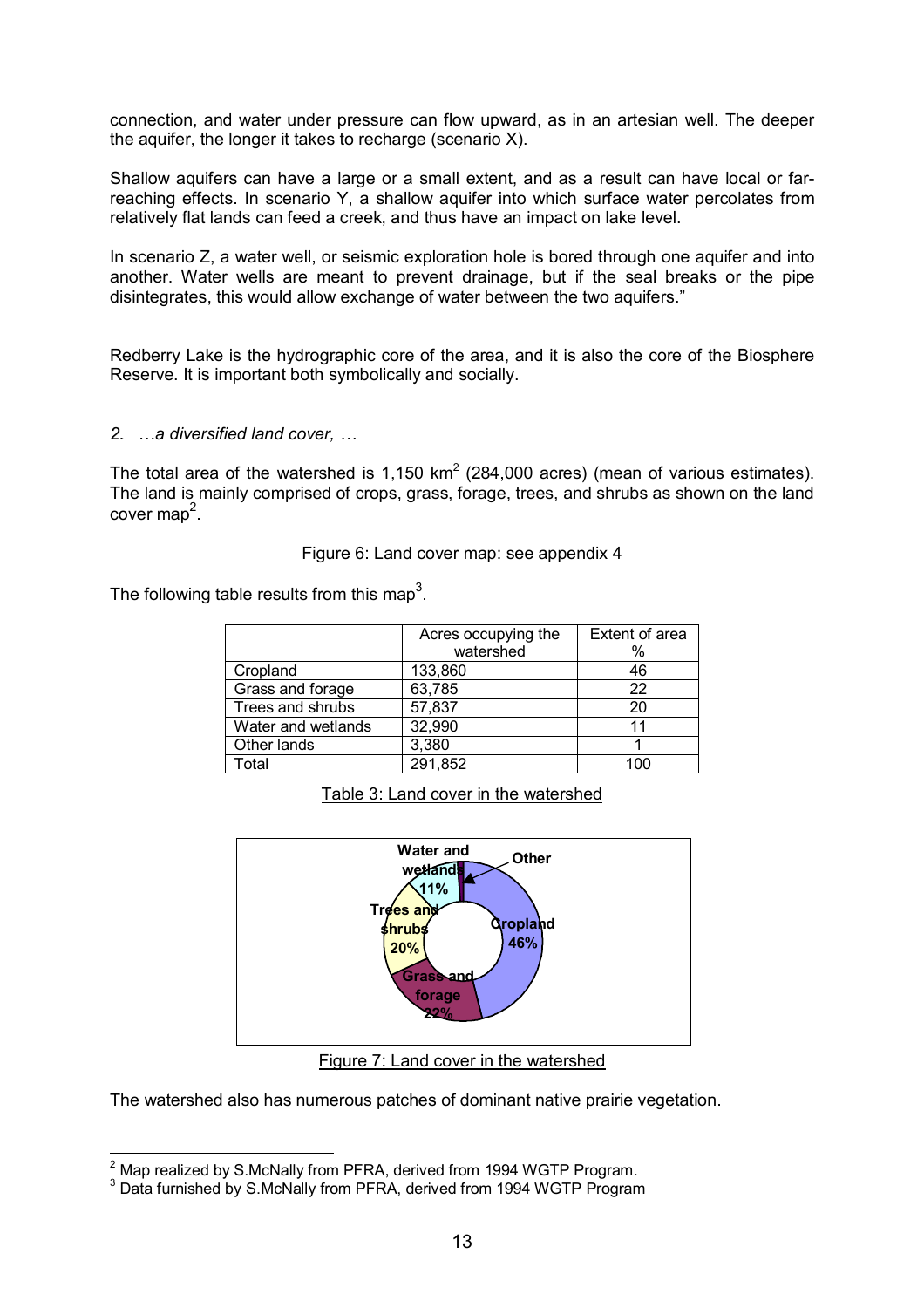connection, and water under pressure can flow upward, as in an artesian well. The deeper the aquifer, the longer it takes to recharge (scenario X).

Shallow aquifers can have a large or a small extent, and as a result can have local or far-reaching effects. In scenario Y, a shallow aquifer into which surface water percolates from relatively flat lands can feed a creek, and thus have an impact on lake level.

In scenario Z, a water well, or seismic exploration hole is bored through one aquifer and into another. Water wells are meant to prevent drainage, but if the seal breaks or the pipe disintegrates, this would allow exchange of water between the two aquifers."

Redberry Lake is the hydrographic core of the area, and it is also the core of the Biosphere Reserve. It is important both symbolically and socially.

*2. …a diversified land cover, …*

The total area of the watershed is 1,150 km$^2$ (284,000 acres) (mean of various estimates). The land is mainly comprised of crops, grass, forage, trees, and shrubs as shown on the land cover map[2].

Figure 6: Land cover map: see appendix 4

The following table results from this map[3].

| | Acres occupying the watershed | Extent of area % |
|---|---|---|
| Cropland | 133,860 | 46 |
| Grass and forage | 63,785 | 22 |
| Trees and shrubs | 57,837 | 20 |
| Water and wetlands | 32,990 | 11 |
| Other lands | 3,380 | 1 |
| Total | 291,852 | 100 |

Table 3: Land cover in the watershed

Figure 7: Land cover in the watershed

The watershed also has numerous patches of dominant native prairie vegetation.

[2] Map realized by S.McNally from PFRA, derived from 1994 WGTP Program.
[3] Data furnished by S.McNally from PFRA, derived from 1994 WGTP Program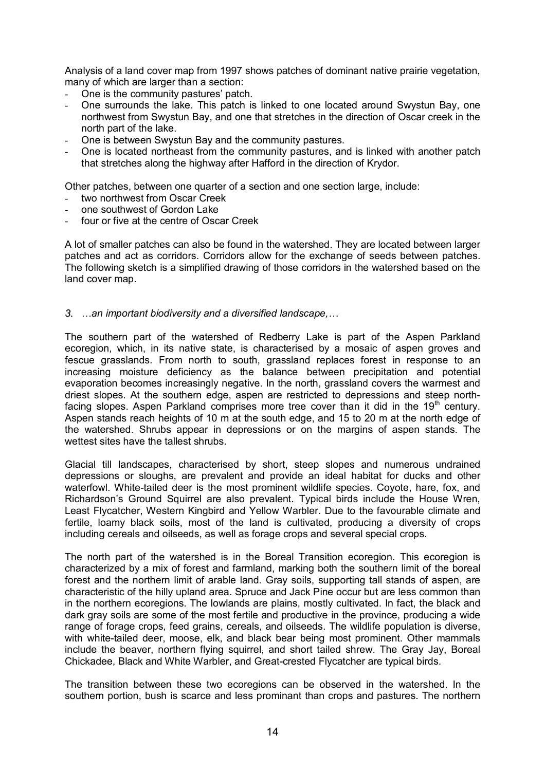Analysis of a land cover map from 1997 shows patches of dominant native prairie vegetation, many of which are larger than a section:

- One is the community pastures' patch.
- One surrounds the lake. This patch is linked to one located around Swystun Bay, one northwest from Swystun Bay, and one that stretches in the direction of Oscar creek in the north part of the lake.
- One is between Swystun Bay and the community pastures.
- One is located northeast from the community pastures, and is linked with another patch that stretches along the highway after Hafford in the direction of Krydor.

Other patches, between one quarter of a section and one section large, include:

- two northwest from Oscar Creek
- one southwest of Gordon Lake
- four or five at the centre of Oscar Creek

A lot of smaller patches can also be found in the watershed. They are located between larger patches and act as corridors. Corridors allow for the exchange of seeds between patches. The following sketch is a simplified drawing of those corridors in the watershed based on the land cover map.

### *3. …an important biodiversity and a diversified landscape,…*

The southern part of the watershed of Redberry Lake is part of the Aspen Parkland ecoregion, which, in its native state, is characterised by a mosaic of aspen groves and fescue grasslands. From north to south, grassland replaces forest in response to an increasing moisture deficiency as the balance between precipitation and potential evaporation becomes increasingly negative. In the north, grassland covers the warmest and driest slopes. At the southern edge, aspen are restricted to depressions and steep north-facing slopes. Aspen Parkland comprises more tree cover than it did in the 19th century. Aspen stands reach heights of 10 m at the south edge, and 15 to 20 m at the north edge of the watershed. Shrubs appear in depressions or on the margins of aspen stands. The wettest sites have the tallest shrubs.

Glacial till landscapes, characterised by short, steep slopes and numerous undrained depressions or sloughs, are prevalent and provide an ideal habitat for ducks and other waterfowl. White-tailed deer is the most prominent wildlife species. Coyote, hare, fox, and Richardson's Ground Squirrel are also prevalent. Typical birds include the House Wren, Least Flycatcher, Western Kingbird and Yellow Warbler. Due to the favourable climate and fertile, loamy black soils, most of the land is cultivated, producing a diversity of crops including cereals and oilseeds, as well as forage crops and several special crops.

The north part of the watershed is in the Boreal Transition ecoregion. This ecoregion is characterized by a mix of forest and farmland, marking both the southern limit of the boreal forest and the northern limit of arable land. Gray soils, supporting tall stands of aspen, are characteristic of the hilly upland area. Spruce and Jack Pine occur but are less common than in the northern ecoregions. The lowlands are plains, mostly cultivated. In fact, the black and dark gray soils are some of the most fertile and productive in the province, producing a wide range of forage crops, feed grains, cereals, and oilseeds. The wildlife population is diverse, with white-tailed deer, moose, elk, and black bear being most prominent. Other mammals include the beaver, northern flying squirrel, and short tailed shrew. The Gray Jay, Boreal Chickadee, Black and White Warbler, and Great-crested Flycatcher are typical birds.

The transition between these two ecoregions can be observed in the watershed. In the southern portion, bush is scarce and less prominant than crops and pastures. The northern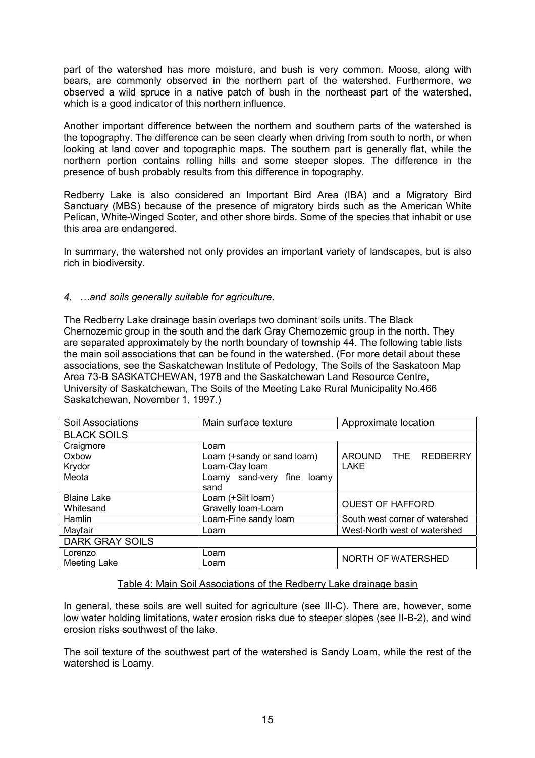part of the watershed has more moisture, and bush is very common. Moose, along with bears, are commonly observed in the northern part of the watershed. Furthermore, we observed a wild spruce in a native patch of bush in the northeast part of the watershed, which is a good indicator of this northern influence.

Another important difference between the northern and southern parts of the watershed is the topography. The difference can be seen clearly when driving from south to north, or when looking at land cover and topographic maps. The southern part is generally flat, while the northern portion contains rolling hills and some steeper slopes. The difference in the presence of bush probably results from this difference in topography.

Redberry Lake is also considered an Important Bird Area (IBA) and a Migratory Bird Sanctuary (MBS) because of the presence of migratory birds such as the American White Pelican, White-Winged Scoter, and other shore birds. Some of the species that inhabit or use this area are endangered.

In summary, the watershed not only provides an important variety of landscapes, but is also rich in biodiversity.

#### *4. …and soils generally suitable for agriculture.*

The Redberry Lake drainage basin overlaps two dominant soils units. The Black Chernozemic group in the south and the dark Gray Chernozemic group in the north. They are separated approximately by the north boundary of township 44. The following table lists the main soil associations that can be found in the watershed. (For more detail about these associations, see the Saskatchewan Institute of Pedology, The Soils of the Saskatoon Map Area 73-B SASKATCHEWAN, 1978 and the Saskatchewan Land Resource Centre, University of Saskatchewan, The Soils of the Meeting Lake Rural Municipality No.466 Saskatchewan, November 1, 1997.)

| Soil Associations | Main surface texture | Approximate location |
|---|---|---|
| BLACK SOILS | | |
| Craigmore<br>Oxbow<br>Krydor<br>Meota | Loam<br>Loam (+sandy or sand loam)<br>Loam-Clay loam<br>Loamy sand-very fine loamy sand | AROUND THE REDBERRY LAKE |
| Blaine Lake<br>Whitesand | Loam (+Silt loam)<br>Gravelly loam-Loam | OUEST OF HAFFORD |
| Hamlin | Loam-Fine sandy loam | South west corner of watershed |
| Mayfair | Loam | West-North west of watershed |
| DARK GRAY SOILS | | |
| Lorenzo<br>Meeting Lake | Loam<br>Loam | NORTH OF WATERSHED |

Table 4: Main Soil Associations of the Redberry Lake drainage basin

In general, these soils are well suited for agriculture (see III-C). There are, however, some low water holding limitations, water erosion risks due to steeper slopes (see II-B-2), and wind erosion risks southwest of the lake.

The soil texture of the southwest part of the watershed is Sandy Loam, while the rest of the watershed is Loamy.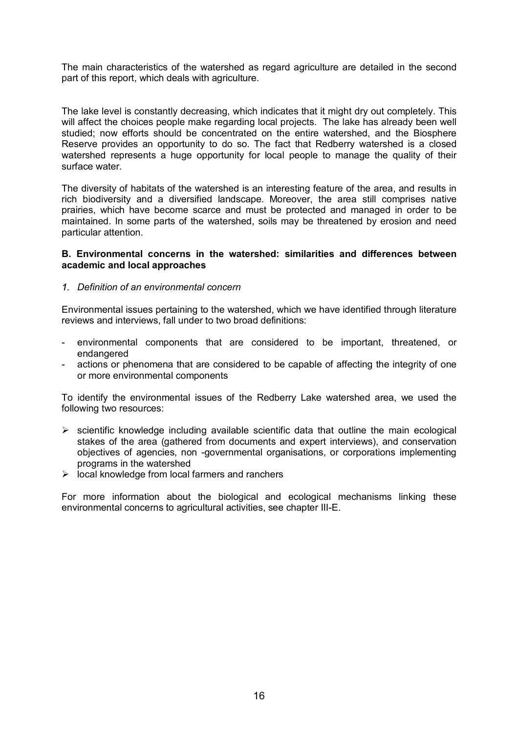The main characteristics of the watershed as regard agriculture are detailed in the second part of this report, which deals with agriculture.

The lake level is constantly decreasing, which indicates that it might dry out completely. This will affect the choices people make regarding local projects. The lake has already been well studied; now efforts should be concentrated on the entire watershed, and the Biosphere Reserve provides an opportunity to do so. The fact that Redberry watershed is a closed watershed represents a huge opportunity for local people to manage the quality of their surface water.

The diversity of habitats of the watershed is an interesting feature of the area, and results in rich biodiversity and a diversified landscape. Moreover, the area still comprises native prairies, which have become scarce and must be protected and managed in order to be maintained. In some parts of the watershed, soils may be threatened by erosion and need particular attention.

### B. Environmental concerns in the watershed: similarities and differences between academic and local approaches

#### *1. Definition of an environmental concern*

Environmental issues pertaining to the watershed, which we have identified through literature reviews and interviews, fall under to two broad definitions:

- environmental components that are considered to be important, threatened, or endangered
- actions or phenomena that are considered to be capable of affecting the integrity of one or more environmental components

To identify the environmental issues of the Redberry Lake watershed area, we used the following two resources:

- scientific knowledge including available scientific data that outline the main ecological stakes of the area (gathered from documents and expert interviews), and conservation objectives of agencies, non -governmental organisations, or corporations implementing programs in the watershed
- local knowledge from local farmers and ranchers

For more information about the biological and ecological mechanisms linking these environmental concerns to agricultural activities, see chapter III-E.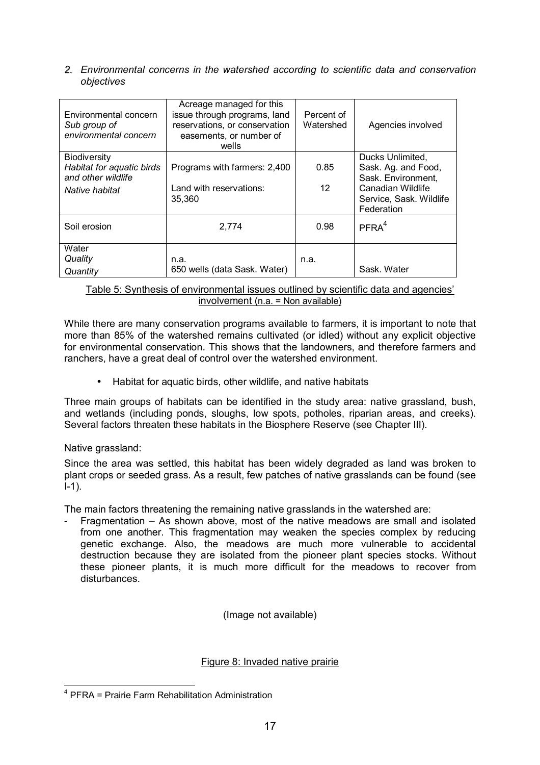*2. Environmental concerns in the watershed according to scientific data and conservation objectives*

| Environmental concern<br>*Sub group of environmental concern* | Acreage managed for this issue through programs, land reservations, or conservation easements, or number of wells | Percent of Watershed | Agencies involved |
|---|---|---|---|
| Biodiversity<br>*Habitat for aquatic birds and other wildlife*<br>*Native habitat* | Programs with farmers: 2,400<br><br>Land with reservations: 35,360 | 0.85<br><br>12 | Ducks Unlimited, Sask. Ag. and Food, Sask. Environment, Canadian Wildlife Service, Sask. Wildlife Federation |
| Soil erosion | 2,774 | 0.98 | PFRA[4] |
| Water<br>*Quality*<br>*Quantity* | <br>n.a.<br>650 wells (data Sask. Water) | <br>n.a. | <br><br>Sask. Water |

Table 5: Synthesis of environmental issues outlined by scientific data and agencies' involvement (n.a. = Non available)

While there are many conservation programs available to farmers, it is important to note that more than 85% of the watershed remains cultivated (or idled) without any explicit objective for environmental conservation. This shows that the landowners, and therefore farmers and ranchers, have a great deal of control over the watershed environment.

- Habitat for aquatic birds, other wildlife, and native habitats

Three main groups of habitats can be identified in the study area: native grassland, bush, and wetlands (including ponds, sloughs, low spots, potholes, riparian areas, and creeks). Several factors threaten these habitats in the Biosphere Reserve (see Chapter III).

Native grassland:

Since the area was settled, this habitat has been widely degraded as land was broken to plant crops or seeded grass. As a result, few patches of native grasslands can be found (see I-1).

The main factors threatening the remaining native grasslands in the watershed are:

- Fragmentation – As shown above, most of the native meadows are small and isolated from one another. This fragmentation may weaken the species complex by reducing genetic exchange. Also, the meadows are much more vulnerable to accidental destruction because they are isolated from the pioneer plant species stocks. Without these pioneer plants, it is much more difficult for the meadows to recover from disturbances.

(Image not available)

Figure 8: Invaded native prairie

[4] PFRA = Prairie Farm Rehabilitation Administration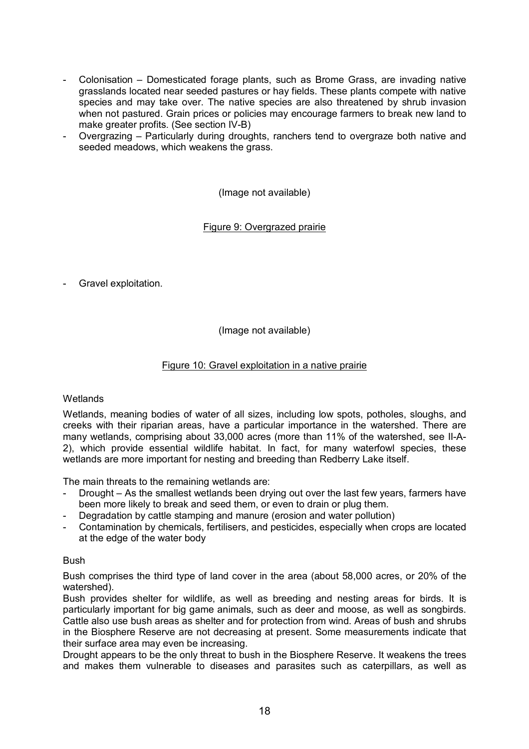- Colonisation – Domesticated forage plants, such as Brome Grass, are invading native grasslands located near seeded pastures or hay fields. These plants compete with native species and may take over. The native species are also threatened by shrub invasion when not pastured. Grain prices or policies may encourage farmers to break new land to make greater profits. (See section IV-B)
- Overgrazing – Particularly during droughts, ranchers tend to overgraze both native and seeded meadows, which weakens the grass.

(Image not available)

Figure 9: Overgrazed prairie

- Gravel exploitation.

(Image not available)

Figure 10: Gravel exploitation in a native prairie

Wetlands

Wetlands, meaning bodies of water of all sizes, including low spots, potholes, sloughs, and creeks with their riparian areas, have a particular importance in the watershed. There are many wetlands, comprising about 33,000 acres (more than 11% of the watershed, see II-A-2), which provide essential wildlife habitat. In fact, for many waterfowl species, these wetlands are more important for nesting and breeding than Redberry Lake itself.

The main threats to the remaining wetlands are:

- Drought – As the smallest wetlands been drying out over the last few years, farmers have been more likely to break and seed them, or even to drain or plug them.
- Degradation by cattle stamping and manure (erosion and water pollution)
- Contamination by chemicals, fertilisers, and pesticides, especially when crops are located at the edge of the water body

Bush

Bush comprises the third type of land cover in the area (about 58,000 acres, or 20% of the watershed).

Bush provides shelter for wildlife, as well as breeding and nesting areas for birds. It is particularly important for big game animals, such as deer and moose, as well as songbirds. Cattle also use bush areas as shelter and for protection from wind. Areas of bush and shrubs in the Biosphere Reserve are not decreasing at present. Some measurements indicate that their surface area may even be increasing.

Drought appears to be the only threat to bush in the Biosphere Reserve. It weakens the trees and makes them vulnerable to diseases and parasites such as caterpillars, as well as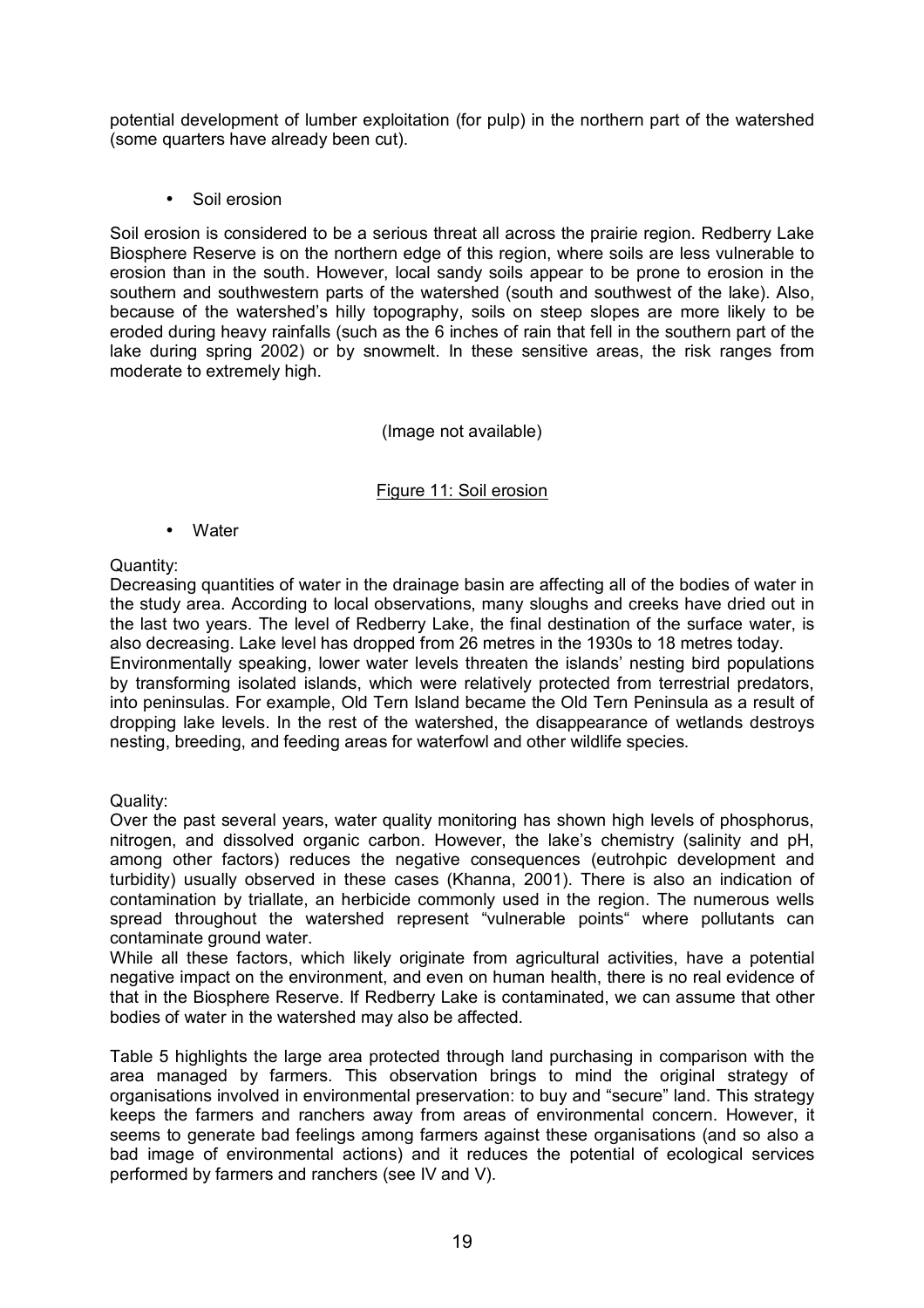potential development of lumber exploitation (for pulp) in the northern part of the watershed (some quarters have already been cut).

- Soil erosion

Soil erosion is considered to be a serious threat all across the prairie region. Redberry Lake Biosphere Reserve is on the northern edge of this region, where soils are less vulnerable to erosion than in the south. However, local sandy soils appear to be prone to erosion in the southern and southwestern parts of the watershed (south and southwest of the lake). Also, because of the watershed's hilly topography, soils on steep slopes are more likely to be eroded during heavy rainfalls (such as the 6 inches of rain that fell in the southern part of the lake during spring 2002) or by snowmelt. In these sensitive areas, the risk ranges from moderate to extremely high.

(Image not available)

Figure 11: Soil erosion

- Water

Quantity:
Decreasing quantities of water in the drainage basin are affecting all of the bodies of water in the study area. According to local observations, many sloughs and creeks have dried out in the last two years. The level of Redberry Lake, the final destination of the surface water, is also decreasing. Lake level has dropped from 26 metres in the 1930s to 18 metres today.
Environmentally speaking, lower water levels threaten the islands' nesting bird populations by transforming isolated islands, which were relatively protected from terrestrial predators, into peninsulas. For example, Old Tern Island became the Old Tern Peninsula as a result of dropping lake levels. In the rest of the watershed, the disappearance of wetlands destroys nesting, breeding, and feeding areas for waterfowl and other wildlife species.

Quality:
Over the past several years, water quality monitoring has shown high levels of phosphorus, nitrogen, and dissolved organic carbon. However, the lake's chemistry (salinity and pH, among other factors) reduces the negative consequences (eutrohpic development and turbidity) usually observed in these cases (Khanna, 2001). There is also an indication of contamination by triallate, an herbicide commonly used in the region. The numerous wells spread throughout the watershed represent "vulnerable points" where pollutants can contaminate ground water.
While all these factors, which likely originate from agricultural activities, have a potential negative impact on the environment, and even on human health, there is no real evidence of that in the Biosphere Reserve. If Redberry Lake is contaminated, we can assume that other bodies of water in the watershed may also be affected.

Table 5 highlights the large area protected through land purchasing in comparison with the area managed by farmers. This observation brings to mind the original strategy of organisations involved in environmental preservation: to buy and "secure" land. This strategy keeps the farmers and ranchers away from areas of environmental concern. However, it seems to generate bad feelings among farmers against these organisations (and so also a bad image of environmental actions) and it reduces the potential of ecological services performed by farmers and ranchers (see IV and V).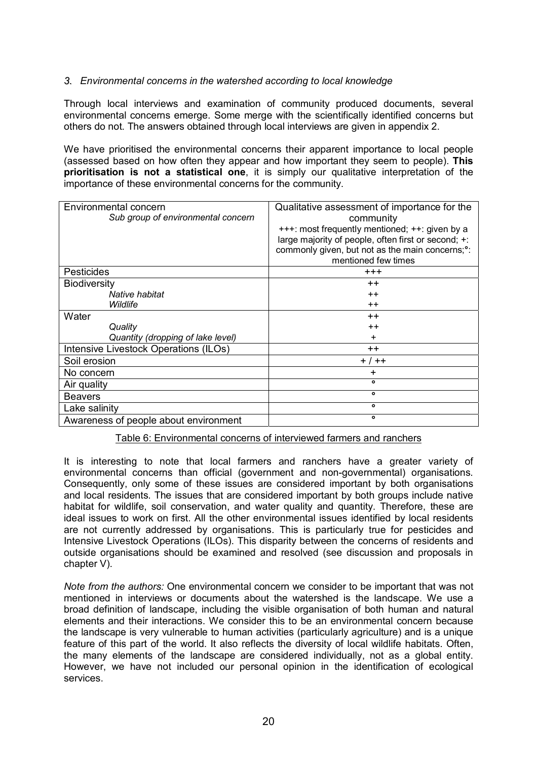### *3. Environmental concerns in the watershed according to local knowledge*

Through local interviews and examination of community produced documents, several environmental concerns emerge. Some merge with the scientifically identified concerns but others do not. The answers obtained through local interviews are given in appendix 2.

We have prioritised the environmental concerns their apparent importance to local people (assessed based on how often they appear and how important they seem to people). **This prioritisation is not a statistical one**, it is simply our qualitative interpretation of the importance of these environmental concerns for the community.

| Environmental concern<br>*Sub group of environmental concern* | Qualitative assessment of importance for the community<br>+++: most frequently mentioned; ++: given by a large majority of people, often first or second; +: commonly given, but not as the main concerns; °: mentioned few times |
|---|---|
| Pesticides | +++ |
| Biodiversity | ++ |
| *Native habitat* | ++ |
| *Wildlife* | ++ |
| Water | ++ |
| *Quality* | ++ |
| *Quantity (dropping of lake level)* | + |
| Intensive Livestock Operations (ILOs) | ++ |
| Soil erosion | + / ++ |
| No concern | + |
| Air quality | ° |
| Beavers | ° |
| Lake salinity | ° |
| Awareness of people about environment | ° |

Table 6: Environmental concerns of interviewed farmers and ranchers

It is interesting to note that local farmers and ranchers have a greater variety of environmental concerns than official (government and non-governmental) organisations. Consequently, only some of these issues are considered important by both organisations and local residents. The issues that are considered important by both groups include native habitat for wildlife, soil conservation, and water quality and quantity. Therefore, these are ideal issues to work on first. All the other environmental issues identified by local residents are not currently addressed by organisations. This is particularly true for pesticides and Intensive Livestock Operations (ILOs). This disparity between the concerns of residents and outside organisations should be examined and resolved (see discussion and proposals in chapter V).

*Note from the authors:* One environmental concern we consider to be important that was not mentioned in interviews or documents about the watershed is the landscape. We use a broad definition of landscape, including the visible organisation of both human and natural elements and their interactions. We consider this to be an environmental concern because the landscape is very vulnerable to human activities (particularly agriculture) and is a unique feature of this part of the world. It also reflects the diversity of local wildlife habitats. Often, the many elements of the landscape are considered individually, not as a global entity. However, we have not included our personal opinion in the identification of ecological services.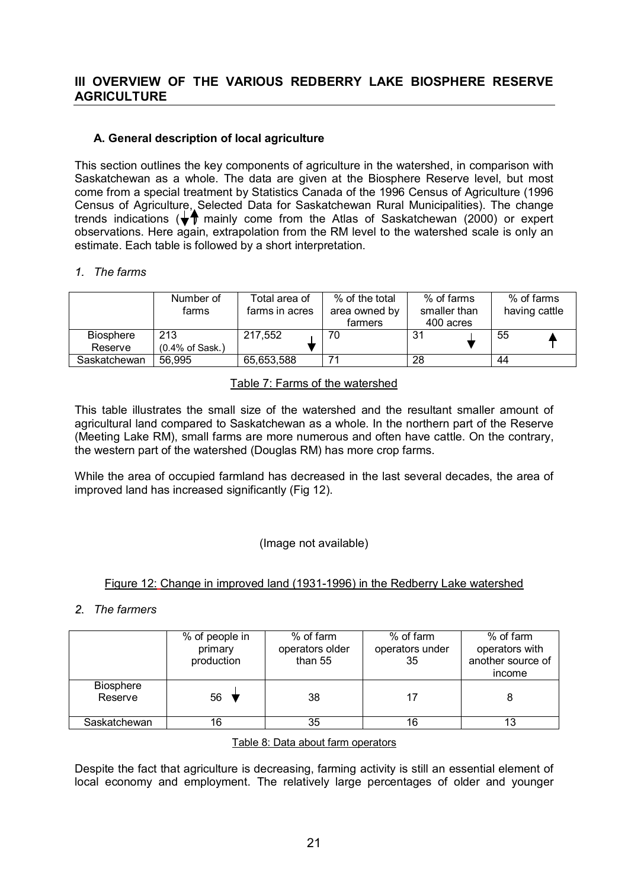## III OVERVIEW OF THE VARIOUS REDBERRY LAKE BIOSPHERE RESERVE AGRICULTURE

### A. General description of local agriculture

This section outlines the key components of agriculture in the watershed, in comparison with Saskatchewan as a whole. The data are given at the Biosphere Reserve level, but most come from a special treatment by Statistics Canada of the 1996 Census of Agriculture (1996 Census of Agriculture, Selected Data for Saskatchewan Rural Municipalities). The change trends indications (↓↑) mainly come from the Atlas of Saskatchewan (2000) or expert observations. Here again, extrapolation from the RM level to the watershed scale is only an estimate. Each table is followed by a short interpretation.

*1. The farms*

| | Number of farms | Total area of farms in acres | % of the total area owned by farmers | % of farms smaller than 400 acres | % of farms having cattle |
|---|---|---|---|---|---|
| Biosphere Reserve | 213 (0.4% of Sask.) | 217,552 ↓ | 70 | 31 ↓ | 55 ↑ |
| Saskatchewan | 56,995 | 65,653,588 | 71 | 28 | 44 |

Table 7: Farms of the watershed

This table illustrates the small size of the watershed and the resultant smaller amount of agricultural land compared to Saskatchewan as a whole. In the northern part of the Reserve (Meeting Lake RM), small farms are more numerous and often have cattle. On the contrary, the western part of the watershed (Douglas RM) has more crop farms.

While the area of occupied farmland has decreased in the last several decades, the area of improved land has increased significantly (Fig 12).

(Image not available)

Figure 12: Change in improved land (1931-1996) in the Redberry Lake watershed

*2. The farmers*

| | % of people in primary production | % of farm operators older than 55 | % of farm operators under 35 | % of farm operators with another source of income |
|---|---|---|---|---|
| Biosphere Reserve | 56 ↓ | 38 | 17 | 8 |
| Saskatchewan | 16 | 35 | 16 | 13 |

Table 8: Data about farm operators

Despite the fact that agriculture is decreasing, farming activity is still an essential element of local economy and employment. The relatively large percentages of older and younger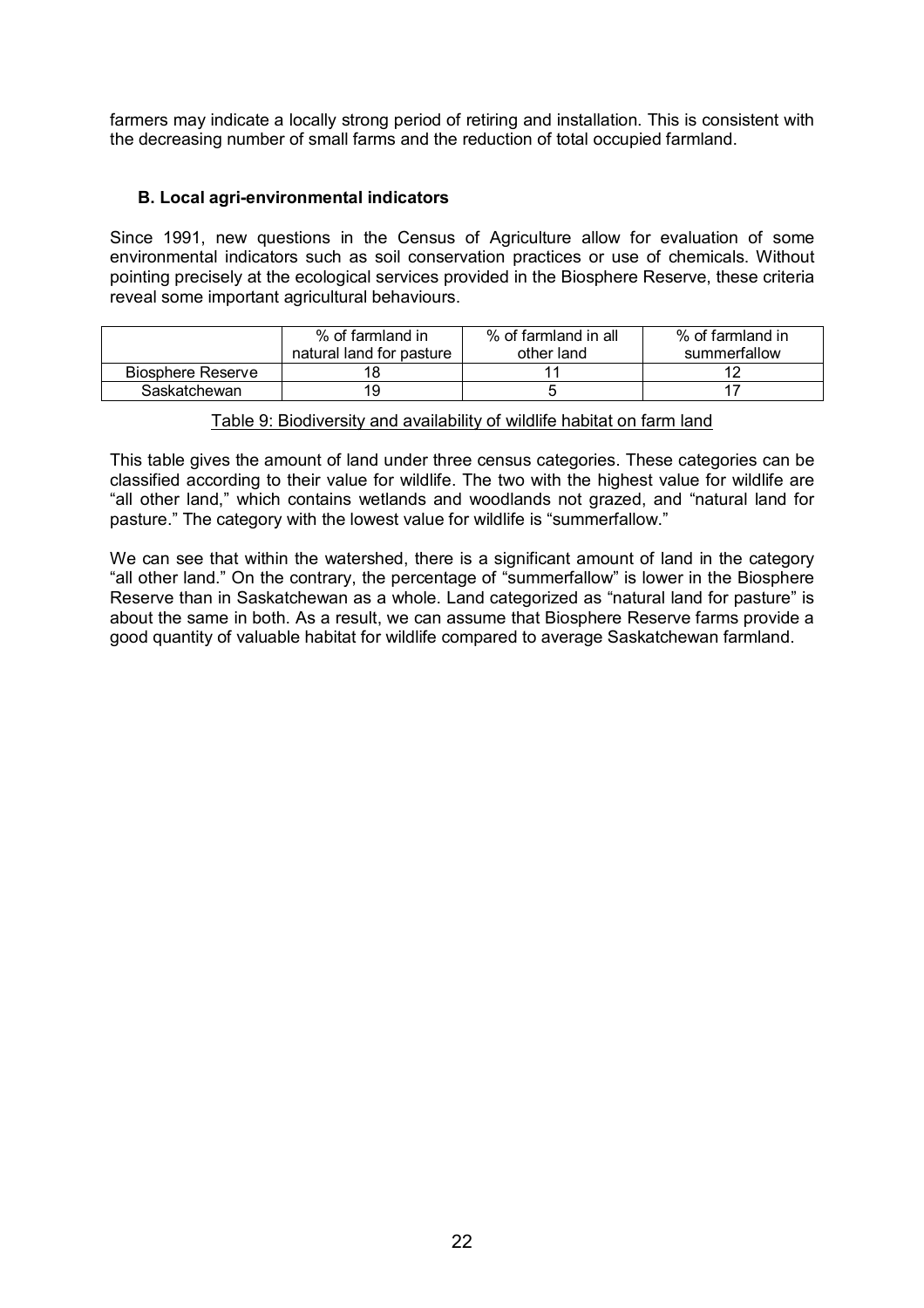farmers may indicate a locally strong period of retiring and installation. This is consistent with the decreasing number of small farms and the reduction of total occupied farmland.

### B. Local agri-environmental indicators

Since 1991, new questions in the Census of Agriculture allow for evaluation of some environmental indicators such as soil conservation practices or use of chemicals. Without pointing precisely at the ecological services provided in the Biosphere Reserve, these criteria reveal some important agricultural behaviours.

| | % of farmland in natural land for pasture | % of farmland in all other land | % of farmland in summerfallow |
|---|---|---|---|
| Biosphere Reserve | 18 | 11 | 12 |
| Saskatchewan | 19 | 5 | 17 |

Table 9: Biodiversity and availability of wildlife habitat on farm land

This table gives the amount of land under three census categories. These categories can be classified according to their value for wildlife. The two with the highest value for wildlife are "all other land," which contains wetlands and woodlands not grazed, and "natural land for pasture." The category with the lowest value for wildlife is "summerfallow."

We can see that within the watershed, there is a significant amount of land in the category "all other land." On the contrary, the percentage of "summerfallow" is lower in the Biosphere Reserve than in Saskatchewan as a whole. Land categorized as "natural land for pasture" is about the same in both. As a result, we can assume that Biosphere Reserve farms provide a good quantity of valuable habitat for wildlife compared to average Saskatchewan farmland.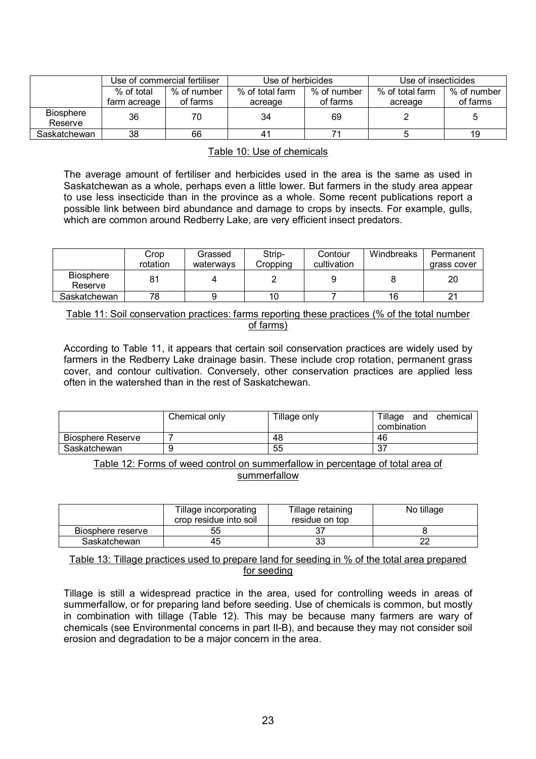| | Use of commercial fertiliser | | Use of herbicides | | Use of insecticides | |
|---|---|---|---|---|---|---|
| | % of total farm acreage | % of number of farms | % of total farm acreage | % of number of farms | % of total farm acreage | % of number of farms |
| Biosphere Reserve | 36 | 70 | 34 | 69 | 2 | 5 |
| Saskatchewan | 38 | 66 | 41 | 71 | 5 | 19 |

Table 10: Use of chemicals

The average amount of fertiliser and herbicides used in the area is the same as used in Saskatchewan as a whole, perhaps even a little lower. But farmers in the study area appear to use less insecticide than in the province as a whole. Some recent publications report a possible link between bird abundance and damage to crops by insects. For example, gulls, which are common around Redberry Lake, are very efficient insect predators.

| | Crop rotation | Grassed waterways | Strip-Cropping | Contour cultivation | Windbreaks | Permanent grass cover |
|---|---|---|---|---|---|---|
| Biosphere Reserve | 81 | 4 | 2 | 9 | 8 | 20 |
| Saskatchewan | 78 | 9 | 10 | 7 | 16 | 21 |

Table 11: Soil conservation practices: farms reporting these practices (% of the total number of farms)

According to Table 11, it appears that certain soil conservation practices are widely used by farmers in the Redberry Lake drainage basin. These include crop rotation, permanent grass cover, and contour cultivation. Conversely, other conservation practices are applied less often in the watershed than in the rest of Saskatchewan.

| | Chemical only | Tillage only | Tillage and chemical combination |
|---|---|---|---|
| Biosphere Reserve | 7 | 48 | 46 |
| Saskatchewan | 9 | 55 | 37 |

Table 12: Forms of weed control on summerfallow in percentage of total area of summerfallow

| | Tillage incorporating crop residue into soil | Tillage retaining residue on top | No tillage |
|---|---|---|---|
| Biosphere reserve | 55 | 37 | 8 |
| Saskatchewan | 45 | 33 | 22 |

Table 13: Tillage practices used to prepare land for seeding in % of the total area prepared for seeding

Tillage is still a widespread practice in the area, used for controlling weeds in areas of summerfallow, or for preparing land before seeding. Use of chemicals is common, but mostly in combination with tillage (Table 12). This may be because many farmers are wary of chemicals (see Environmental concerns in part II-B), and because they may not consider soil erosion and degradation to be a major concern in the area.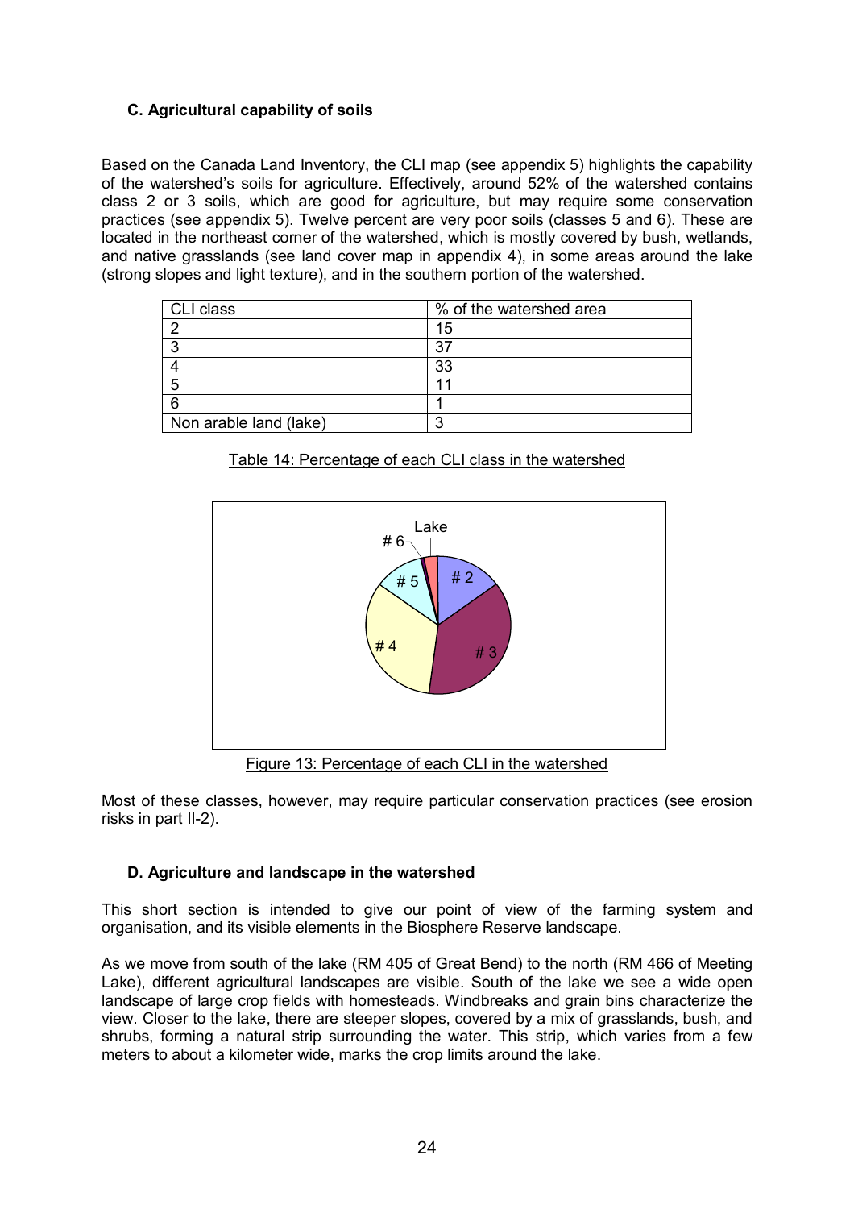### C. Agricultural capability of soils

Based on the Canada Land Inventory, the CLI map (see appendix 5) highlights the capability of the watershed's soils for agriculture. Effectively, around 52% of the watershed contains class 2 or 3 soils, which are good for agriculture, but may require some conservation practices (see appendix 5). Twelve percent are very poor soils (classes 5 and 6). These are located in the northeast corner of the watershed, which is mostly covered by bush, wetlands, and native grasslands (see land cover map in appendix 4), in some areas around the lake (strong slopes and light texture), and in the southern portion of the watershed.

| CLI class | % of the watershed area |
|---|---|
| 2 | 15 |
| 3 | 37 |
| 4 | 33 |
| 5 | 11 |
| 6 | 1 |
| Non arable land (lake) | 3 |

Table 14: Percentage of each CLI class in the watershed

Figure 13: Percentage of each CLI in the watershed

Most of these classes, however, may require particular conservation practices (see erosion risks in part II-2).

### D. Agriculture and landscape in the watershed

This short section is intended to give our point of view of the farming system and organisation, and its visible elements in the Biosphere Reserve landscape.

As we move from south of the lake (RM 405 of Great Bend) to the north (RM 466 of Meeting Lake), different agricultural landscapes are visible. South of the lake we see a wide open landscape of large crop fields with homesteads. Windbreaks and grain bins characterize the view. Closer to the lake, there are steeper slopes, covered by a mix of grasslands, bush, and shrubs, forming a natural strip surrounding the water. This strip, which varies from a few meters to about a kilometer wide, marks the crop limits around the lake.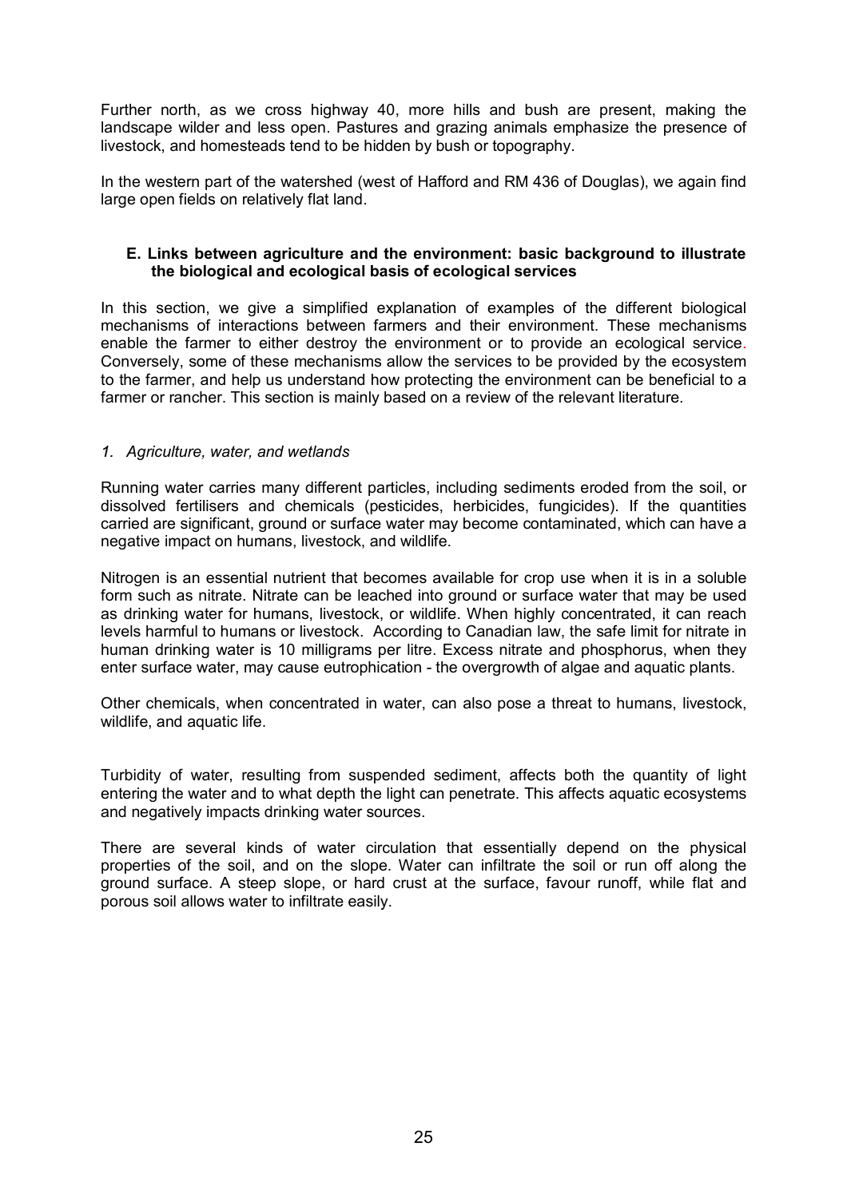Further north, as we cross highway 40, more hills and bush are present, making the landscape wilder and less open. Pastures and grazing animals emphasize the presence of livestock, and homesteads tend to be hidden by bush or topography.

In the western part of the watershed (west of Hafford and RM 436 of Douglas), we again find large open fields on relatively flat land.

## E. Links between agriculture and the environment: basic background to illustrate the biological and ecological basis of ecological services

In this section, we give a simplified explanation of examples of the different biological mechanisms of interactions between farmers and their environment. These mechanisms enable the farmer to either destroy the environment or to provide an ecological service. Conversely, some of these mechanisms allow the services to be provided by the ecosystem to the farmer, and help us understand how protecting the environment can be beneficial to a farmer or rancher. This section is mainly based on a review of the relevant literature.

### *1. Agriculture, water, and wetlands*

Running water carries many different particles, including sediments eroded from the soil, or dissolved fertilisers and chemicals (pesticides, herbicides, fungicides). If the quantities carried are significant, ground or surface water may become contaminated, which can have a negative impact on humans, livestock, and wildlife.

Nitrogen is an essential nutrient that becomes available for crop use when it is in a soluble form such as nitrate. Nitrate can be leached into ground or surface water that may be used as drinking water for humans, livestock, or wildlife. When highly concentrated, it can reach levels harmful to humans or livestock. According to Canadian law, the safe limit for nitrate in human drinking water is 10 milligrams per litre. Excess nitrate and phosphorus, when they enter surface water, may cause eutrophication - the overgrowth of algae and aquatic plants.

Other chemicals, when concentrated in water, can also pose a threat to humans, livestock, wildlife, and aquatic life.

Turbidity of water, resulting from suspended sediment, affects both the quantity of light entering the water and to what depth the light can penetrate. This affects aquatic ecosystems and negatively impacts drinking water sources.

There are several kinds of water circulation that essentially depend on the physical properties of the soil, and on the slope. Water can infiltrate the soil or run off along the ground surface. A steep slope, or hard crust at the surface, favour runoff, while flat and porous soil allows water to infiltrate easily.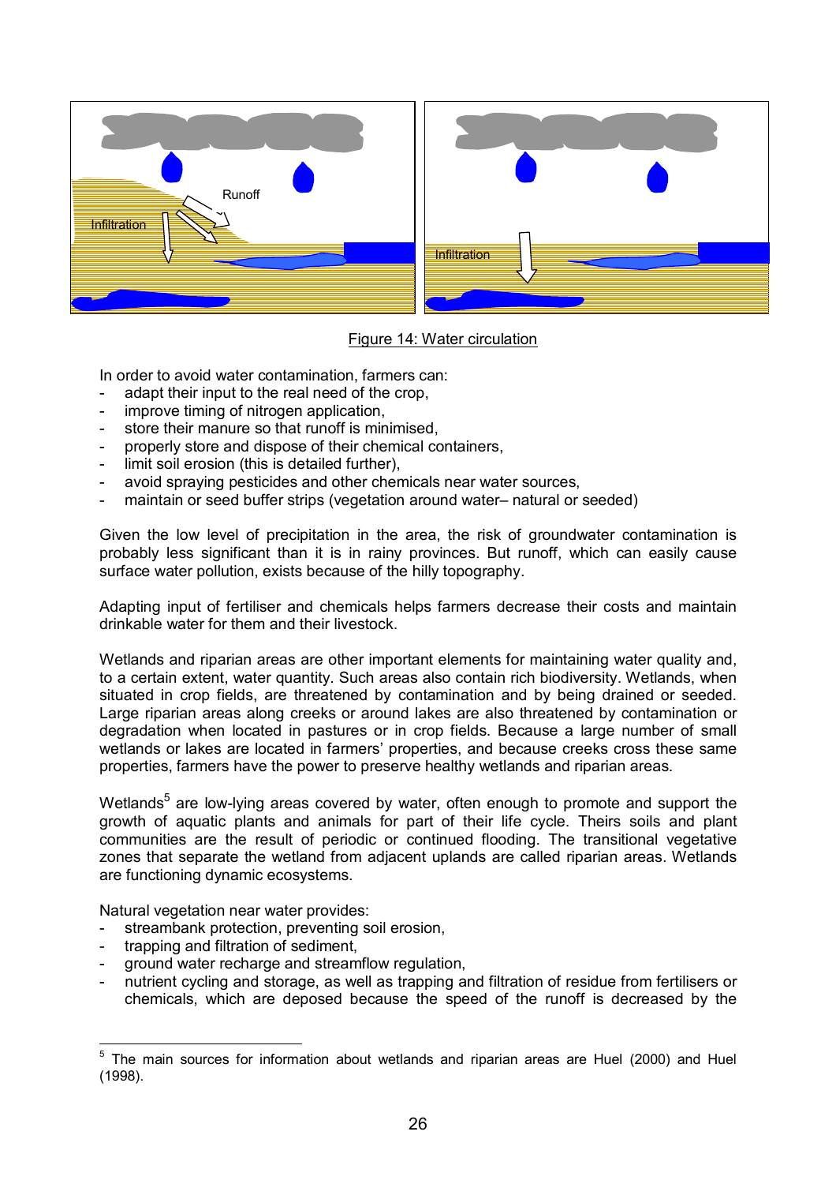Figure 14: Water circulation

In order to avoid water contamination, farmers can:

- adapt their input to the real need of the crop,
- improve timing of nitrogen application,
- store their manure so that runoff is minimised,
- properly store and dispose of their chemical containers,
- limit soil erosion (this is detailed further),
- avoid spraying pesticides and other chemicals near water sources,
- maintain or seed buffer strips (vegetation around water– natural or seeded)

Given the low level of precipitation in the area, the risk of groundwater contamination is probably less significant than it is in rainy provinces. But runoff, which can easily cause surface water pollution, exists because of the hilly topography.

Adapting input of fertiliser and chemicals helps farmers decrease their costs and maintain drinkable water for them and their livestock.

Wetlands and riparian areas are other important elements for maintaining water quality and, to a certain extent, water quantity. Such areas also contain rich biodiversity. Wetlands, when situated in crop fields, are threatened by contamination and by being drained or seeded. Large riparian areas along creeks or around lakes are also threatened by contamination or degradation when located in pastures or in crop fields. Because a large number of small wetlands or lakes are located in farmers' properties, and because creeks cross these same properties, farmers have the power to preserve healthy wetlands and riparian areas.

Wetlands[5] are low-lying areas covered by water, often enough to promote and support the growth of aquatic plants and animals for part of their life cycle. Theirs soils and plant communities are the result of periodic or continued flooding. The transitional vegetative zones that separate the wetland from adjacent uplands are called riparian areas. Wetlands are functioning dynamic ecosystems.

Natural vegetation near water provides:

- streambank protection, preventing soil erosion,
- trapping and filtration of sediment,
- ground water recharge and streamflow regulation,
- nutrient cycling and storage, as well as trapping and filtration of residue from fertilisers or chemicals, which are deposed because the speed of the runoff is decreased by the

[5] The main sources for information about wetlands and riparian areas are Huel (2000) and Huel (1998).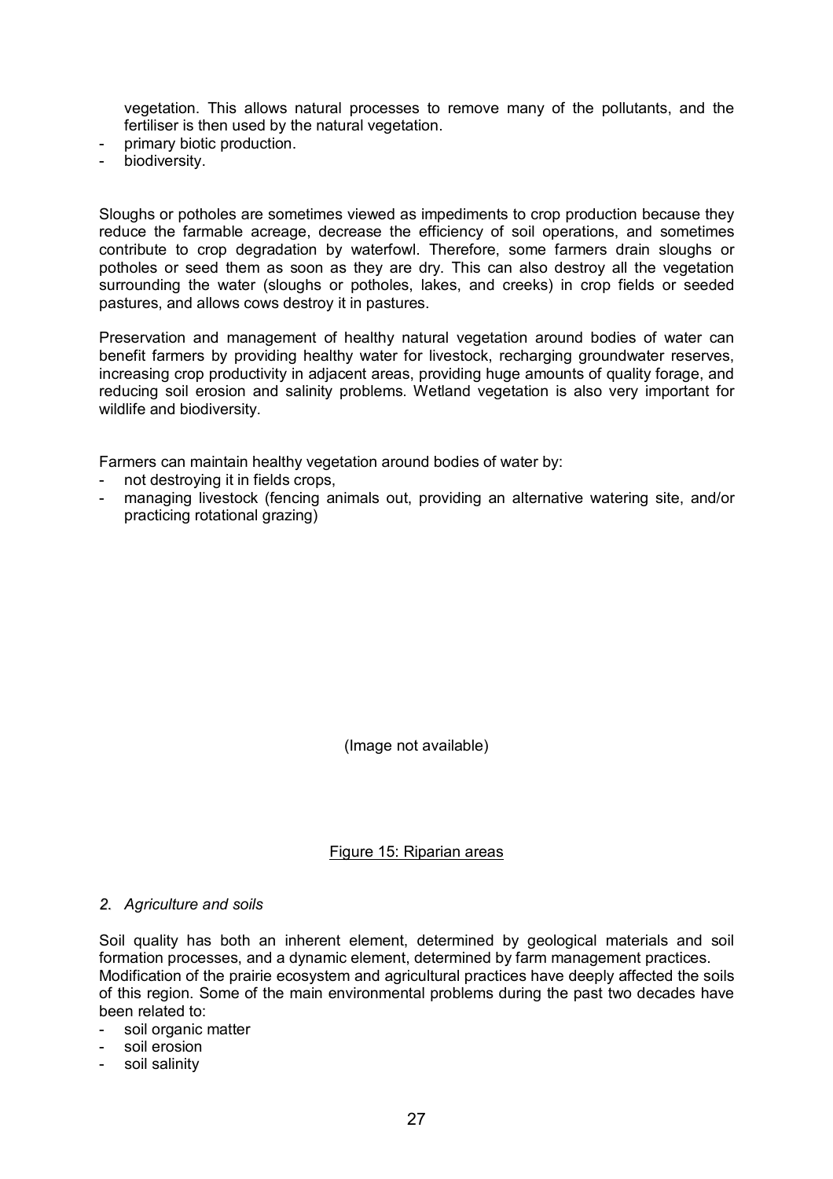vegetation. This allows natural processes to remove many of the pollutants, and the fertiliser is then used by the natural vegetation.

- primary biotic production.
- biodiversity.

Sloughs or potholes are sometimes viewed as impediments to crop production because they reduce the farmable acreage, decrease the efficiency of soil operations, and sometimes contribute to crop degradation by waterfowl. Therefore, some farmers drain sloughs or potholes or seed them as soon as they are dry. This can also destroy all the vegetation surrounding the water (sloughs or potholes, lakes, and creeks) in crop fields or seeded pastures, and allows cows destroy it in pastures.

Preservation and management of healthy natural vegetation around bodies of water can benefit farmers by providing healthy water for livestock, recharging groundwater reserves, increasing crop productivity in adjacent areas, providing huge amounts of quality forage, and reducing soil erosion and salinity problems. Wetland vegetation is also very important for wildlife and biodiversity.

Farmers can maintain healthy vegetation around bodies of water by:

- not destroying it in fields crops,
- managing livestock (fencing animals out, providing an alternative watering site, and/or practicing rotational grazing)

(Image not available)

Figure 15: Riparian areas

### *2. Agriculture and soils*

Soil quality has both an inherent element, determined by geological materials and soil formation processes, and a dynamic element, determined by farm management practices. Modification of the prairie ecosystem and agricultural practices have deeply affected the soils of this region. Some of the main environmental problems during the past two decades have been related to:

- soil organic matter
- soil erosion
- soil salinity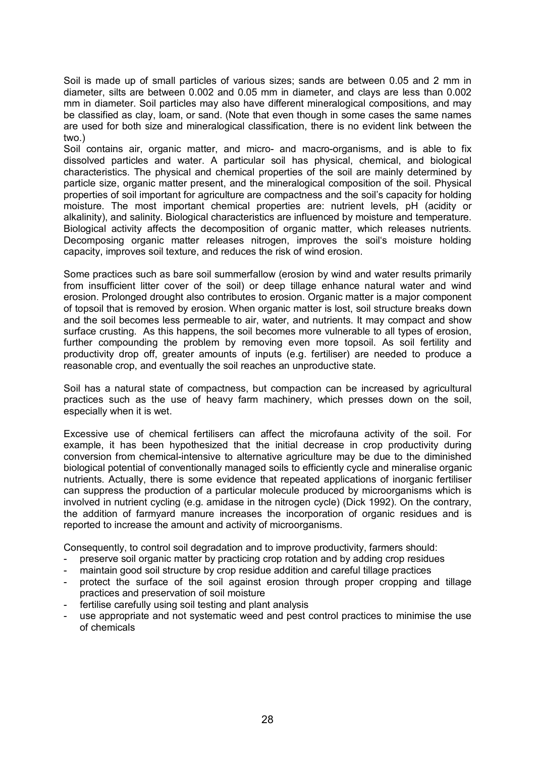Soil is made up of small particles of various sizes; sands are between 0.05 and 2 mm in diameter, silts are between 0.002 and 0.05 mm in diameter, and clays are less than 0.002 mm in diameter. Soil particles may also have different mineralogical compositions, and may be classified as clay, loam, or sand. (Note that even though in some cases the same names are used for both size and mineralogical classification, there is no evident link between the two.)

Soil contains air, organic matter, and micro- and macro-organisms, and is able to fix dissolved particles and water. A particular soil has physical, chemical, and biological characteristics. The physical and chemical properties of the soil are mainly determined by particle size, organic matter present, and the mineralogical composition of the soil. Physical properties of soil important for agriculture are compactness and the soil's capacity for holding moisture. The most important chemical properties are: nutrient levels, pH (acidity or alkalinity), and salinity. Biological characteristics are influenced by moisture and temperature. Biological activity affects the decomposition of organic matter, which releases nutrients. Decomposing organic matter releases nitrogen, improves the soil's moisture holding capacity, improves soil texture, and reduces the risk of wind erosion.

Some practices such as bare soil summerfallow (erosion by wind and water results primarily from insufficient litter cover of the soil) or deep tillage enhance natural water and wind erosion. Prolonged drought also contributes to erosion. Organic matter is a major component of topsoil that is removed by erosion. When organic matter is lost, soil structure breaks down and the soil becomes less permeable to air, water, and nutrients. It may compact and show surface crusting. As this happens, the soil becomes more vulnerable to all types of erosion, further compounding the problem by removing even more topsoil. As soil fertility and productivity drop off, greater amounts of inputs (e.g. fertiliser) are needed to produce a reasonable crop, and eventually the soil reaches an unproductive state.

Soil has a natural state of compactness, but compaction can be increased by agricultural practices such as the use of heavy farm machinery, which presses down on the soil, especially when it is wet.

Excessive use of chemical fertilisers can affect the microfauna activity of the soil. For example, it has been hypothesized that the initial decrease in crop productivity during conversion from chemical-intensive to alternative agriculture may be due to the diminished biological potential of conventionally managed soils to efficiently cycle and mineralise organic nutrients. Actually, there is some evidence that repeated applications of inorganic fertiliser can suppress the production of a particular molecule produced by microorganisms which is involved in nutrient cycling (e.g. amidase in the nitrogen cycle) (Dick 1992). On the contrary, the addition of farmyard manure increases the incorporation of organic residues and is reported to increase the amount and activity of microorganisms.

Consequently, to control soil degradation and to improve productivity, farmers should:

- preserve soil organic matter by practicing crop rotation and by adding crop residues
- maintain good soil structure by crop residue addition and careful tillage practices
- protect the surface of the soil against erosion through proper cropping and tillage practices and preservation of soil moisture
- fertilise carefully using soil testing and plant analysis
- use appropriate and not systematic weed and pest control practices to minimise the use of chemicals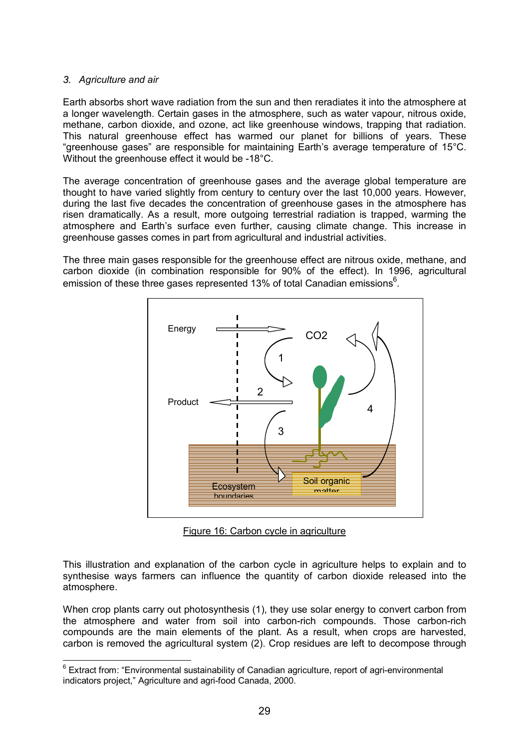*3. Agriculture and air*

Earth absorbs short wave radiation from the sun and then reradiates it into the atmosphere at a longer wavelength. Certain gases in the atmosphere, such as water vapour, nitrous oxide, methane, carbon dioxide, and ozone, act like greenhouse windows, trapping that radiation. This natural greenhouse effect has warmed our planet for billions of years. These "greenhouse gases" are responsible for maintaining Earth's average temperature of 15°C. Without the greenhouse effect it would be -18°C.

The average concentration of greenhouse gases and the average global temperature are thought to have varied slightly from century to century over the last 10,000 years. However, during the last five decades the concentration of greenhouse gases in the atmosphere has risen dramatically. As a result, more outgoing terrestrial radiation is trapped, warming the atmosphere and Earth's surface even further, causing climate change. This increase in greenhouse gasses comes in part from agricultural and industrial activities.

The three main gases responsible for the greenhouse effect are nitrous oxide, methane, and carbon dioxide (in combination responsible for 90% of the effect). In 1996, agricultural emission of these three gases represented 13% of total Canadian emissions[6].

Energy — CO2 — 1 — 2 — Product — 3 — 4 — Ecosystem boundaries — Soil organic matter

Figure 16: Carbon cycle in agriculture

This illustration and explanation of the carbon cycle in agriculture helps to explain and to synthesise ways farmers can influence the quantity of carbon dioxide released into the atmosphere.

When crop plants carry out photosynthesis (1), they use solar energy to convert carbon from the atmosphere and water from soil into carbon-rich compounds. Those carbon-rich compounds are the main elements of the plant. As a result, when crops are harvested, carbon is removed the agricultural system (2). Crop residues are left to decompose through

[6] Extract from: "Environmental sustainability of Canadian agriculture, report of agri-environmental indicators project," Agriculture and agri-food Canada, 2000.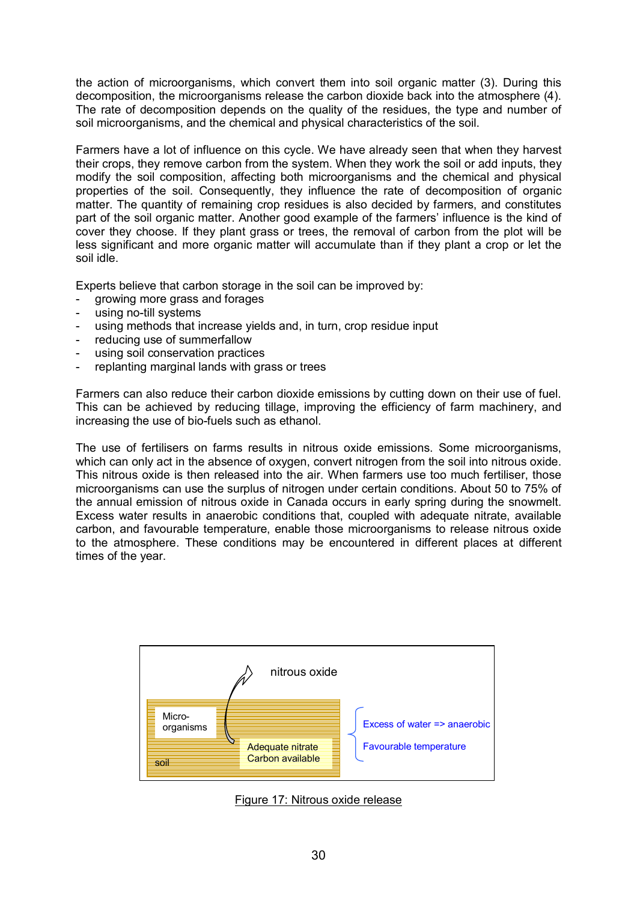the action of microorganisms, which convert them into soil organic matter (3). During this decomposition, the microorganisms release the carbon dioxide back into the atmosphere (4). The rate of decomposition depends on the quality of the residues, the type and number of soil microorganisms, and the chemical and physical characteristics of the soil.

Farmers have a lot of influence on this cycle. We have already seen that when they harvest their crops, they remove carbon from the system. When they work the soil or add inputs, they modify the soil composition, affecting both microorganisms and the chemical and physical properties of the soil. Consequently, they influence the rate of decomposition of organic matter. The quantity of remaining crop residues is also decided by farmers, and constitutes part of the soil organic matter. Another good example of the farmers' influence is the kind of cover they choose. If they plant grass or trees, the removal of carbon from the plot will be less significant and more organic matter will accumulate than if they plant a crop or let the soil idle.

Experts believe that carbon storage in the soil can be improved by:

- growing more grass and forages
- using no-till systems
- using methods that increase yields and, in turn, crop residue input
- reducing use of summerfallow
- using soil conservation practices
- replanting marginal lands with grass or trees

Farmers can also reduce their carbon dioxide emissions by cutting down on their use of fuel. This can be achieved by reducing tillage, improving the efficiency of farm machinery, and increasing the use of bio-fuels such as ethanol.

The use of fertilisers on farms results in nitrous oxide emissions. Some microorganisms, which can only act in the absence of oxygen, convert nitrogen from the soil into nitrous oxide. This nitrous oxide is then released into the air. When farmers use too much fertiliser, those microorganisms can use the surplus of nitrogen under certain conditions. About 50 to 75% of the annual emission of nitrous oxide in Canada occurs in early spring during the snowmelt. Excess water results in anaerobic conditions that, coupled with adequate nitrate, available carbon, and favourable temperature, enable those microorganisms to release nitrous oxide to the atmosphere. These conditions may be encountered in different places at different times of the year.

nitrous oxide

Micro-organisms

Adequate nitrate
Carbon available

soil

Excess water => anaerobic
Favourable temperature

Figure 17: Nitrous oxide release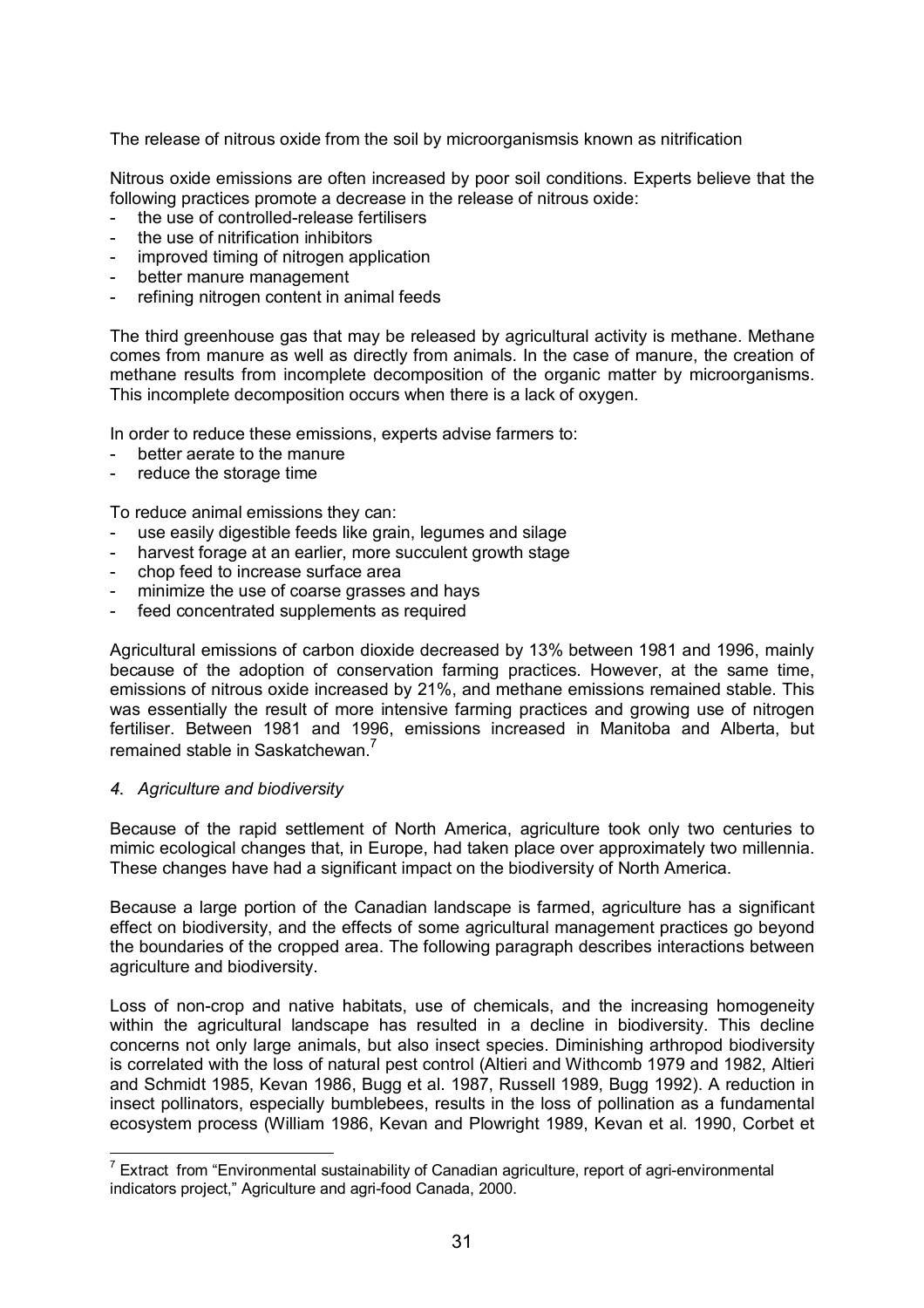The release of nitrous oxide from the soil by microorganismsis known as nitrification

Nitrous oxide emissions are often increased by poor soil conditions. Experts believe that the following practices promote a decrease in the release of nitrous oxide:

- the use of controlled-release fertilisers
- the use of nitrification inhibitors
- improved timing of nitrogen application
- better manure management
- refining nitrogen content in animal feeds

The third greenhouse gas that may be released by agricultural activity is methane. Methane comes from manure as well as directly from animals. In the case of manure, the creation of methane results from incomplete decomposition of the organic matter by microorganisms. This incomplete decomposition occurs when there is a lack of oxygen.

In order to reduce these emissions, experts advise farmers to:

- better aerate to the manure
- reduce the storage time

To reduce animal emissions they can:

- use easily digestible feeds like grain, legumes and silage
- harvest forage at an earlier, more succulent growth stage
- chop feed to increase surface area
- minimize the use of coarse grasses and hays
- feed concentrated supplements as required

Agricultural emissions of carbon dioxide decreased by 13% between 1981 and 1996, mainly because of the adoption of conservation farming practices. However, at the same time, emissions of nitrous oxide increased by 21%, and methane emissions remained stable. This was essentially the result of more intensive farming practices and growing use of nitrogen fertiliser. Between 1981 and 1996, emissions increased in Manitoba and Alberta, but remained stable in Saskatchewan.[7]

*4. Agriculture and biodiversity*

Because of the rapid settlement of North America, agriculture took only two centuries to mimic ecological changes that, in Europe, had taken place over approximately two millennia. These changes have had a significant impact on the biodiversity of North America.

Because a large portion of the Canadian landscape is farmed, agriculture has a significant effect on biodiversity, and the effects of some agricultural management practices go beyond the boundaries of the cropped area. The following paragraph describes interactions between agriculture and biodiversity.

Loss of non-crop and native habitats, use of chemicals, and the increasing homogeneity within the agricultural landscape has resulted in a decline in biodiversity. This decline concerns not only large animals, but also insect species. Diminishing arthropod biodiversity is correlated with the loss of natural pest control (Altieri and Withcomb 1979 and 1982, Altieri and Schmidt 1985, Kevan 1986, Bugg et al. 1987, Russell 1989, Bugg 1992). A reduction in insect pollinators, especially bumblebees, results in the loss of pollination as a fundamental ecosystem process (William 1986, Kevan and Plowright 1989, Kevan et al. 1990, Corbet et

[7] Extract from "Environmental sustainability of Canadian agriculture, report of agri-environmental indicators project," Agriculture and agri-food Canada, 2000.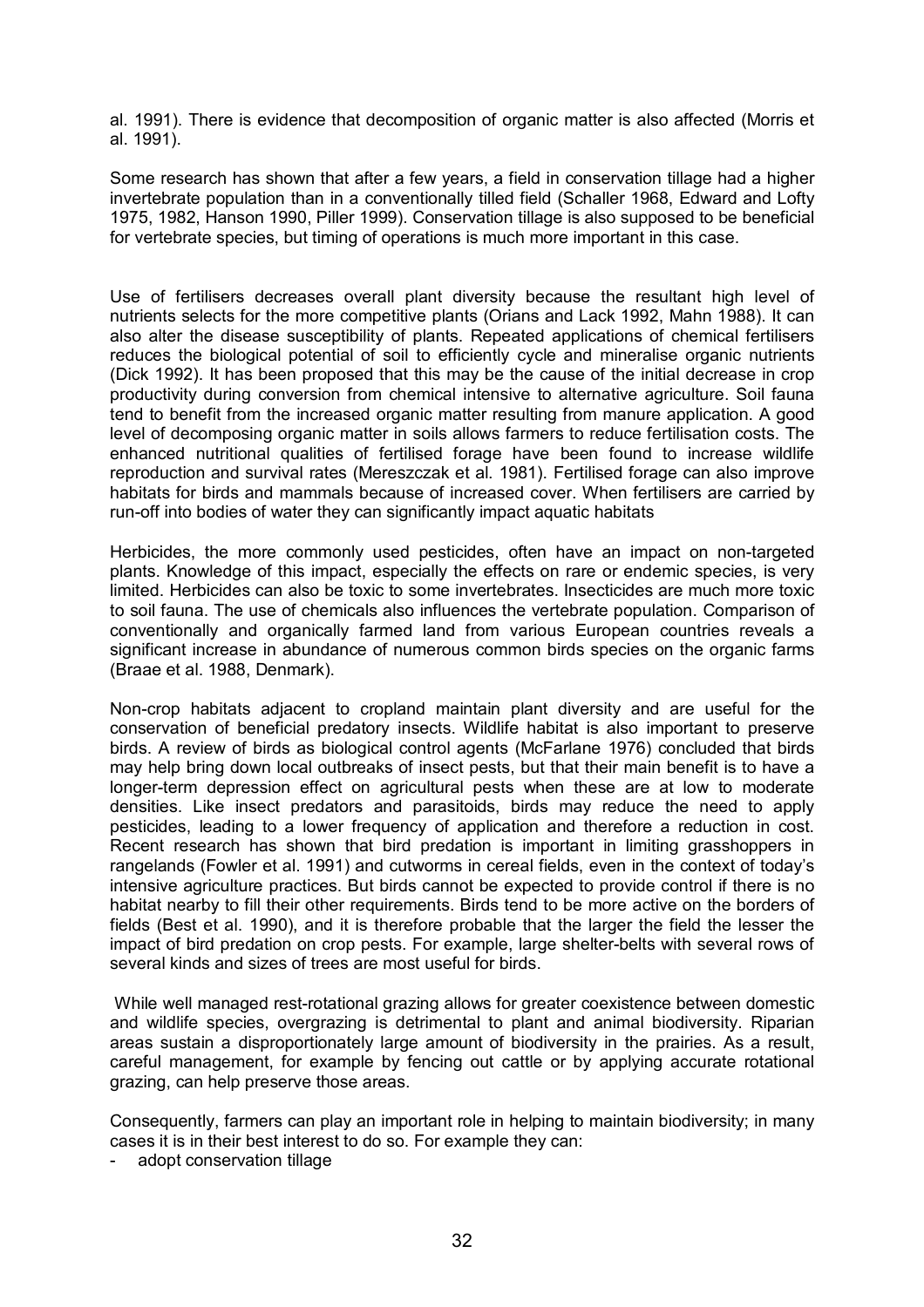al. 1991). There is evidence that decomposition of organic matter is also affected (Morris et al. 1991).

Some research has shown that after a few years, a field in conservation tillage had a higher invertebrate population than in a conventionally tilled field (Schaller 1968, Edward and Lofty 1975, 1982, Hanson 1990, Piller 1999). Conservation tillage is also supposed to be beneficial for vertebrate species, but timing of operations is much more important in this case.

Use of fertilisers decreases overall plant diversity because the resultant high level of nutrients selects for the more competitive plants (Orians and Lack 1992, Mahn 1988). It can also alter the disease susceptibility of plants. Repeated applications of chemical fertilisers reduces the biological potential of soil to efficiently cycle and mineralise organic nutrients (Dick 1992). It has been proposed that this may be the cause of the initial decrease in crop productivity during conversion from chemical intensive to alternative agriculture. Soil fauna tend to benefit from the increased organic matter resulting from manure application. A good level of decomposing organic matter in soils allows farmers to reduce fertilisation costs. The enhanced nutritional qualities of fertilised forage have been found to increase wildlife reproduction and survival rates (Mereszczak et al. 1981). Fertilised forage can also improve habitats for birds and mammals because of increased cover. When fertilisers are carried by run-off into bodies of water they can significantly impact aquatic habitats

Herbicides, the more commonly used pesticides, often have an impact on non-targeted plants. Knowledge of this impact, especially the effects on rare or endemic species, is very limited. Herbicides can also be toxic to some invertebrates. Insecticides are much more toxic to soil fauna. The use of chemicals also influences the vertebrate population. Comparison of conventionally and organically farmed land from various European countries reveals a significant increase in abundance of numerous common birds species on the organic farms (Braae et al. 1988, Denmark).

Non-crop habitats adjacent to cropland maintain plant diversity and are useful for the conservation of beneficial predatory insects. Wildlife habitat is also important to preserve birds. A review of birds as biological control agents (McFarlane 1976) concluded that birds may help bring down local outbreaks of insect pests, but that their main benefit is to have a longer-term depression effect on agricultural pests when these are at low to moderate densities. Like insect predators and parasitoids, birds may reduce the need to apply pesticides, leading to a lower frequency of application and therefore a reduction in cost. Recent research has shown that bird predation is important in limiting grasshoppers in rangelands (Fowler et al. 1991) and cutworms in cereal fields, even in the context of today's intensive agriculture practices. But birds cannot be expected to provide control if there is no habitat nearby to fill their other requirements. Birds tend to be more active on the borders of fields (Best et al. 1990), and it is therefore probable that the larger the field the lesser the impact of bird predation on crop pests. For example, large shelter-belts with several rows of several kinds and sizes of trees are most useful for birds.

While well managed rest-rotational grazing allows for greater coexistence between domestic and wildlife species, overgrazing is detrimental to plant and animal biodiversity. Riparian areas sustain a disproportionately large amount of biodiversity in the prairies. As a result, careful management, for example by fencing out cattle or by applying accurate rotational grazing, can help preserve those areas.

Consequently, farmers can play an important role in helping to maintain biodiversity; in many cases it is in their best interest to do so. For example they can:

- adopt conservation tillage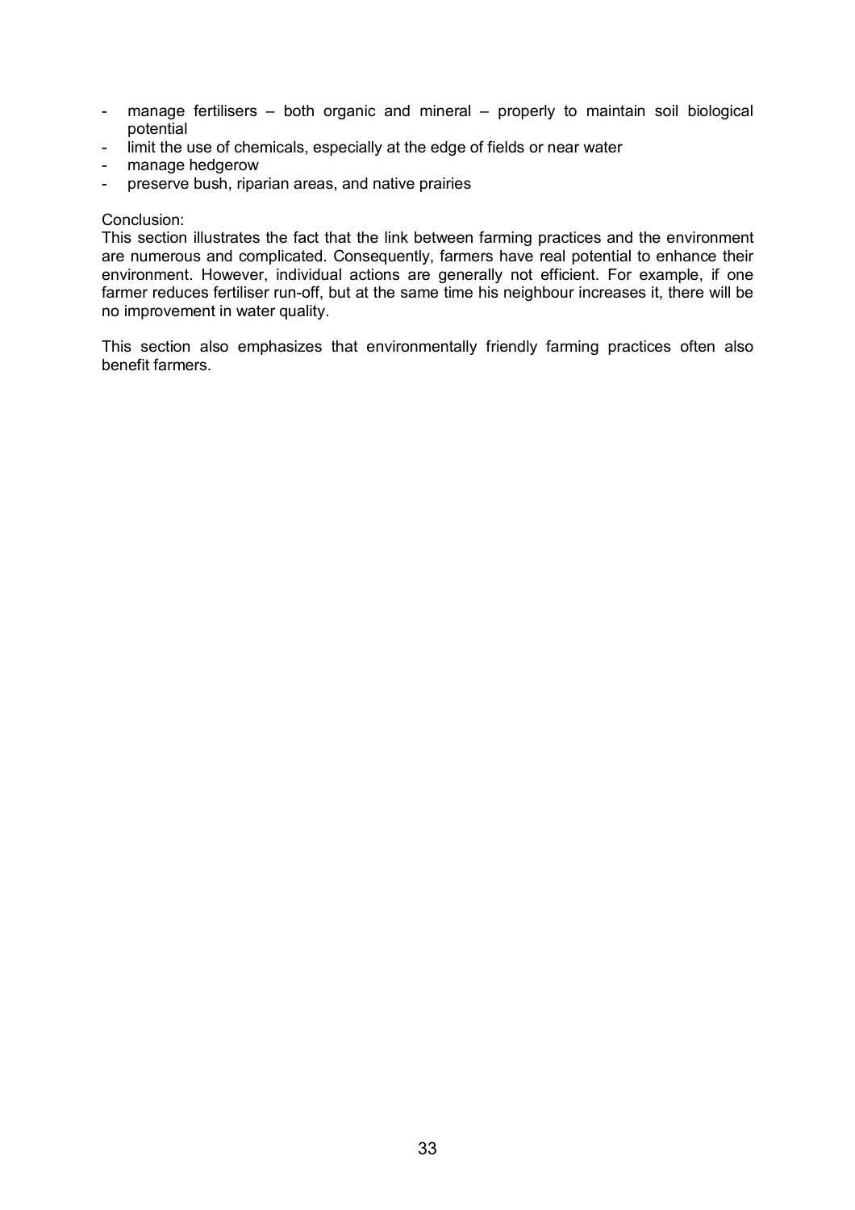- manage fertilisers – both organic and mineral – properly to maintain soil biological potential
- limit the use of chemicals, especially at the edge of fields or near water
- manage hedgerow
- preserve bush, riparian areas, and native prairies

Conclusion:
This section illustrates the fact that the link between farming practices and the environment are numerous and complicated. Consequently, farmers have real potential to enhance their environment. However, individual actions are generally not efficient. For example, if one farmer reduces fertiliser run-off, but at the same time his neighbour increases it, there will be no improvement in water quality.

This section also emphasizes that environmentally friendly farming practices often also benefit farmers.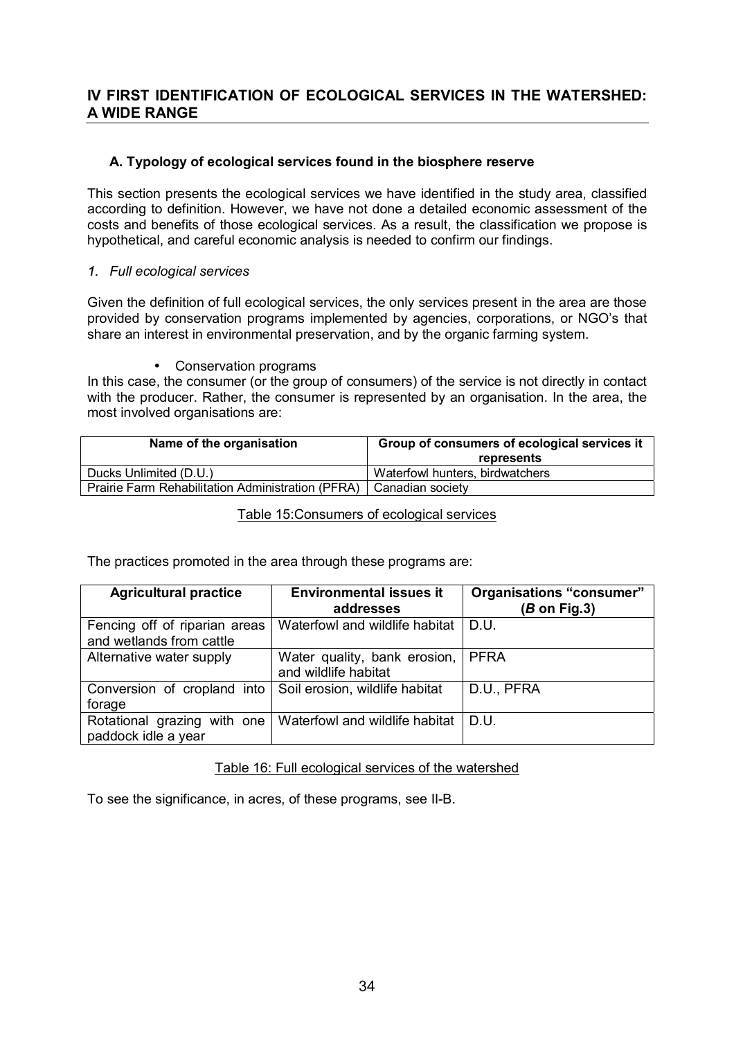## IV FIRST IDENTIFICATION OF ECOLOGICAL SERVICES IN THE WATERSHED: A WIDE RANGE

### A. Typology of ecological services found in the biosphere reserve

This section presents the ecological services we have identified in the study area, classified according to definition. However, we have not done a detailed economic assessment of the costs and benefits of those ecological services. As a result, the classification we propose is hypothetical, and careful economic analysis is needed to confirm our findings.

#### 1. *Full ecological services*

Given the definition of full ecological services, the only services present in the area are those provided by conservation programs implemented by agencies, corporations, or NGO's that share an interest in environmental preservation, and by the organic farming system.

- Conservation programs

In this case, the consumer (or the group of consumers) of the service is not directly in contact with the producer. Rather, the consumer is represented by an organisation. In the area, the most involved organisations are:

| Name of the organisation | Group of consumers of ecological services it represents |
| --- | --- |
| Ducks Unlimited (D.U.) | Waterfowl hunters, birdwatchers |
| Prairie Farm Rehabilitation Administration (PFRA) | Canadian society |

Table 15:Consumers of ecological services

The practices promoted in the area through these programs are:

| Agricultural practice | Environmental issues it addresses | Organisations "consumer" (*B* on Fig.3) |
| --- | --- | --- |
| Fencing off of riparian areas and wetlands from cattle | Waterfowl and wildlife habitat | D.U. |
| Alternative water supply | Water quality, bank erosion, and wildlife habitat | PFRA |
| Conversion of cropland into forage | Soil erosion, wildlife habitat | D.U., PFRA |
| Rotational grazing with one paddock idle a year | Waterfowl and wildlife habitat | D.U. |

Table 16: Full ecological services of the watershed

To see the significance, in acres, of these programs, see II-B.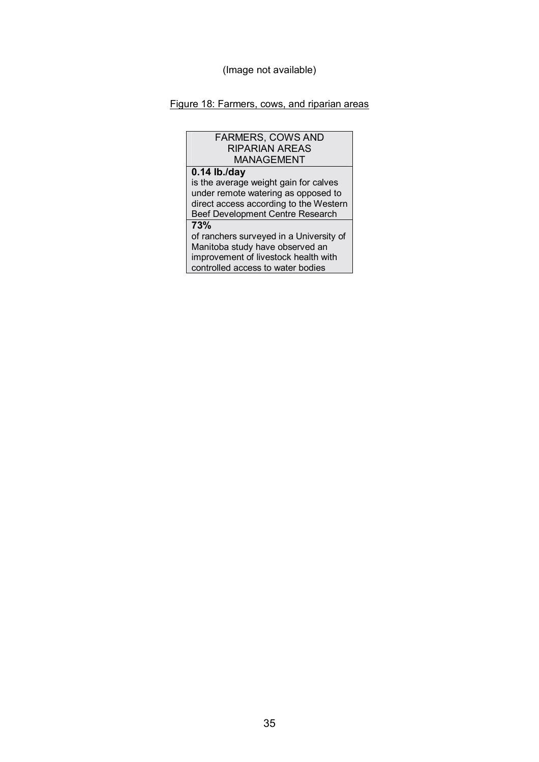(Image not available)

Figure 18: Farmers, cows, and riparian areas

| FARMERS, COWS AND RIPARIAN AREAS MANAGEMENT |
| --- |
| **0.14 lb./day** is the average weight gain for calves under remote watering as opposed to direct access according to the Western Beef Development Centre Research |
| **73%** of ranchers surveyed in a University of Manitoba study have observed an improvement of livestock health with controlled access to water bodies |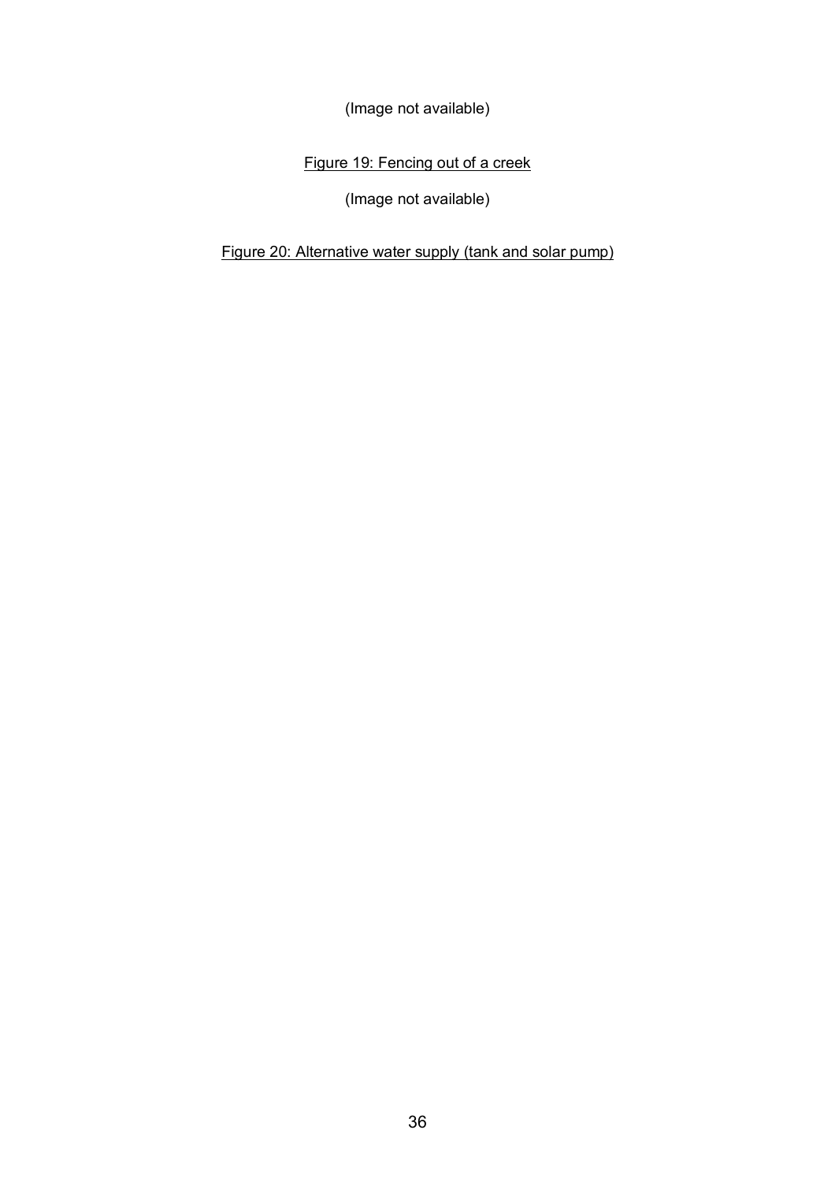(Image not available)

Figure 19: Fencing out of a creek

(Image not available)

Figure 20: Alternative water supply (tank and solar pump)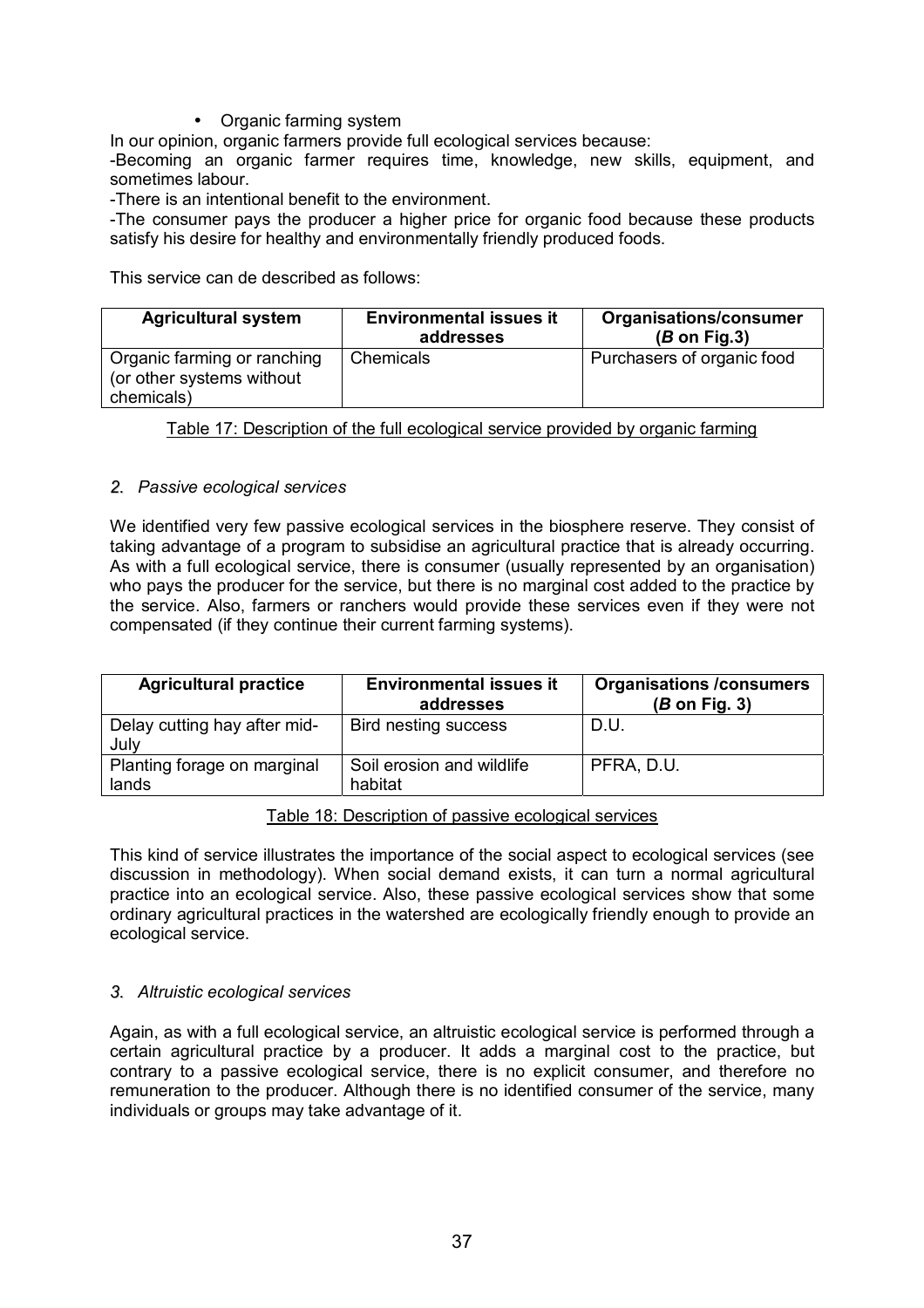- Organic farming system

In our opinion, organic farmers provide full ecological services because:

-Becoming an organic farmer requires time, knowledge, new skills, equipment, and sometimes labour.

-There is an intentional benefit to the environment.

-The consumer pays the producer a higher price for organic food because these products satisfy his desire for healthy and environmentally friendly produced foods.

This service can de described as follows:

| Agricultural system | Environmental issues it addresses | Organisations/consumer (*B* on Fig.3) |
|---|---|---|
| Organic farming or ranching (or other systems without chemicals) | Chemicals | Purchasers of organic food |

Table 17: Description of the full ecological service provided by organic farming

*2. Passive ecological services*

We identified very few passive ecological services in the biosphere reserve. They consist of taking advantage of a program to subsidise an agricultural practice that is already occurring. As with a full ecological service, there is consumer (usually represented by an organisation) who pays the producer for the service, but there is no marginal cost added to the practice by the service. Also, farmers or ranchers would provide these services even if they were not compensated (if they continue their current farming systems).

| Agricultural practice | Environmental issues it addresses | Organisations /consumers (*B* on Fig. 3) |
|---|---|---|
| Delay cutting hay after mid-July | Bird nesting success | D.U. |
| Planting forage on marginal lands | Soil erosion and wildlife habitat | PFRA, D.U. |

Table 18: Description of passive ecological services

This kind of service illustrates the importance of the social aspect to ecological services (see discussion in methodology). When social demand exists, it can turn a normal agricultural practice into an ecological service. Also, these passive ecological services show that some ordinary agricultural practices in the watershed are ecologically friendly enough to provide an ecological service.

*3. Altruistic ecological services*

Again, as with a full ecological service, an altruistic ecological service is performed through a certain agricultural practice by a producer. It adds a marginal cost to the practice, but contrary to a passive ecological service, there is no explicit consumer, and therefore no remuneration to the producer. Although there is no identified consumer of the service, many individuals or groups may take advantage of it.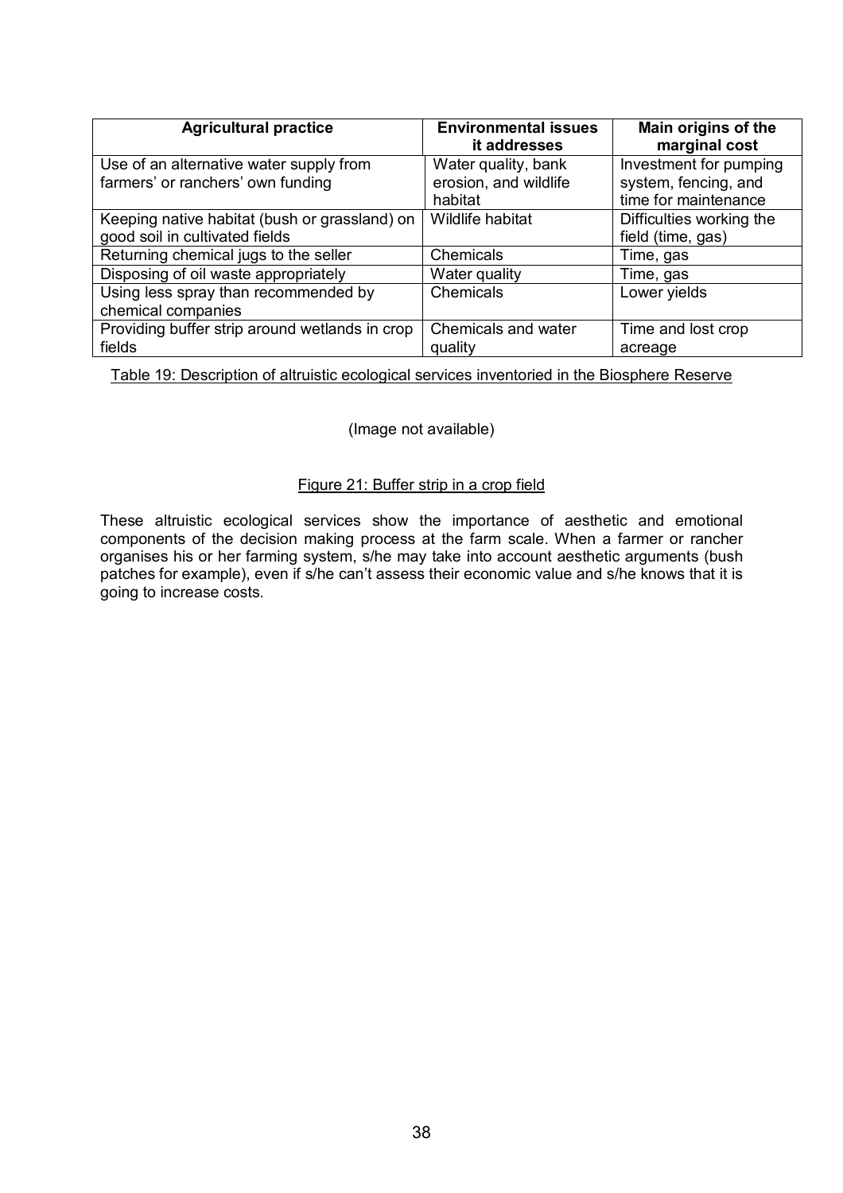| Agricultural practice | Environmental issues it addresses | Main origins of the marginal cost |
|---|---|---|
| Use of an alternative water supply from farmers' or ranchers' own funding | Water quality, bank erosion, and wildlife habitat | Investment for pumping system, fencing, and time for maintenance |
| Keeping native habitat (bush or grassland) on good soil in cultivated fields | Wildlife habitat | Difficulties working the field (time, gas) |
| Returning chemical jugs to the seller | Chemicals | Time, gas |
| Disposing of oil waste appropriately | Water quality | Time, gas |
| Using less spray than recommended by chemical companies | Chemicals | Lower yields |
| Providing buffer strip around wetlands in crop fields | Chemicals and water quality | Time and lost crop acreage |

Table 19: Description of altruistic ecological services inventoried in the Biosphere Reserve

(Image not available)

Figure 21: Buffer strip in a crop field

These altruistic ecological services show the importance of aesthetic and emotional components of the decision making process at the farm scale. When a farmer or rancher organises his or her farming system, s/he may take into account aesthetic arguments (bush patches for example), even if s/he can't assess their economic value and s/he knows that it is going to increase costs.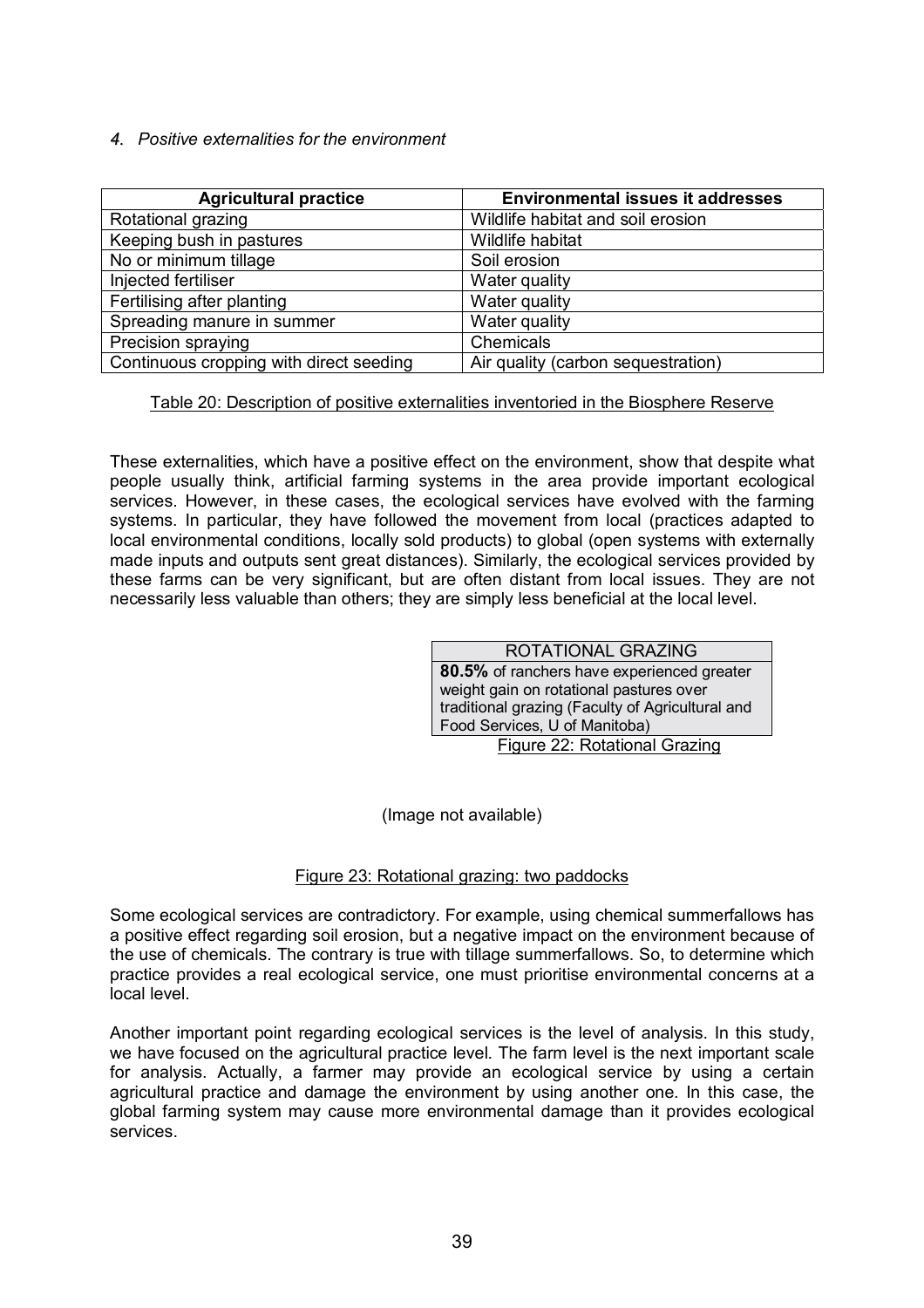### *4. Positive externalities for the environment*

| Agricultural practice | Environmental issues it addresses |
| --- | --- |
| Rotational grazing | Wildlife habitat and soil erosion |
| Keeping bush in pastures | Wildlife habitat |
| No or minimum tillage | Soil erosion |
| Injected fertiliser | Water quality |
| Fertilising after planting | Water quality |
| Spreading manure in summer | Water quality |
| Precision spraying | Chemicals |
| Continuous cropping with direct seeding | Air quality (carbon sequestration) |

Table 20: Description of positive externalities inventoried in the Biosphere Reserve

These externalities, which have a positive effect on the environment, show that despite what people usually think, artificial farming systems in the area provide important ecological services. However, in these cases, the ecological services have evolved with the farming systems. In particular, they have followed the movement from local (practices adapted to local environmental conditions, locally sold products) to global (open systems with externally made inputs and outputs sent great distances). Similarly, the ecological services provided by these farms can be very significant, but are often distant from local issues. They are not necessarily less valuable than others; they are simply less beneficial at the local level.

| ROTATIONAL GRAZING |
| --- |
| **80.5%** of ranchers have experienced greater weight gain on rotational pastures over traditional grazing (Faculty of Agricultural and Food Services, U of Manitoba) |

Figure 22: Rotational Grazing

(Image not available)

Figure 23: Rotational grazing: two paddocks

Some ecological services are contradictory. For example, using chemical summerfallows has a positive effect regarding soil erosion, but a negative impact on the environment because of the use of chemicals. The contrary is true with tillage summerfallows. So, to determine which practice provides a real ecological service, one must prioritise environmental concerns at a local level.

Another important point regarding ecological services is the level of analysis. In this study, we have focused on the agricultural practice level. The farm level is the next important scale for analysis. Actually, a farmer may provide an ecological service by using a certain agricultural practice and damage the environment by using another one. In this case, the global farming system may cause more environmental damage than it provides ecological services.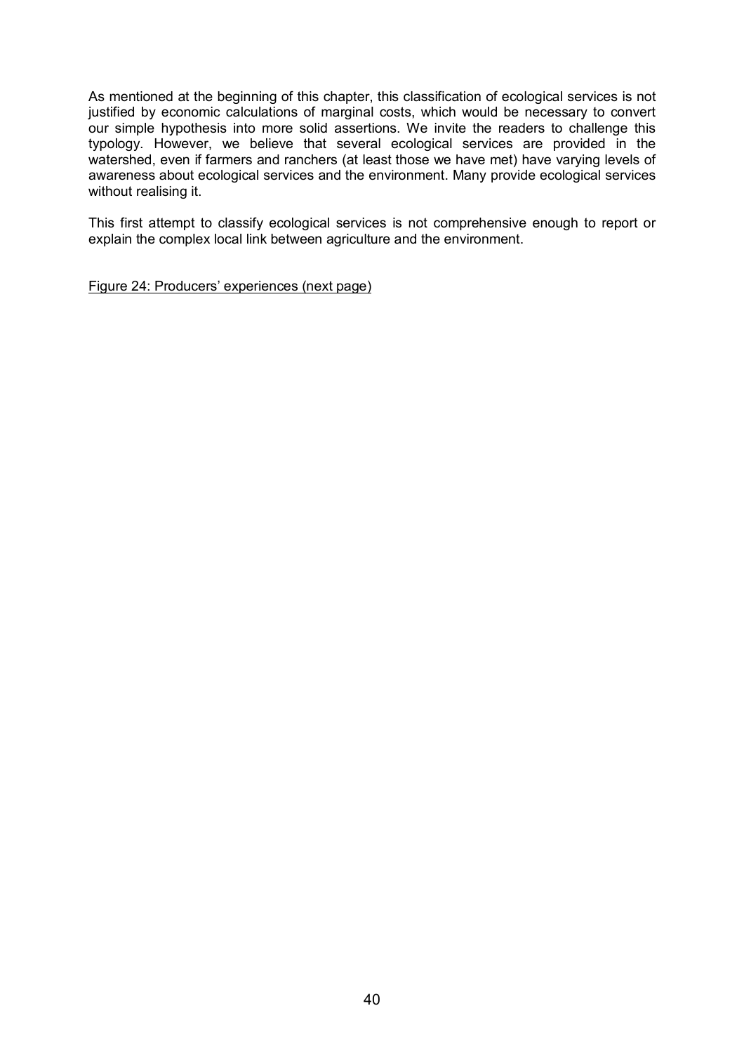As mentioned at the beginning of this chapter, this classification of ecological services is not justified by economic calculations of marginal costs, which would be necessary to convert our simple hypothesis into more solid assertions. We invite the readers to challenge this typology. However, we believe that several ecological services are provided in the watershed, even if farmers and ranchers (at least those we have met) have varying levels of awareness about ecological services and the environment. Many provide ecological services without realising it.

This first attempt to classify ecological services is not comprehensive enough to report or explain the complex local link between agriculture and the environment.

Figure 24: Producers' experiences (next page)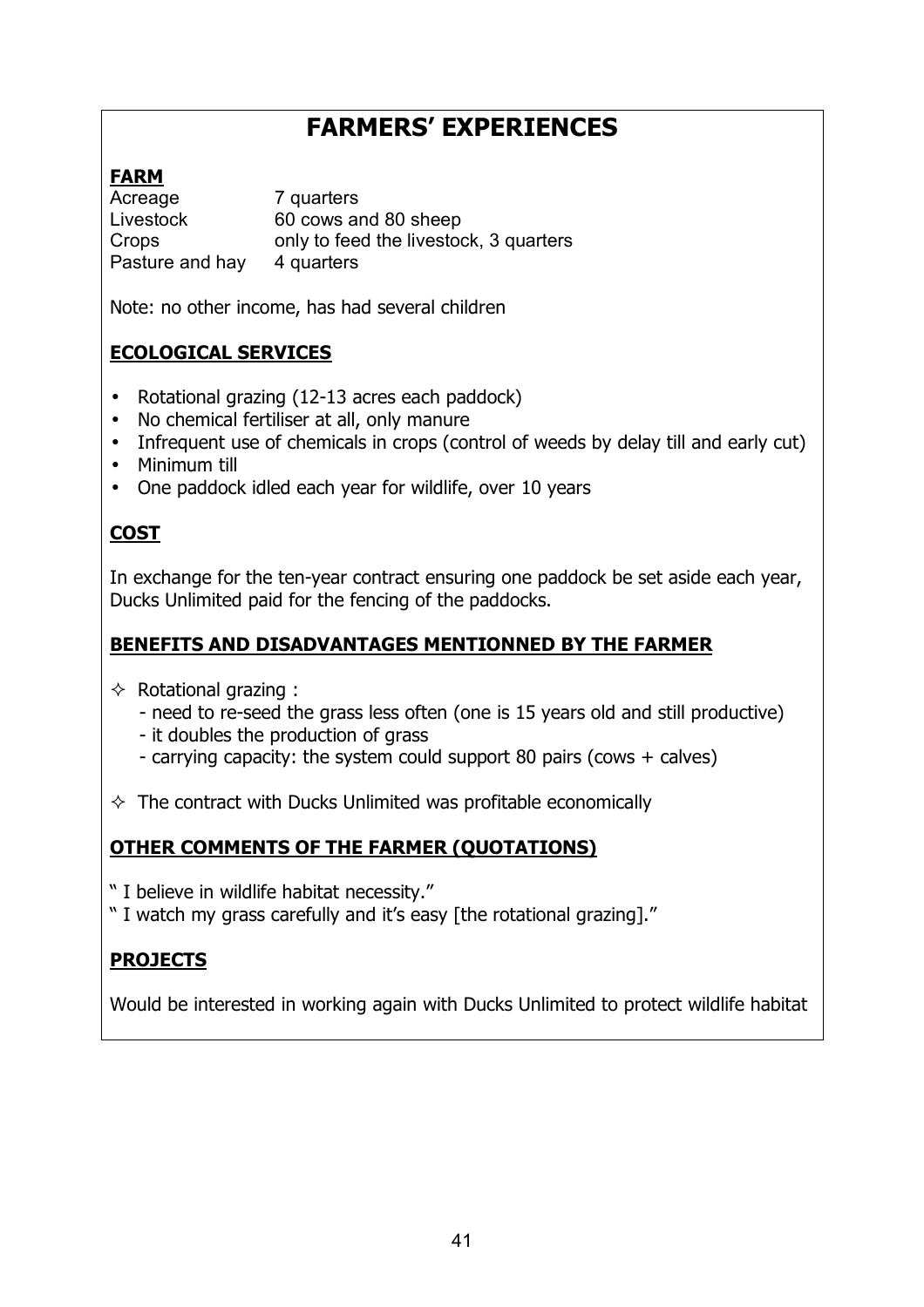# FARMERS' EXPERIENCES

## FARM

| | |
|---|---|
| Acreage | 7 quarters |
| Livestock | 60 cows and 80 sheep |
| Crops | only to feed the livestock, 3 quarters |
| Pasture and hay | 4 quarters |

Note: no other income, has had several children

## ECOLOGICAL SERVICES

- Rotational grazing (12-13 acres each paddock)
- No chemical fertiliser at all, only manure
- Infrequent use of chemicals in crops (control of weeds by delay till and early cut)
- Minimum till
- One paddock idled each year for wildlife, over 10 years

## COST

In exchange for the ten-year contract ensuring one paddock be set aside each year, Ducks Unlimited paid for the fencing of the paddocks.

## BENEFITS AND DISADVANTAGES MENTIONNED BY THE FARMER

- Rotational grazing :
  - need to re-seed the grass less often (one is 15 years old and still productive)
  - it doubles the production of grass
  - carrying capacity: the system could support 80 pairs (cows + calves)
- The contract with Ducks Unlimited was profitable economically

## OTHER COMMENTS OF THE FARMER (QUOTATIONS)

" I believe in wildlife habitat necessity."

" I watch my grass carefully and it's easy [the rotational grazing]."

## PROJECTS

Would be interested in working again with Ducks Unlimited to protect wildlife habitat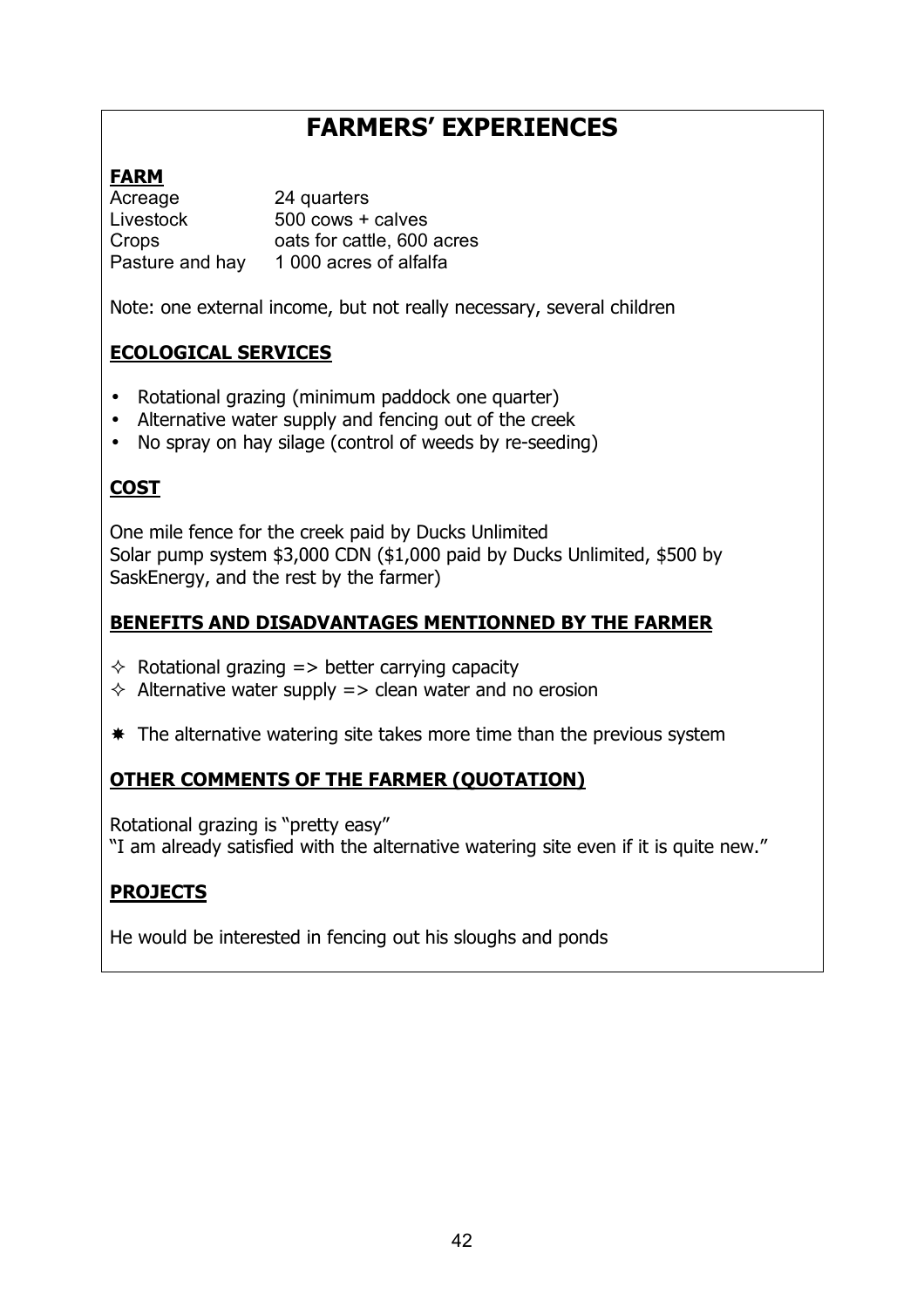# FARMERS' EXPERIENCES

## FARM

| | |
|---|---|
| Acreage | 24 quarters |
| Livestock | 500 cows + calves |
| Crops | oats for cattle, 600 acres |
| Pasture and hay | 1 000 acres of alfalfa |

Note: one external income, but not really necessary, several children

## ECOLOGICAL SERVICES

- Rotational grazing (minimum paddock one quarter)
- Alternative water supply and fencing out of the creek
- No spray on hay silage (control of weeds by re-seeding)

## COST

One mile fence for the creek paid by Ducks Unlimited
Solar pump system $3,000 CDN ($1,000 paid by Ducks Unlimited, $500 by SaskEnergy, and the rest by the farmer)

## BENEFITS AND DISADVANTAGES MENTIONNED BY THE FARMER

- ✧ Rotational grazing => better carrying capacity
- ✧ Alternative water supply => clean water and no erosion

- ✷ The alternative watering site takes more time than the previous system

## OTHER COMMENTS OF THE FARMER (QUOTATION)

Rotational grazing is "pretty easy"
"I am already satisfied with the alternative watering site even if it is quite new."

## PROJECTS

He would be interested in fencing out his sloughs and ponds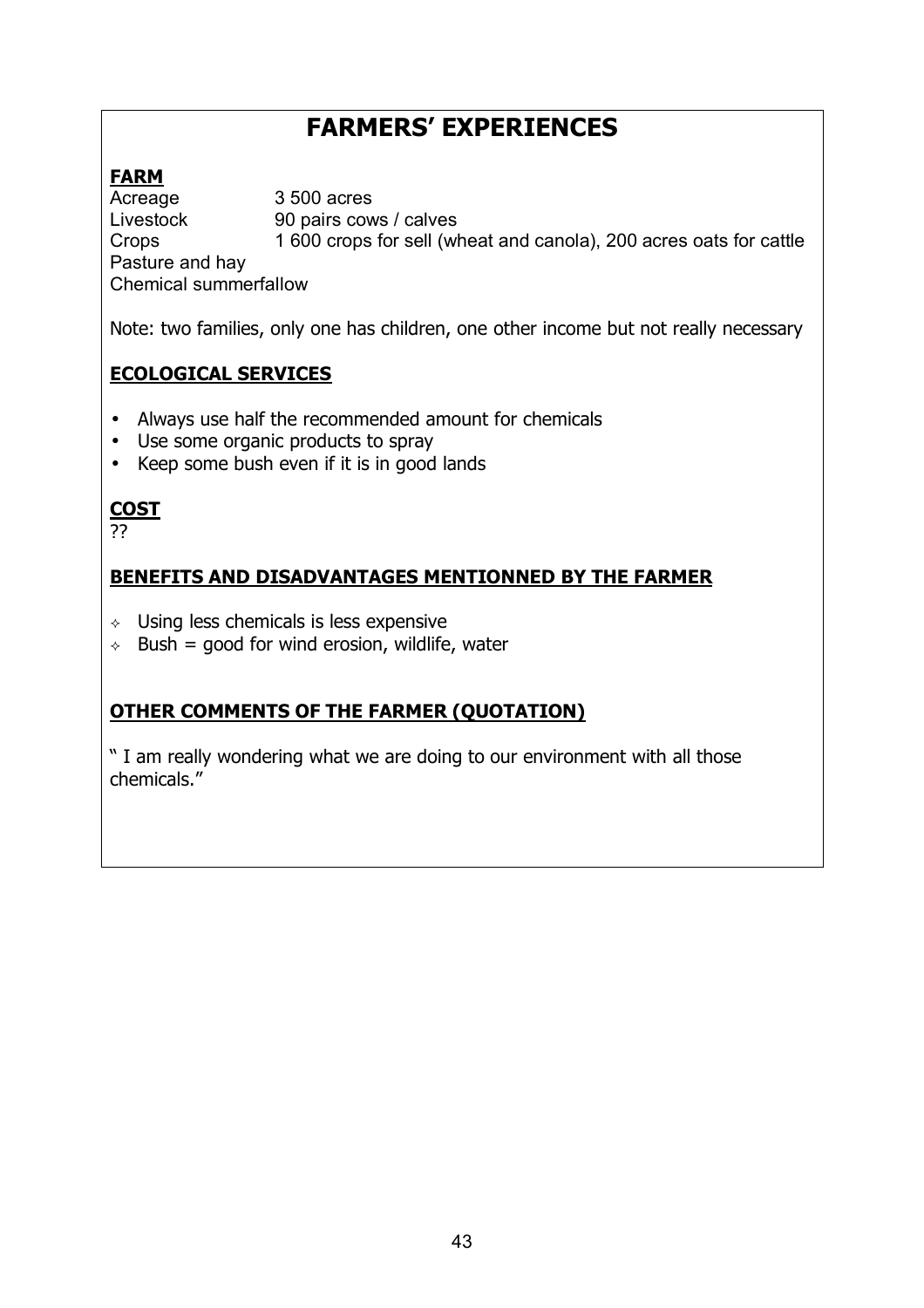# FARMERS' EXPERIENCES

**FARM**

| | |
|---|---|
| Acreage | 3 500 acres |
| Livestock | 90 pairs cows / calves |
| Crops | 1 600 crops for sell (wheat and canola), 200 acres oats for cattle |
| Pasture and hay | |
| Chemical summerfallow | |

Note: two families, only one has children, one other income but not really necessary

**ECOLOGICAL SERVICES**

- Always use half the recommended amount for chemicals
- Use some organic products to spray
- Keep some bush even if it is in good lands

**COST**

??

**BENEFITS AND DISADVANTAGES MENTIONNED BY THE FARMER**

- Using less chemicals is less expensive
- Bush = good for wind erosion, wildlife, water

**OTHER COMMENTS OF THE FARMER (QUOTATION)**

" I am really wondering what we are doing to our environment with all those chemicals."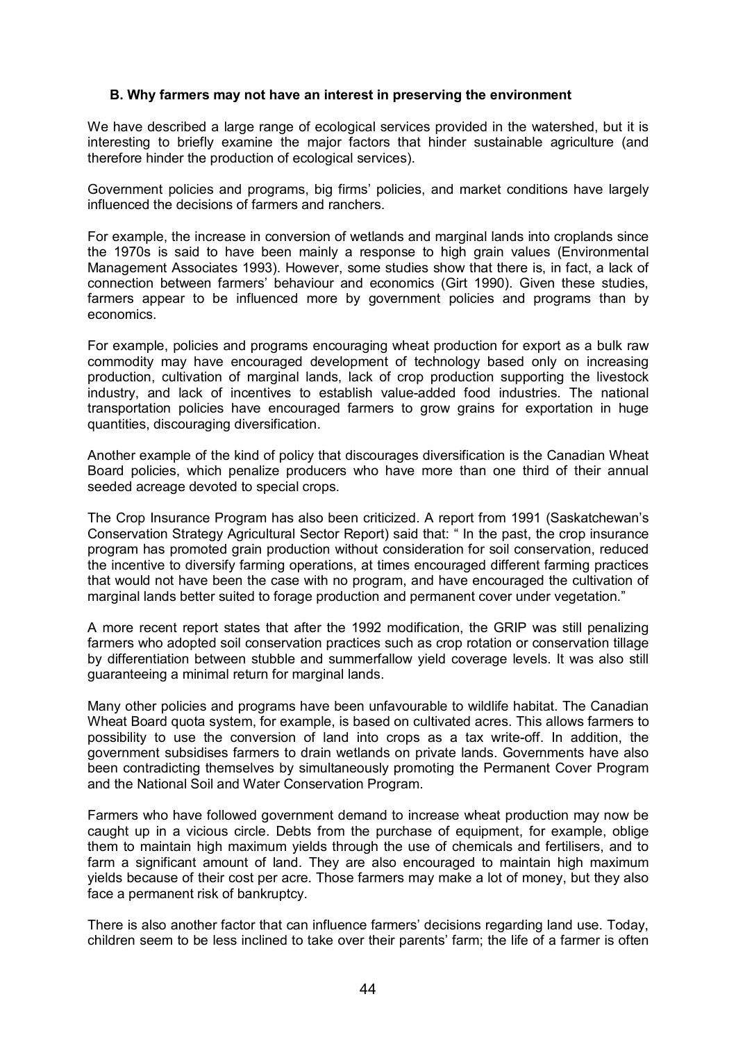### B. Why farmers may not have an interest in preserving the environment

We have described a large range of ecological services provided in the watershed, but it is interesting to briefly examine the major factors that hinder sustainable agriculture (and therefore hinder the production of ecological services).

Government policies and programs, big firms' policies, and market conditions have largely influenced the decisions of farmers and ranchers.

For example, the increase in conversion of wetlands and marginal lands into croplands since the 1970s is said to have been mainly a response to high grain values (Environmental Management Associates 1993). However, some studies show that there is, in fact, a lack of connection between farmers' behaviour and economics (Girt 1990). Given these studies, farmers appear to be influenced more by government policies and programs than by economics.

For example, policies and programs encouraging wheat production for export as a bulk raw commodity may have encouraged development of technology based only on increasing production, cultivation of marginal lands, lack of crop production supporting the livestock industry, and lack of incentives to establish value-added food industries. The national transportation policies have encouraged farmers to grow grains for exportation in huge quantities, discouraging diversification.

Another example of the kind of policy that discourages diversification is the Canadian Wheat Board policies, which penalize producers who have more than one third of their annual seeded acreage devoted to special crops.

The Crop Insurance Program has also been criticized. A report from 1991 (Saskatchewan's Conservation Strategy Agricultural Sector Report) said that: " In the past, the crop insurance program has promoted grain production without consideration for soil conservation, reduced the incentive to diversify farming operations, at times encouraged different farming practices that would not have been the case with no program, and have encouraged the cultivation of marginal lands better suited to forage production and permanent cover under vegetation."

A more recent report states that after the 1992 modification, the GRIP was still penalizing farmers who adopted soil conservation practices such as crop rotation or conservation tillage by differentiation between stubble and summerfallow yield coverage levels. It was also still guaranteeing a minimal return for marginal lands.

Many other policies and programs have been unfavourable to wildlife habitat. The Canadian Wheat Board quota system, for example, is based on cultivated acres. This allows farmers to possibility to use the conversion of land into crops as a tax write-off. In addition, the government subsidises farmers to drain wetlands on private lands. Governments have also been contradicting themselves by simultaneously promoting the Permanent Cover Program and the National Soil and Water Conservation Program.

Farmers who have followed government demand to increase wheat production may now be caught up in a vicious circle. Debts from the purchase of equipment, for example, oblige them to maintain high maximum yields through the use of chemicals and fertilisers, and to farm a significant amount of land. They are also encouraged to maintain high maximum yields because of their cost per acre. Those farmers may make a lot of money, but they also face a permanent risk of bankruptcy.

There is also another factor that can influence farmers' decisions regarding land use. Today, children seem to be less inclined to take over their parents' farm; the life of a farmer is often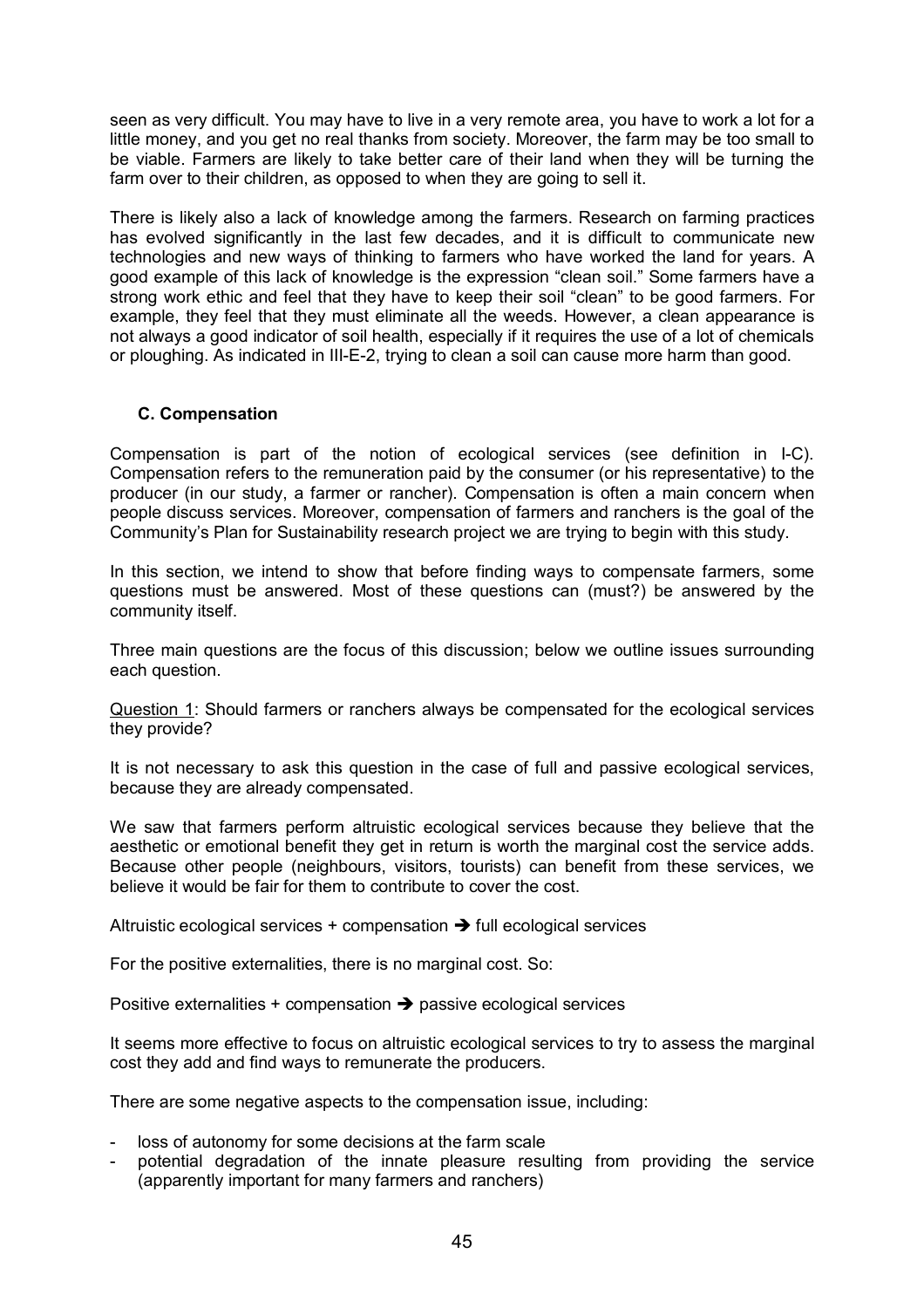seen as very difficult. You may have to live in a very remote area, you have to work a lot for a little money, and you get no real thanks from society. Moreover, the farm may be too small to be viable. Farmers are likely to take better care of their land when they will be turning the farm over to their children, as opposed to when they are going to sell it.

There is likely also a lack of knowledge among the farmers. Research on farming practices has evolved significantly in the last few decades, and it is difficult to communicate new technologies and new ways of thinking to farmers who have worked the land for years. A good example of this lack of knowledge is the expression "clean soil." Some farmers have a strong work ethic and feel that they have to keep their soil "clean" to be good farmers. For example, they feel that they must eliminate all the weeds. However, a clean appearance is not always a good indicator of soil health, especially if it requires the use of a lot of chemicals or ploughing. As indicated in III-E-2, trying to clean a soil can cause more harm than good.

### C. Compensation

Compensation is part of the notion of ecological services (see definition in I-C). Compensation refers to the remuneration paid by the consumer (or his representative) to the producer (in our study, a farmer or rancher). Compensation is often a main concern when people discuss services. Moreover, compensation of farmers and ranchers is the goal of the Community's Plan for Sustainability research project we are trying to begin with this study.

In this section, we intend to show that before finding ways to compensate farmers, some questions must be answered. Most of these questions can (must?) be answered by the community itself.

Three main questions are the focus of this discussion; below we outline issues surrounding each question.

<u>Question 1</u>: Should farmers or ranchers always be compensated for the ecological services they provide?

It is not necessary to ask this question in the case of full and passive ecological services, because they are already compensated.

We saw that farmers perform altruistic ecological services because they believe that the aesthetic or emotional benefit they get in return is worth the marginal cost the service adds. Because other people (neighbours, visitors, tourists) can benefit from these services, we believe it would be fair for them to contribute to cover the cost.

Altruistic ecological services + compensation ➔ full ecological services

For the positive externalities, there is no marginal cost. So:

Positive externalities + compensation ➔ passive ecological services

It seems more effective to focus on altruistic ecological services to try to assess the marginal cost they add and find ways to remunerate the producers.

There are some negative aspects to the compensation issue, including:

- loss of autonomy for some decisions at the farm scale
- potential degradation of the innate pleasure resulting from providing the service (apparently important for many farmers and ranchers)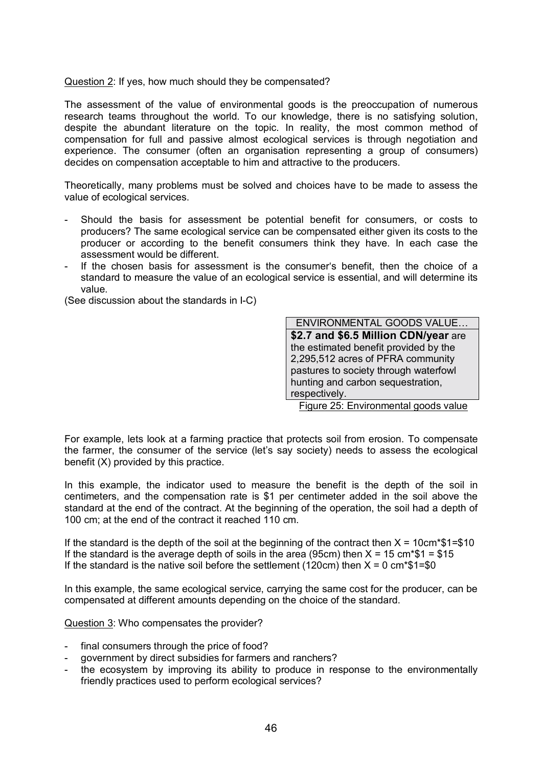Question 2: If yes, how much should they be compensated?

The assessment of the value of environmental goods is the preoccupation of numerous research teams throughout the world. To our knowledge, there is no satisfying solution, despite the abundant literature on the topic. In reality, the most common method of compensation for full and passive almost ecological services is through negotiation and experience. The consumer (often an organisation representing a group of consumers) decides on compensation acceptable to him and attractive to the producers.

Theoretically, many problems must be solved and choices have to be made to assess the value of ecological services.

- Should the basis for assessment be potential benefit for consumers, or costs to producers? The same ecological service can be compensated either given its costs to the producer or according to the benefit consumers think they have. In each case the assessment would be different.
- If the chosen basis for assessment is the consumer's benefit, then the choice of a standard to measure the value of an ecological service is essential, and will determine its value.

(See discussion about the standards in I-C)

| ENVIRONMENTAL GOODS VALUE… |
|---|
| **$2.7 and $6.5 Million CDN/year** are the estimated benefit provided by the 2,295,512 acres of PFRA community pastures to society through waterfowl hunting and carbon sequestration, respectively. |

Figure 25: Environmental goods value

For example, lets look at a farming practice that protects soil from erosion. To compensate the farmer, the consumer of the service (let's say society) needs to assess the ecological benefit (X) provided by this practice.

In this example, the indicator used to measure the benefit is the depth of the soil in centimeters, and the compensation rate is $1 per centimeter added in the soil above the standard at the end of the contract. At the beginning of the operation, the soil had a depth of 100 cm; at the end of the contract it reached 110 cm.

If the standard is the depth of the soil at the beginning of the contract then X = 10cm*$1=$10
If the standard is the average depth of soils in the area (95cm) then X = 15 cm*$1 = $15
If the standard is the native soil before the settlement (120cm) then X = 0 cm*$1=$0

In this example, the same ecological service, carrying the same cost for the producer, can be compensated at different amounts depending on the choice of the standard.

Question 3: Who compensates the provider?

- final consumers through the price of food?
- government by direct subsidies for farmers and ranchers?
- the ecosystem by improving its ability to produce in response to the environmentally friendly practices used to perform ecological services?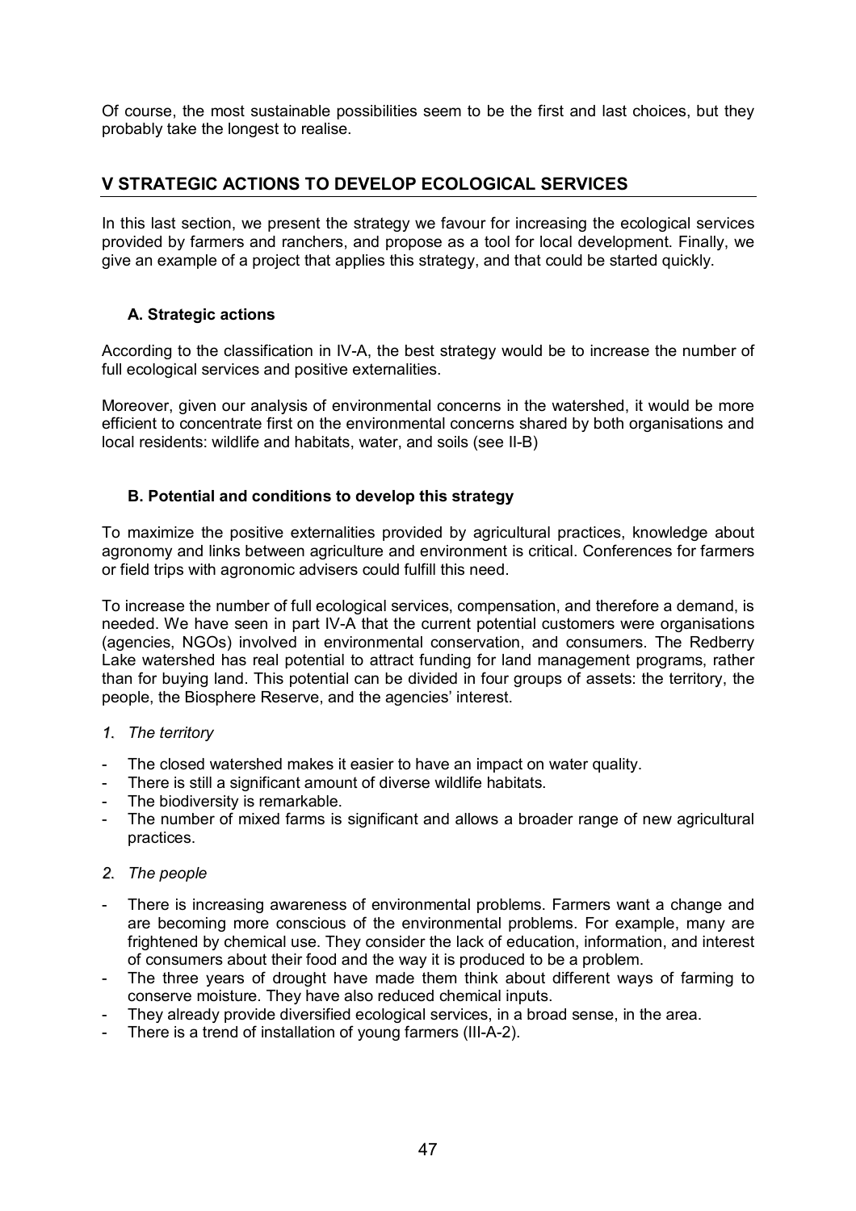Of course, the most sustainable possibilities seem to be the first and last choices, but they probably take the longest to realise.

## V STRATEGIC ACTIONS TO DEVELOP ECOLOGICAL SERVICES

In this last section, we present the strategy we favour for increasing the ecological services provided by farmers and ranchers, and propose as a tool for local development. Finally, we give an example of a project that applies this strategy, and that could be started quickly.

### A. Strategic actions

According to the classification in IV-A, the best strategy would be to increase the number of full ecological services and positive externalities.

Moreover, given our analysis of environmental concerns in the watershed, it would be more efficient to concentrate first on the environmental concerns shared by both organisations and local residents: wildlife and habitats, water, and soils (see II-B)

### B. Potential and conditions to develop this strategy

To maximize the positive externalities provided by agricultural practices, knowledge about agronomy and links between agriculture and environment is critical. Conferences for farmers or field trips with agronomic advisers could fulfill this need.

To increase the number of full ecological services, compensation, and therefore a demand, is needed. We have seen in part IV-A that the current potential customers were organisations (agencies, NGOs) involved in environmental conservation, and consumers. The Redberry Lake watershed has real potential to attract funding for land management programs, rather than for buying land. This potential can be divided in four groups of assets: the territory, the people, the Biosphere Reserve, and the agencies' interest.

*1. The territory*

- The closed watershed makes it easier to have an impact on water quality.
- There is still a significant amount of diverse wildlife habitats.
- The biodiversity is remarkable.
- The number of mixed farms is significant and allows a broader range of new agricultural practices.

*2. The people*

- There is increasing awareness of environmental problems. Farmers want a change and are becoming more conscious of the environmental problems. For example, many are frightened by chemical use. They consider the lack of education, information, and interest of consumers about their food and the way it is produced to be a problem.
- The three years of drought have made them think about different ways of farming to conserve moisture. They have also reduced chemical inputs.
- They already provide diversified ecological services, in a broad sense, in the area.
- There is a trend of installation of young farmers (III-A-2).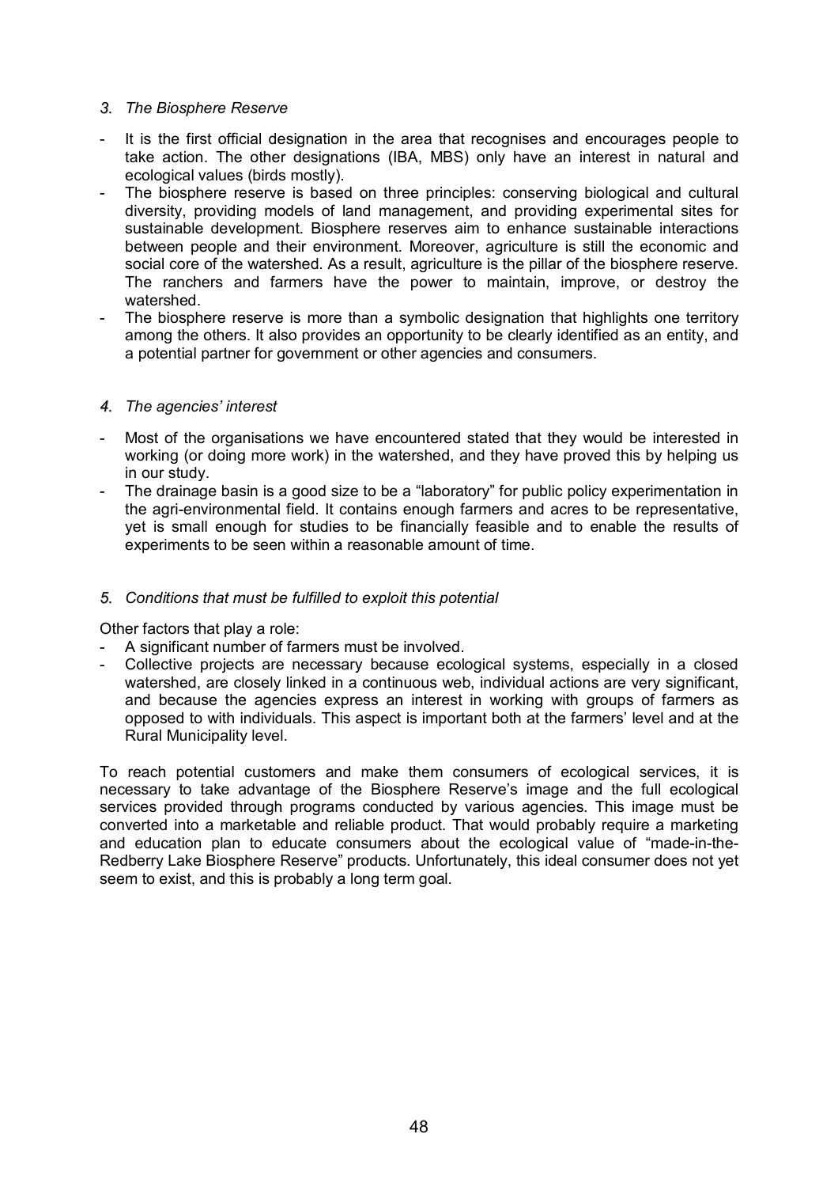### *3. The Biosphere Reserve*

- It is the first official designation in the area that recognises and encourages people to take action. The other designations (IBA, MBS) only have an interest in natural and ecological values (birds mostly).
- The biosphere reserve is based on three principles: conserving biological and cultural diversity, providing models of land management, and providing experimental sites for sustainable development. Biosphere reserves aim to enhance sustainable interactions between people and their environment. Moreover, agriculture is still the economic and social core of the watershed. As a result, agriculture is the pillar of the biosphere reserve. The ranchers and farmers have the power to maintain, improve, or destroy the watershed.
- The biosphere reserve is more than a symbolic designation that highlights one territory among the others. It also provides an opportunity to be clearly identified as an entity, and a potential partner for government or other agencies and consumers.

### *4. The agencies' interest*

- Most of the organisations we have encountered stated that they would be interested in working (or doing more work) in the watershed, and they have proved this by helping us in our study.
- The drainage basin is a good size to be a "laboratory" for public policy experimentation in the agri-environmental field. It contains enough farmers and acres to be representative, yet is small enough for studies to be financially feasible and to enable the results of experiments to be seen within a reasonable amount of time.

### *5. Conditions that must be fulfilled to exploit this potential*

Other factors that play a role:

- A significant number of farmers must be involved.
- Collective projects are necessary because ecological systems, especially in a closed watershed, are closely linked in a continuous web, individual actions are very significant, and because the agencies express an interest in working with groups of farmers as opposed to with individuals. This aspect is important both at the farmers' level and at the Rural Municipality level.

To reach potential customers and make them consumers of ecological services, it is necessary to take advantage of the Biosphere Reserve's image and the full ecological services provided through programs conducted by various agencies. This image must be converted into a marketable and reliable product. That would probably require a marketing and education plan to educate consumers about the ecological value of "made-in-the-Redberry Lake Biosphere Reserve" products. Unfortunately, this ideal consumer does not yet seem to exist, and this is probably a long term goal.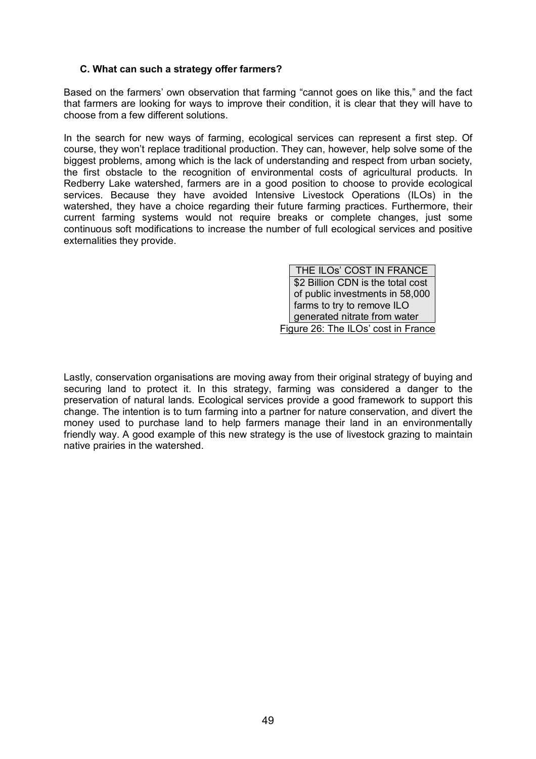### C. What can such a strategy offer farmers?

Based on the farmers' own observation that farming "cannot goes on like this," and the fact that farmers are looking for ways to improve their condition, it is clear that they will have to choose from a few different solutions.

In the search for new ways of farming, ecological services can represent a first step. Of course, they won't replace traditional production. They can, however, help solve some of the biggest problems, among which is the lack of understanding and respect from urban society, the first obstacle to the recognition of environmental costs of agricultural products. In Redberry Lake watershed, farmers are in a good position to choose to provide ecological services. Because they have avoided Intensive Livestock Operations (ILOs) in the watershed, they have a choice regarding their future farming practices. Furthermore, their current farming systems would not require breaks or complete changes, just some continuous soft modifications to increase the number of full ecological services and positive externalities they provide.

| THE ILOs' COST IN FRANCE |
| --- |
| $2 Billion CDN is the total cost of public investments in 58,000 farms to try to remove ILO generated nitrate from water |

Figure 26: The ILOs' cost in France

Lastly, conservation organisations are moving away from their original strategy of buying and securing land to protect it. In this strategy, farming was considered a danger to the preservation of natural lands. Ecological services provide a good framework to support this change. The intention is to turn farming into a partner for nature conservation, and divert the money used to purchase land to help farmers manage their land in an environmentally friendly way. A good example of this new strategy is the use of livestock grazing to maintain native prairies in the watershed.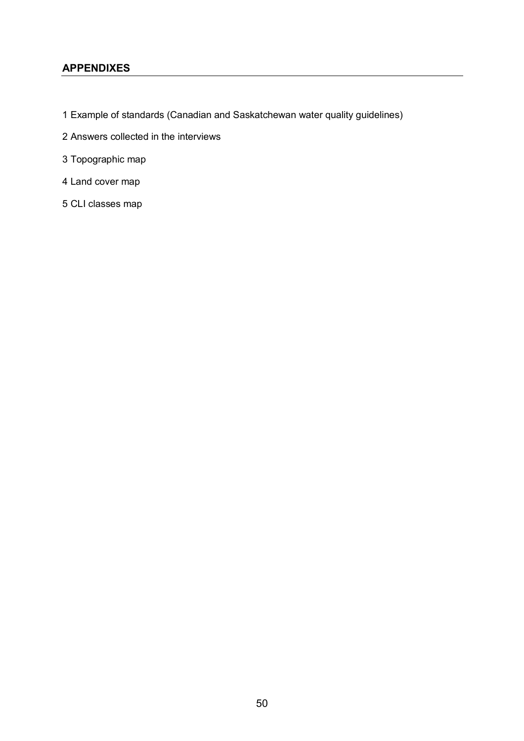## APPENDIXES

1 Example of standards (Canadian and Saskatchewan water quality guidelines)

2 Answers collected in the interviews

3 Topographic map

4 Land cover map

5 CLI classes map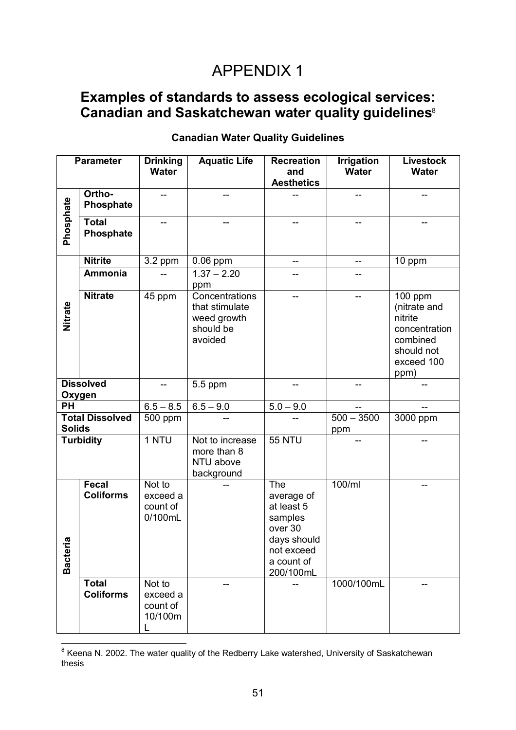// APPENDIX 1

## Examples of standards to assess ecological services: Canadian and Saskatchewan water quality guidelines[8]

**Canadian Water Quality Guidelines**

| Parameter | | Drinking Water | Aquatic Life | Recreation and Aesthetics | Irrigation Water | Livestock Water |
|---|---|---|---|---|---|---|
| Phosphate | Ortho-Phosphate | -- | -- | -- | -- | -- |
| | Total Phosphate | -- | -- | -- | -- | -- |
| Nitrate | Nitrite | 3.2 ppm | 0.06 ppm | -- | -- | 10 ppm |
| | Ammonia | -- | 1.37 – 2.20 ppm | -- | -- | |
| | Nitrate | 45 ppm | Concentrations that stimulate weed growth should be avoided | -- | -- | 100 ppm (nitrate and nitrite concentration combined should not exceed 100 ppm) |
| Dissolved Oxygen | | -- | 5.5 ppm | -- | -- | -- |
| PH | | 6.5 – 8.5 | 6.5 – 9.0 | 5.0 – 9.0 | -- | -- |
| Total Dissolved Solids | | 500 ppm | -- | -- | 500 – 3500 ppm | 3000 ppm |
| Turbidity | | 1 NTU | Not to increase more than 8 NTU above background | 55 NTU | -- | -- |
| Bacteria | Fecal Coliforms | Not to exceed a count of 0/100mL | -- | The average of at least 5 samples over 30 days should not exceed a count of 200/100mL | 100/ml | -- |
| | Total Coliforms | Not to exceed a count of 10/100mL | -- | -- | 1000/100mL | -- |

[8] Keena N. 2002. The water quality of the Redberry Lake watershed, University of Saskatchewan thesis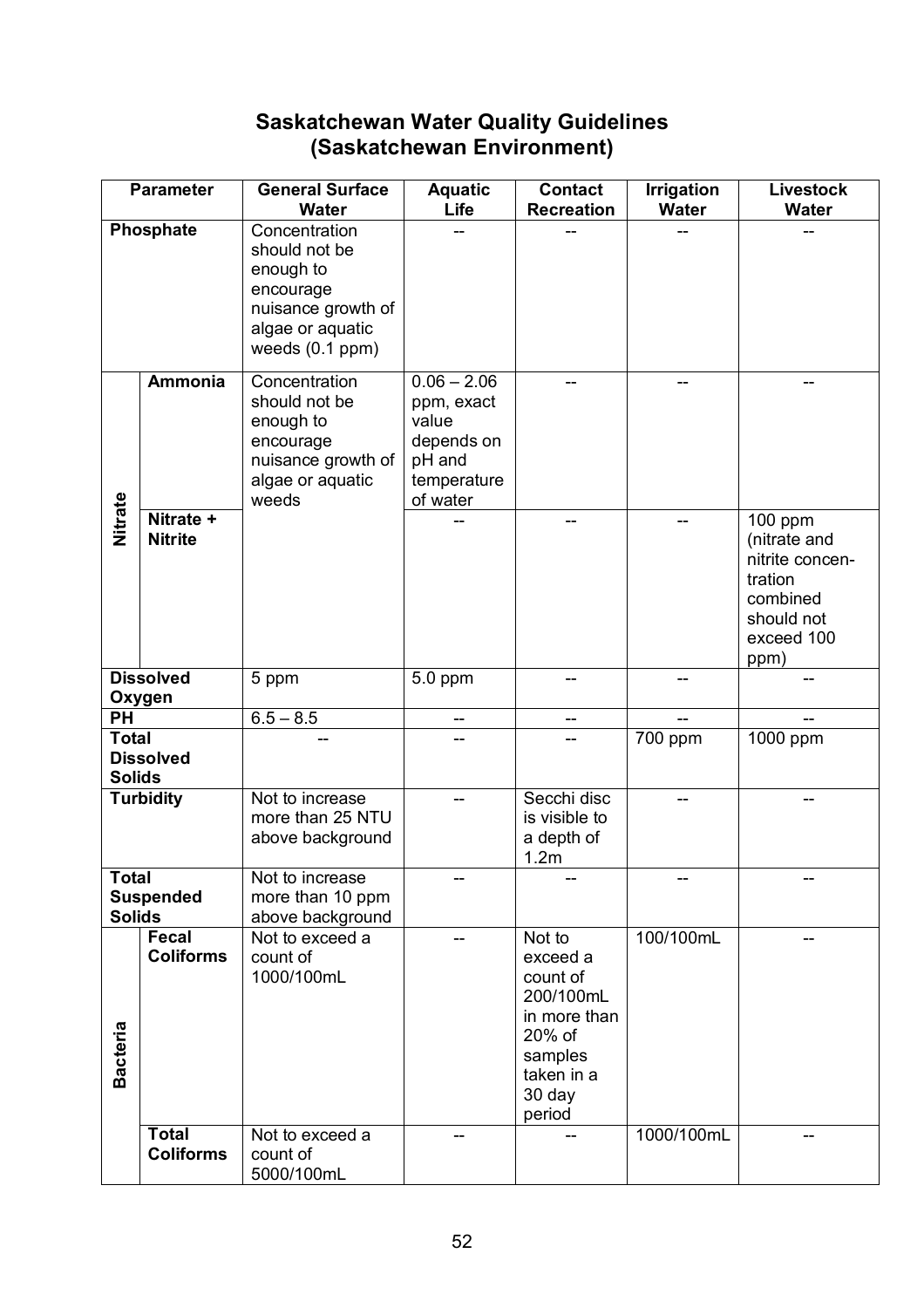# Saskatchewan Water Quality Guidelines (Saskatchewan Environment)

| Parameter | | General Surface Water | Aquatic Life | Contact Recreation | Irrigation Water | Livestock Water |
|---|---|---|---|---|---|---|
| Phosphate | | Concentration should not be enough to encourage nuisance growth of algae or aquatic weeds (0.1 ppm) | -- | -- | -- | -- |
| Nitrate | Ammonia | Concentration should not be enough to encourage nuisance growth of algae or aquatic weeds | 0.06 – 2.06 ppm, exact value depends on pH and temperature of water | -- | -- | -- |
| | Nitrate + Nitrite | | -- | -- | -- | 100 ppm (nitrate and nitrite concentration combined should not exceed 100 ppm) |
| Dissolved Oxygen | | 5 ppm | 5.0 ppm | -- | -- | -- |
| PH | | 6.5 – 8.5 | -- | -- | -- | -- |
| Total Dissolved Solids | | -- | -- | -- | 700 ppm | 1000 ppm |
| Turbidity | | Not to increase more than 25 NTU above background | -- | Secchi disc is visible to a depth of 1.2m | -- | -- |
| Total Suspended Solids | | Not to increase more than 10 ppm above background | -- | -- | -- | -- |
| Bacteria | Fecal Coliforms | Not to exceed a count of 1000/100mL | -- | Not to exceed a count of 200/100mL in more than 20% of samples taken in a 30 day period | 100/100mL | -- |
| | Total Coliforms | Not to exceed a count of 5000/100mL | -- | -- | 1000/100mL | -- |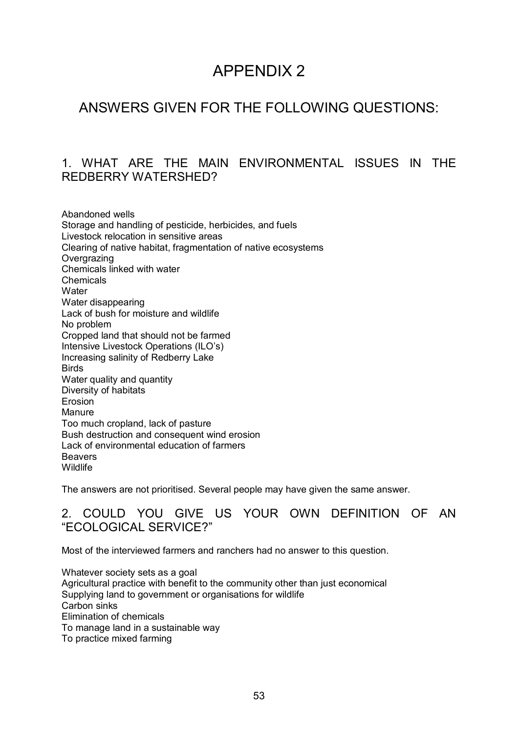# APPENDIX 2

## ANSWERS GIVEN FOR THE FOLLOWING QUESTIONS:

### 1. WHAT ARE THE MAIN ENVIRONMENTAL ISSUES IN THE REDBERRY WATERSHED?

Abandoned wells
Storage and handling of pesticide, herbicides, and fuels
Livestock relocation in sensitive areas
Clearing of native habitat, fragmentation of native ecosystems
Overgrazing
Chemicals linked with water
Chemicals
Water
Water disappearing
Lack of bush for moisture and wildlife
No problem
Cropped land that should not be farmed
Intensive Livestock Operations (ILO's)
Increasing salinity of Redberry Lake
Birds
Water quality and quantity
Diversity of habitats
Erosion
Manure
Too much cropland, lack of pasture
Bush destruction and consequent wind erosion
Lack of environmental education of farmers
Beavers
Wildlife

The answers are not prioritised. Several people may have given the same answer.

### 2. COULD YOU GIVE US YOUR OWN DEFINITION OF AN "ECOLOGICAL SERVICE?"

Most of the interviewed farmers and ranchers had no answer to this question.

Whatever society sets as a goal
Agricultural practice with benefit to the community other than just economical
Supplying land to government or organisations for wildlife
Carbon sinks
Elimination of chemicals
To manage land in a sustainable way
To practice mixed farming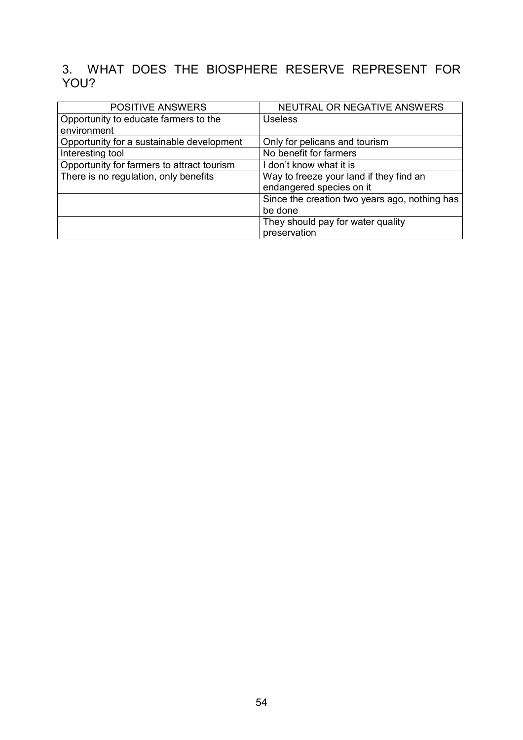## 3. WHAT DOES THE BIOSPHERE RESERVE REPRESENT FOR YOU?

| POSITIVE ANSWERS | NEUTRAL OR NEGATIVE ANSWERS |
|---|---|
| Opportunity to educate farmers to the environment | Useless |
| Opportunity for a sustainable development | Only for pelicans and tourism |
| Interesting tool | No benefit for farmers |
| Opportunity for farmers to attract tourism | I don't know what it is |
| There is no regulation, only benefits | Way to freeze your land if they find an endangered species on it |
| | Since the creation two years ago, nothing has be done |
| | They should pay for water quality preservation |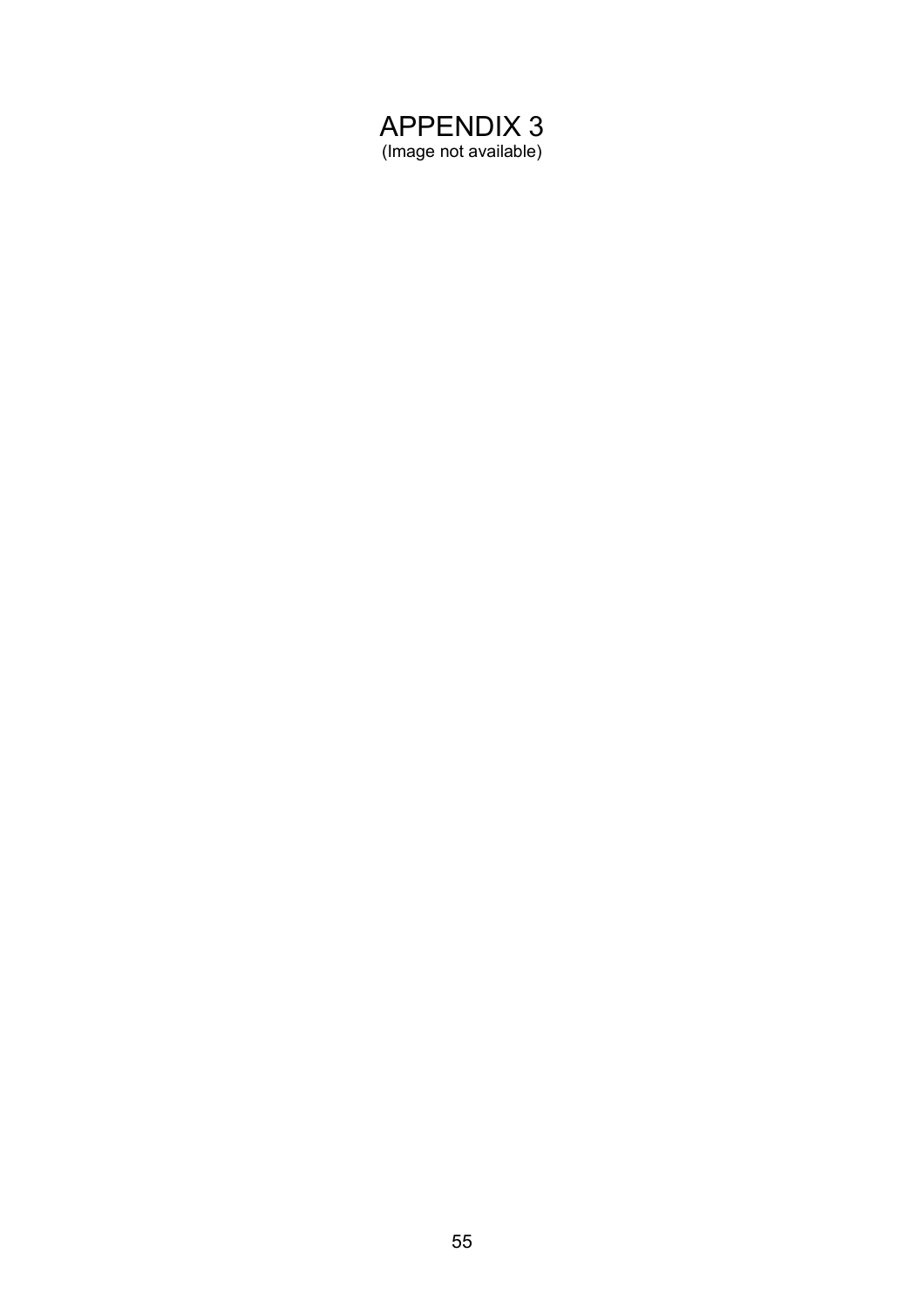# APPENDIX 3

(Image not available)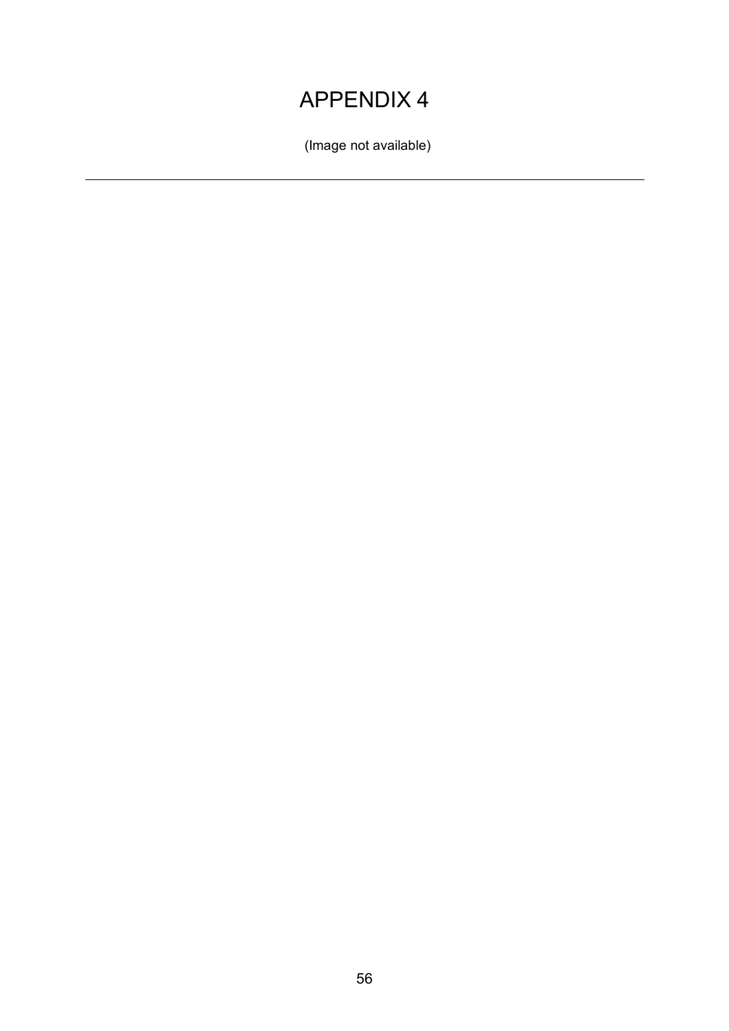# APPENDIX 4

(Image not available)

---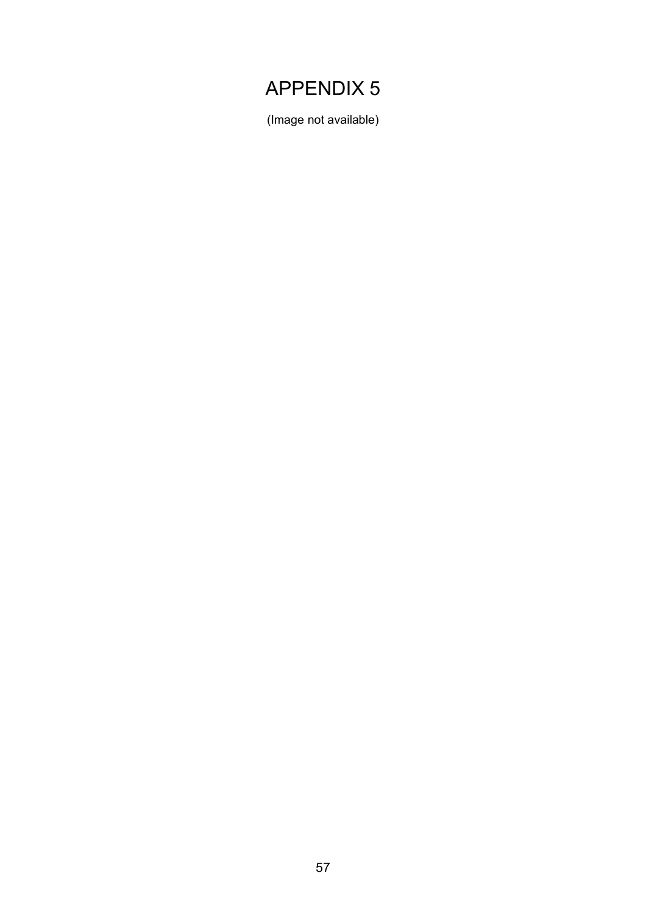# APPENDIX 5

(Image not available)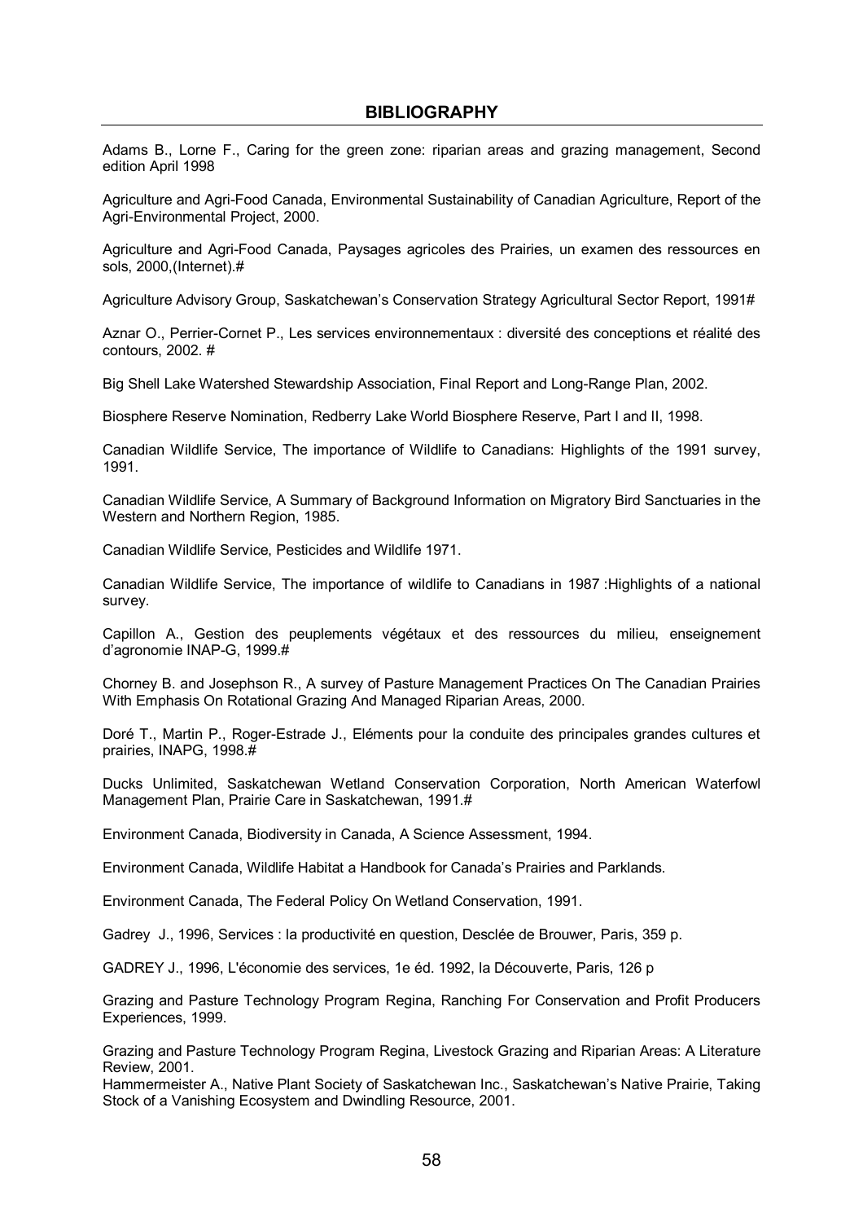## BIBLIOGRAPHY

Adams B., Lorne F., Caring for the green zone: riparian areas and grazing management, Second edition April 1998

Agriculture and Agri-Food Canada, Environmental Sustainability of Canadian Agriculture, Report of the Agri-Environmental Project, 2000.

Agriculture and Agri-Food Canada, Paysages agricoles des Prairies, un examen des ressources en sols, 2000,(Internet).#

Agriculture Advisory Group, Saskatchewan's Conservation Strategy Agricultural Sector Report, 1991#

Aznar O., Perrier-Cornet P., Les services environnementaux : diversité des conceptions et réalité des contours, 2002. #

Big Shell Lake Watershed Stewardship Association, Final Report and Long-Range Plan, 2002.

Biosphere Reserve Nomination, Redberry Lake World Biosphere Reserve, Part I and II, 1998.

Canadian Wildlife Service, The importance of Wildlife to Canadians: Highlights of the 1991 survey, 1991.

Canadian Wildlife Service, A Summary of Background Information on Migratory Bird Sanctuaries in the Western and Northern Region, 1985.

Canadian Wildlife Service, Pesticides and Wildlife 1971.

Canadian Wildlife Service, The importance of wildlife to Canadians in 1987 :Highlights of a national survey.

Capillon A., Gestion des peuplements végétaux et des ressources du milieu, enseignement d'agronomie INAP-G, 1999.#

Chorney B. and Josephson R., A survey of Pasture Management Practices On The Canadian Prairies With Emphasis On Rotational Grazing And Managed Riparian Areas, 2000.

Doré T., Martin P., Roger-Estrade J., Eléments pour la conduite des principales grandes cultures et prairies, INAPG, 1998.#

Ducks Unlimited, Saskatchewan Wetland Conservation Corporation, North American Waterfowl Management Plan, Prairie Care in Saskatchewan, 1991.#

Environment Canada, Biodiversity in Canada, A Science Assessment, 1994.

Environment Canada, Wildlife Habitat a Handbook for Canada's Prairies and Parklands.

Environment Canada, The Federal Policy On Wetland Conservation, 1991.

Gadrey J., 1996, Services : la productivité en question, Desclée de Brouwer, Paris, 359 p.

GADREY J., 1996, L'économie des services, 1e éd. 1992, la Découverte, Paris, 126 p

Grazing and Pasture Technology Program Regina, Ranching For Conservation and Profit Producers Experiences, 1999.

Grazing and Pasture Technology Program Regina, Livestock Grazing and Riparian Areas: A Literature Review, 2001.

Hammermeister A., Native Plant Society of Saskatchewan Inc., Saskatchewan's Native Prairie, Taking Stock of a Vanishing Ecosystem and Dwindling Resource, 2001.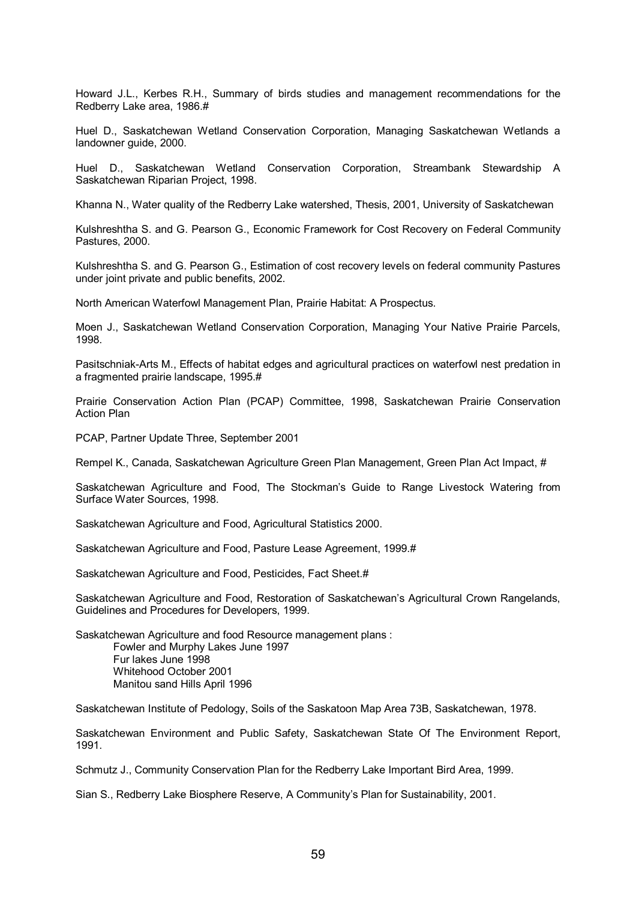Howard J.L., Kerbes R.H., Summary of birds studies and management recommendations for the Redberry Lake area, 1986.#

Huel D., Saskatchewan Wetland Conservation Corporation, Managing Saskatchewan Wetlands a landowner guide, 2000.

Huel D., Saskatchewan Wetland Conservation Corporation, Streambank Stewardship A Saskatchewan Riparian Project, 1998.

Khanna N., Water quality of the Redberry Lake watershed, Thesis, 2001, University of Saskatchewan

Kulshreshtha S. and G. Pearson G., Economic Framework for Cost Recovery on Federal Community Pastures, 2000.

Kulshreshtha S. and G. Pearson G., Estimation of cost recovery levels on federal community Pastures under joint private and public benefits, 2002.

North American Waterfowl Management Plan, Prairie Habitat: A Prospectus.

Moen J., Saskatchewan Wetland Conservation Corporation, Managing Your Native Prairie Parcels, 1998.

Pasitschniak-Arts M., Effects of habitat edges and agricultural practices on waterfowl nest predation in a fragmented prairie landscape, 1995.#

Prairie Conservation Action Plan (PCAP) Committee, 1998, Saskatchewan Prairie Conservation Action Plan

PCAP, Partner Update Three, September 2001

Rempel K., Canada, Saskatchewan Agriculture Green Plan Management, Green Plan Act Impact, #

Saskatchewan Agriculture and Food, The Stockman's Guide to Range Livestock Watering from Surface Water Sources, 1998.

Saskatchewan Agriculture and Food, Agricultural Statistics 2000.

Saskatchewan Agriculture and Food, Pasture Lease Agreement, 1999.#

Saskatchewan Agriculture and Food, Pesticides, Fact Sheet.#

Saskatchewan Agriculture and Food, Restoration of Saskatchewan's Agricultural Crown Rangelands, Guidelines and Procedures for Developers, 1999.

Saskatchewan Agriculture and food Resource management plans :

- Fowler and Murphy Lakes June 1997
- Fur lakes June 1998
- Whitehood October 2001
- Manitou sand Hills April 1996

Saskatchewan Institute of Pedology, Soils of the Saskatoon Map Area 73B, Saskatchewan, 1978.

Saskatchewan Environment and Public Safety, Saskatchewan State Of The Environment Report, 1991.

Schmutz J., Community Conservation Plan for the Redberry Lake Important Bird Area, 1999.

Sian S., Redberry Lake Biosphere Reserve, A Community's Plan for Sustainability, 2001.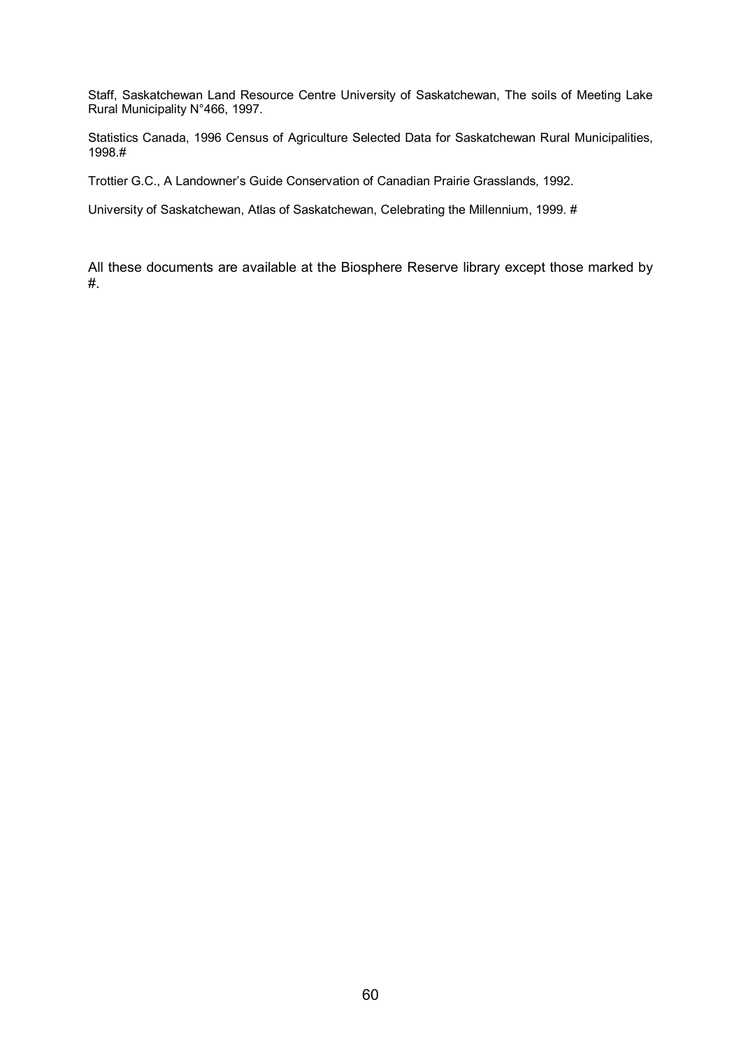Staff, Saskatchewan Land Resource Centre University of Saskatchewan, The soils of Meeting Lake Rural Municipality N°466, 1997.

Statistics Canada, 1996 Census of Agriculture Selected Data for Saskatchewan Rural Municipalities, 1998.#

Trottier G.C., A Landowner's Guide Conservation of Canadian Prairie Grasslands, 1992.

University of Saskatchewan, Atlas of Saskatchewan, Celebrating the Millennium, 1999. #

All these documents are available at the Biosphere Reserve library except those marked by #.